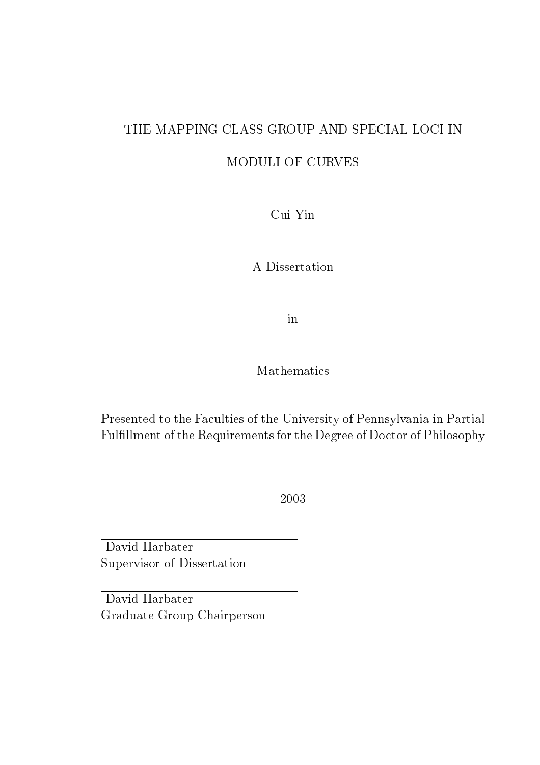# THE MAPPING CLASS GROUP AND SPECIAL LOCI IN MODULI OF CURVES

Cui Yin

A Dissertation

in

Mathematics

Presented to the Faculties of the University of Pennsylvania in Partial Fulfillment of the Requirements for the Degree of Doctor of Philosophy

2003

David Harbater
Supervisor of Dissertation

David Harbater
Graduate Group Chairperson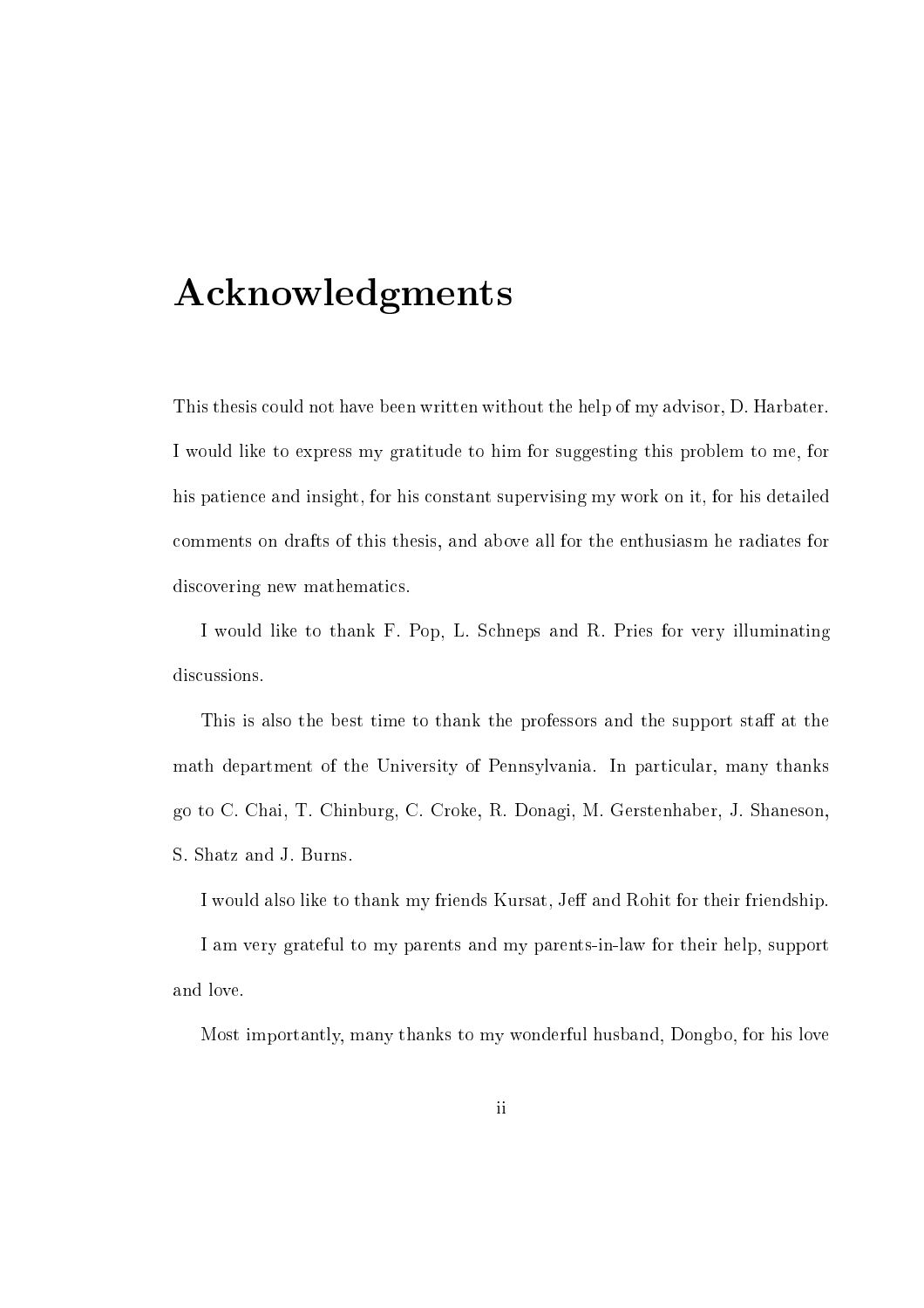# Acknowledgments

This thesis could not have been written without the help of my advisor, D. Harbater. I would like to express my gratitude to him for suggesting this problem to me, for his patience and insight, for his constant supervising my work on it, for his detailed comments on drafts of this thesis, and above all for the enthusiasm he radiates for discovering new mathematics.

I would like to thank F. Pop, L. Schneps and R. Pries for very illuminating discussions.

This is also the best time to thank the professors and the support staff at the math department of the University of Pennsylvania. In particular, many thanks go to C. Chai, T. Chinburg, C. Croke, R. Donagi, M. Gerstenhaber, J. Shaneson, S. Shatz and J. Burns.

I would also like to thank my friends Kursat, Jeff and Rohit for their friendship.

I am very grateful to my parents and my parents-in-law for their help, support and love.

Most importantly, many thanks to my wonderful husband, Dongbo, for his love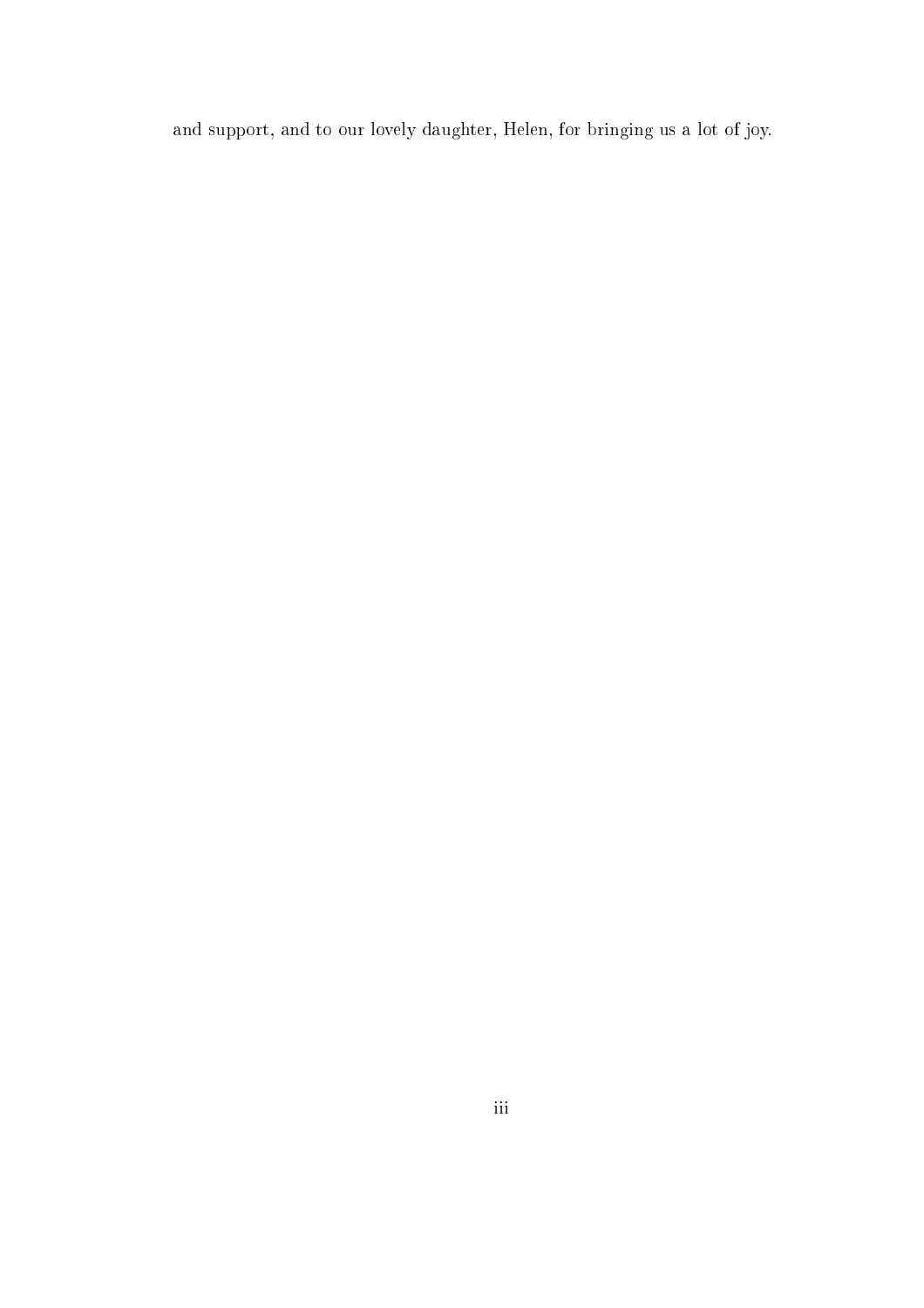and support, and to our lovely daughter, Helen, for bringing us a lot of joy.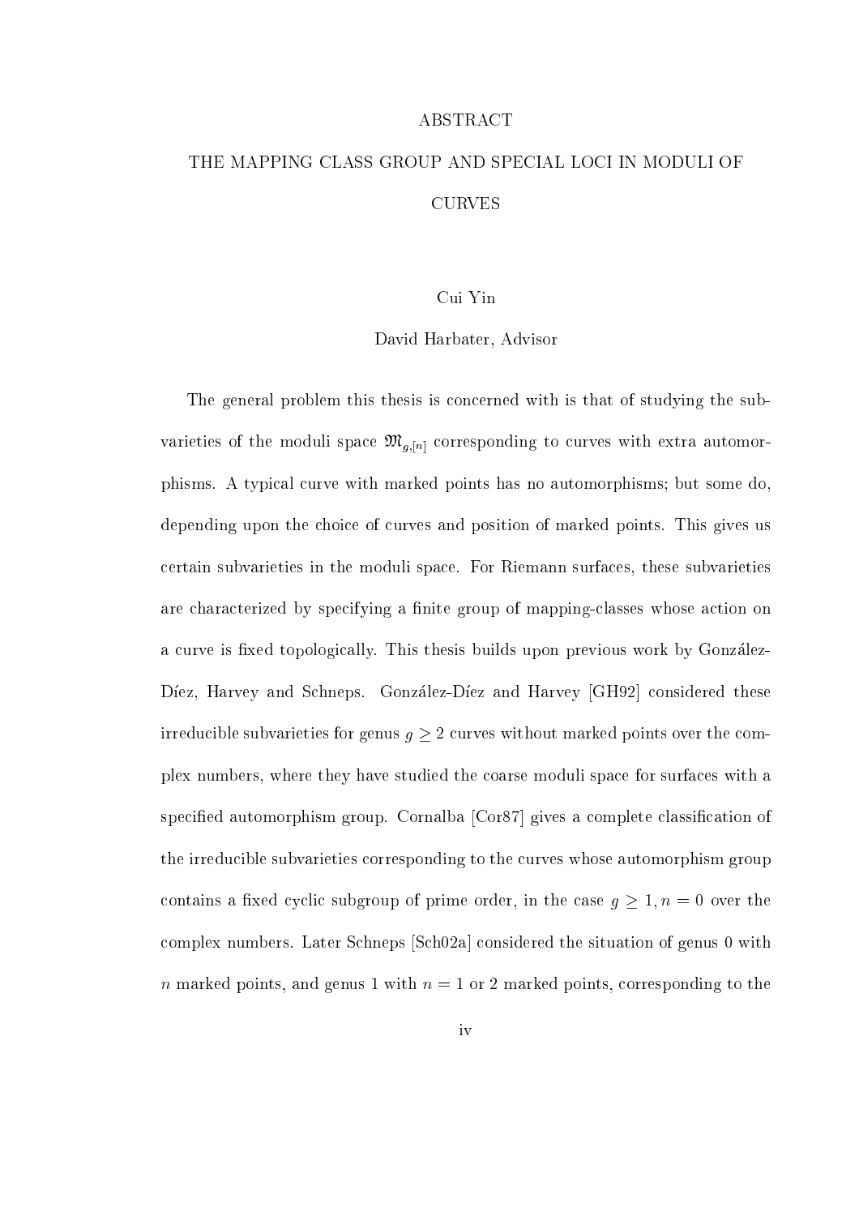# ABSTRACT

## THE MAPPING CLASS GROUP AND SPECIAL LOCI IN MODULI OF CURVES

Cui Yin

David Harbater, Advisor

The general problem this thesis is concerned with is that of studying the subvarieties of the moduli space $\mathfrak{M}_{g,[n]}$ corresponding to curves with extra automorphisms. A typical curve with marked points has no automorphisms; but some do, depending upon the choice of curves and position of marked points. This gives us certain subvarieties in the moduli space. For Riemann surfaces, these subvarieties are characterized by specifying a finite group of mapping-classes whose action on a curve is fixed topologically. This thesis builds upon previous work by González-Díez, Harvey and Schneps. González-Díez and Harvey [GH92] considered these irreducible subvarieties for genus $g \geq 2$ curves without marked points over the complex numbers, where they have studied the coarse moduli space for surfaces with a specified automorphism group. Cornalba [Cor87] gives a complete classification of the irreducible subvarieties corresponding to the curves whose automorphism group contains a fixed cyclic subgroup of prime order, in the case $g \geq 1, n = 0$ over the complex numbers. Later Schneps [Sch02a] considered the situation of genus 0 with $n$ marked points, and genus 1 with $n = 1$ or 2 marked points, corresponding to the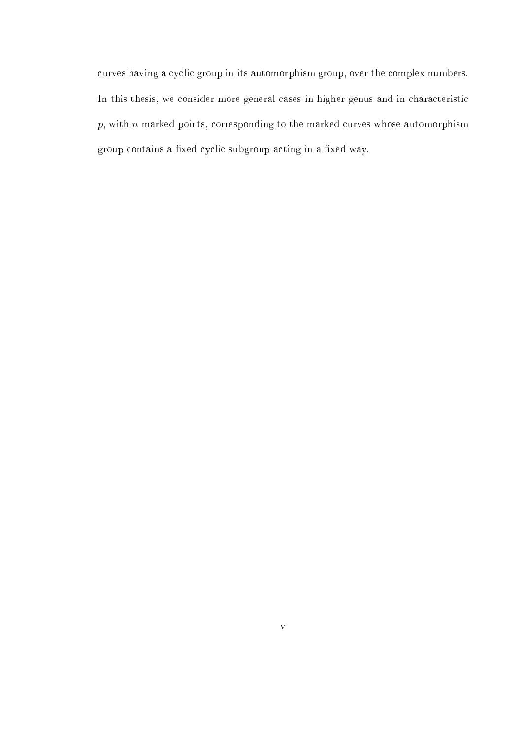curves having a cyclic group in its automorphism group, over the complex numbers. In this thesis, we consider more general cases in higher genus and in characteristic $p$, with $n$ marked points, corresponding to the marked curves whose automorphism group contains a fixed cyclic subgroup acting in a fixed way.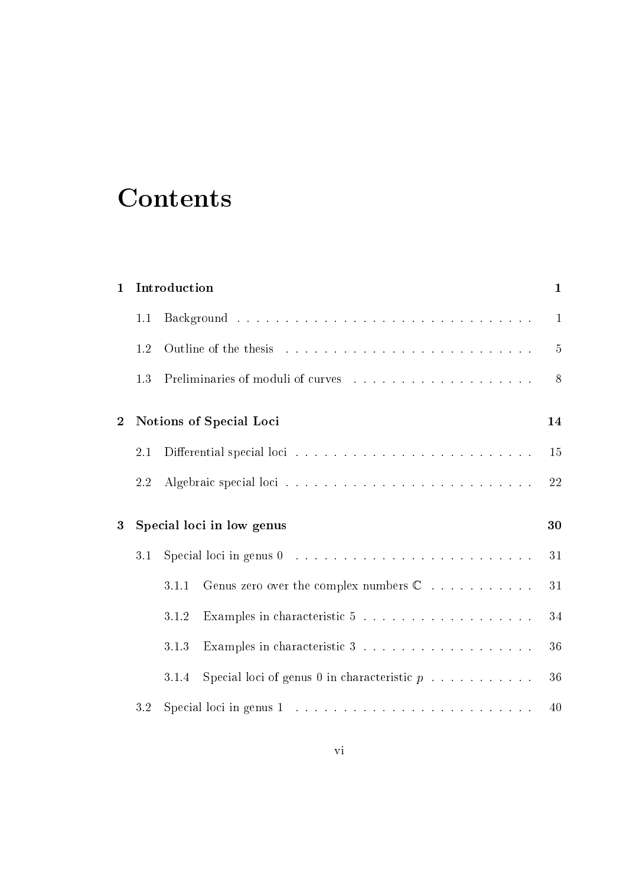# Contents

| | | |
|---|---|---|
| **1** | **Introduction** | **1** |
| 1.1 | Background | 1 |
| 1.2 | Outline of the thesis | 5 |
| 1.3 | Preliminaries of moduli of curves | 8 |
| **2** | **Notions of Special Loci** | **14** |
| 2.1 | Differential special loci | 15 |
| 2.2 | Algebraic special loci | 22 |
| **3** | **Special loci in low genus** | **30** |
| 3.1 | Special loci in genus 0 | 31 |
| 3.1.1 | Genus zero over the complex numbers $\mathbb{C}$ | 31 |
| 3.1.2 | Examples in characteristic 5 | 34 |
| 3.1.3 | Examples in characteristic 3 | 36 |
| 3.1.4 | Special loci of genus 0 in characteristic $p$ | 36 |
| 3.2 | Special loci in genus 1 | 40 |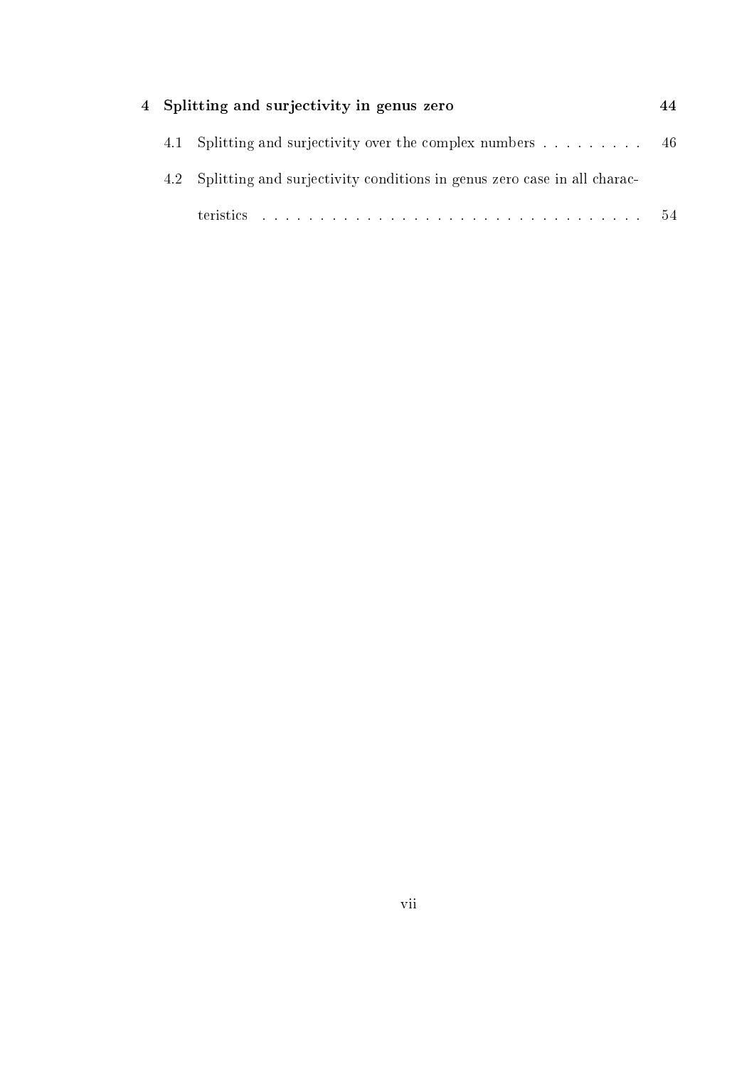**4 Splitting and surjectivity in genus zero** **44**

4.1 Splitting and surjectivity over the complex numbers . . . . . . . . . 46

4.2 Splitting and surjectivity conditions in genus zero case in all characteristics . . . . . . . . . . . . . . . . . . . . . . . . . . . . . . . . . 54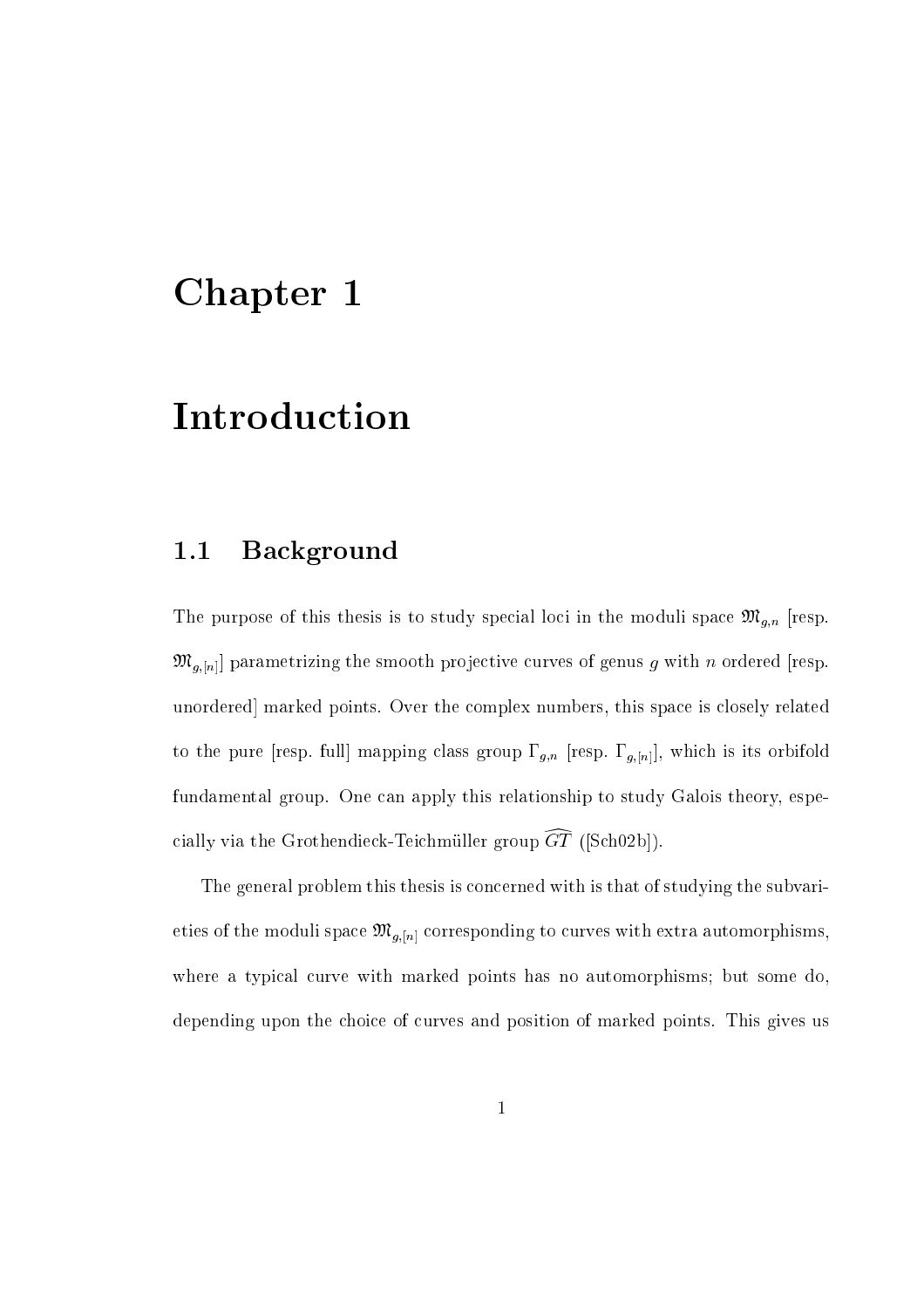# Chapter 1

# Introduction

## 1.1 Background

The purpose of this thesis is to study special loci in the moduli space $\mathfrak{M}_{g,n}$ [resp. $\mathfrak{M}_{g,[n]}$] parametrizing the smooth projective curves of genus $g$ with $n$ ordered [resp. unordered] marked points. Over the complex numbers, this space is closely related to the pure [resp. full] mapping class group $\Gamma_{g,n}$ [resp. $\Gamma_{g,[n]}$], which is its orbifold fundamental group. One can apply this relationship to study Galois theory, especially via the Grothendieck-Teichmüller group $\widehat{GT}$ ([Sch02b]).

The general problem this thesis is concerned with is that of studying the subvarieties of the moduli space $\mathfrak{M}_{g,[n]}$ corresponding to curves with extra automorphisms, where a typical curve with marked points has no automorphisms; but some do, depending upon the choice of curves and position of marked points. This gives us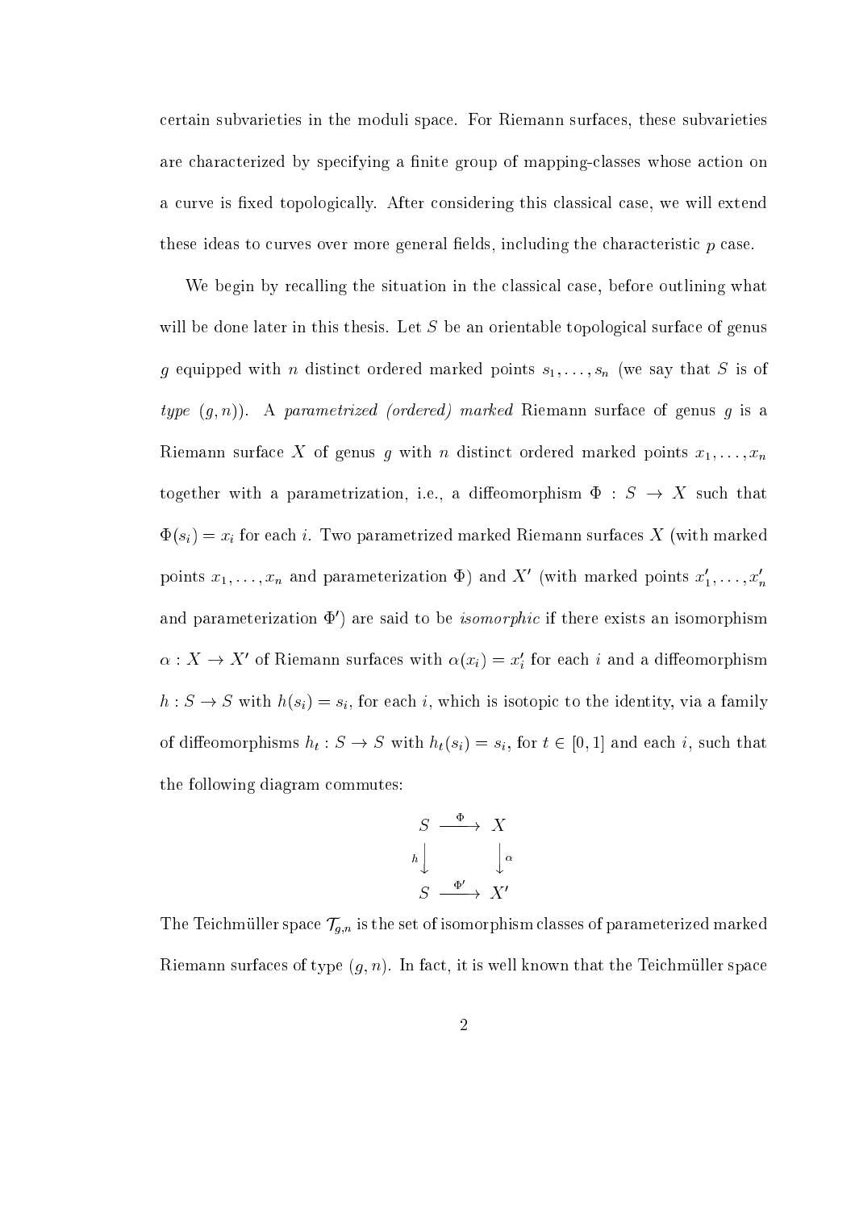certain subvarieties in the moduli space. For Riemann surfaces, these subvarieties are characterized by specifying a finite group of mapping-classes whose action on a curve is fixed topologically. After considering this classical case, we will extend these ideas to curves over more general fields, including the characteristic $p$ case.

We begin by recalling the situation in the classical case, before outlining what will be done later in this thesis. Let $S$ be an orientable topological surface of genus $g$ equipped with $n$ distinct ordered marked points $s_1, \ldots, s_n$ (we say that $S$ is of *type* $(g, n)$). A *parametrized (ordered) marked* Riemann surface of genus $g$ is a Riemann surface $X$ of genus $g$ with $n$ distinct ordered marked points $x_1, \ldots, x_n$ together with a parametrization, i.e., a diffeomorphism $\Phi : S \to X$ such that $\Phi(s_i) = x_i$ for each $i$. Two parametrized marked Riemann surfaces $X$ (with marked points $x_1, \ldots, x_n$ and parameterization $\Phi$) and $X'$ (with marked points $x'_1, \ldots, x'_n$ and parameterization $\Phi'$) are said to be *isomorphic* if there exists an isomorphism $\alpha : X \to X'$ of Riemann surfaces with $\alpha(x_i) = x'_i$ for each $i$ and a diffeomorphism $h : S \to S$ with $h(s_i) = s_i$, for each $i$, which is isotopic to the identity, via a family of diffeomorphisms $h_t : S \to S$ with $h_t(s_i) = s_i$, for $t \in [0, 1]$ and each $i$, such that the following diagram commutes:

$$\begin{array}{ccc} S & \xrightarrow{\Phi} & X \\ {\scriptstyle h}\big\downarrow & & \big\downarrow{\scriptstyle \alpha} \\ S & \xrightarrow{\Phi'} & X' \end{array}$$

The Teichmüller space $\mathcal{T}_{g,n}$ is the set of isomorphism classes of parameterized marked Riemann surfaces of type $(g, n)$. In fact, it is well known that the Teichmüller space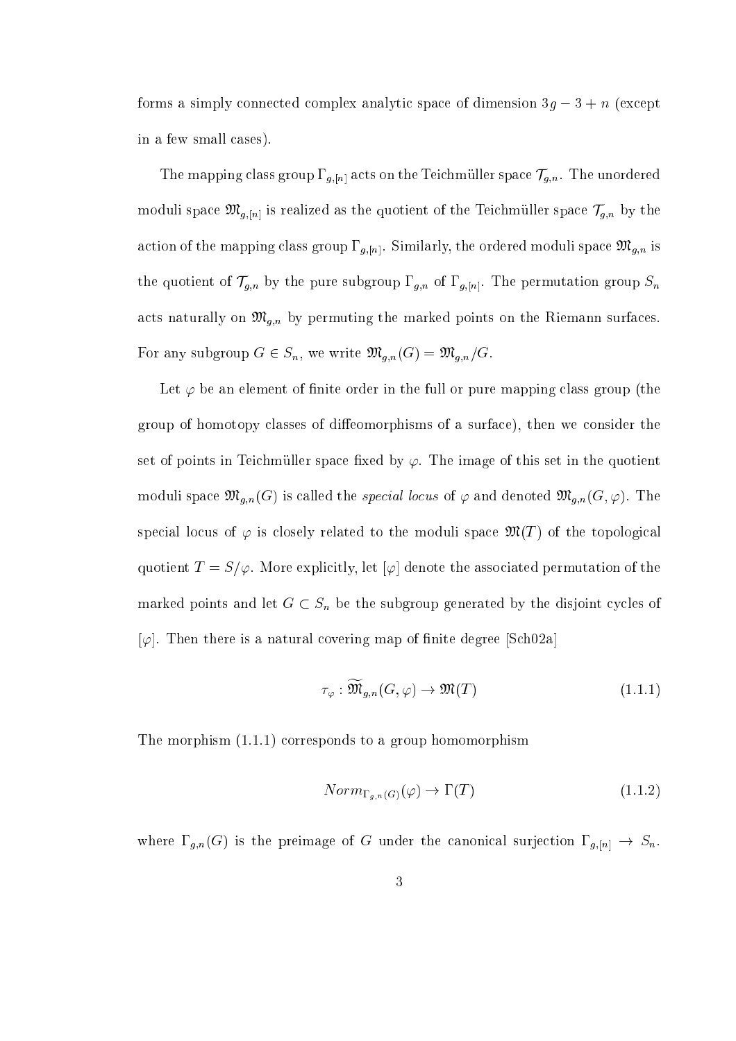forms a simply connected complex analytic space of dimension $3g-3+n$ (except in a few small cases).

The mapping class group $\Gamma_{g,[n]}$ acts on the Teichmüller space $\mathcal{T}_{g,n}$. The unordered moduli space $\mathfrak{M}_{g,[n]}$ is realized as the quotient of the Teichmüller space $\mathcal{T}_{g,n}$ by the action of the mapping class group $\Gamma_{g,[n]}$. Similarly, the ordered moduli space $\mathfrak{M}_{g,n}$ is the quotient of $\mathcal{T}_{g,n}$ by the pure subgroup $\Gamma_{g,n}$ of $\Gamma_{g,[n]}$. The permutation group $S_n$ acts naturally on $\mathfrak{M}_{g,n}$ by permuting the marked points on the Riemann surfaces. For any subgroup $G \in S_n$, we write $\mathfrak{M}_{g,n}(G) = \mathfrak{M}_{g,n}/G$.

Let $\varphi$ be an element of finite order in the full or pure mapping class group (the group of homotopy classes of diffeomorphisms of a surface), then we consider the set of points in Teichmüller space fixed by $\varphi$. The image of this set in the quotient moduli space $\mathfrak{M}_{g,n}(G)$ is called the *special locus* of $\varphi$ and denoted $\mathfrak{M}_{g,n}(G,\varphi)$. The special locus of $\varphi$ is closely related to the moduli space $\mathfrak{M}(T)$ of the topological quotient $T = S/\varphi$. More explicitly, let $[\varphi]$ denote the associated permutation of the marked points and let $G \subset S_n$ be the subgroup generated by the disjoint cycles of $[\varphi]$. Then there is a natural covering map of finite degree [Sch02a]

$$\tau_\varphi : \widetilde{\mathfrak{M}}_{g,n}(G,\varphi) \to \mathfrak{M}(T) \tag{1.1.1}$$

The morphism (1.1.1) corresponds to a group homomorphism

$$Norm_{\Gamma_{g,n}(G)}(\varphi) \to \Gamma(T) \tag{1.1.2}$$

where $\Gamma_{g,n}(G)$ is the preimage of $G$ under the canonical surjection $\Gamma_{g,[n]} \to S_n$.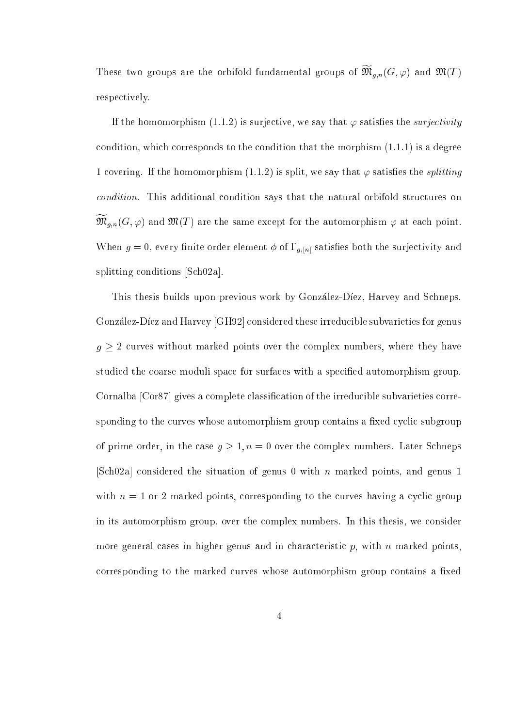These two groups are the orbifold fundamental groups of $\widetilde{\mathfrak{M}}_{g,n}(G,\varphi)$ and $\mathfrak{M}(T)$ respectively.

If the homomorphism (1.1.2) is surjective, we say that $\varphi$ satisfies the *surjectivity* condition, which corresponds to the condition that the morphism (1.1.1) is a degree 1 covering. If the homomorphism (1.1.2) is split, we say that $\varphi$ satisfies the *splitting condition*. This additional condition says that the natural orbifold structures on $\widetilde{\mathfrak{M}}_{g,n}(G,\varphi)$ and $\mathfrak{M}(T)$ are the same except for the automorphism $\varphi$ at each point. When $g = 0$, every finite order element $\phi$ of $\Gamma_{g,[n]}$ satisfies both the surjectivity and splitting conditions [Sch02a].

This thesis builds upon previous work by González-Díez, Harvey and Schneps. González-Díez and Harvey [GH92] considered these irreducible subvarieties for genus $g \geq 2$ curves without marked points over the complex numbers, where they have studied the coarse moduli space for surfaces with a specified automorphism group. Cornalba [Cor87] gives a complete classification of the irreducible subvarieties corresponding to the curves whose automorphism group contains a fixed cyclic subgroup of prime order, in the case $g \geq 1, n = 0$ over the complex numbers. Later Schneps [Sch02a] considered the situation of genus 0 with $n$ marked points, and genus 1 with $n = 1$ or 2 marked points, corresponding to the curves having a cyclic group in its automorphism group, over the complex numbers. In this thesis, we consider more general cases in higher genus and in characteristic $p$, with $n$ marked points, corresponding to the marked curves whose automorphism group contains a fixed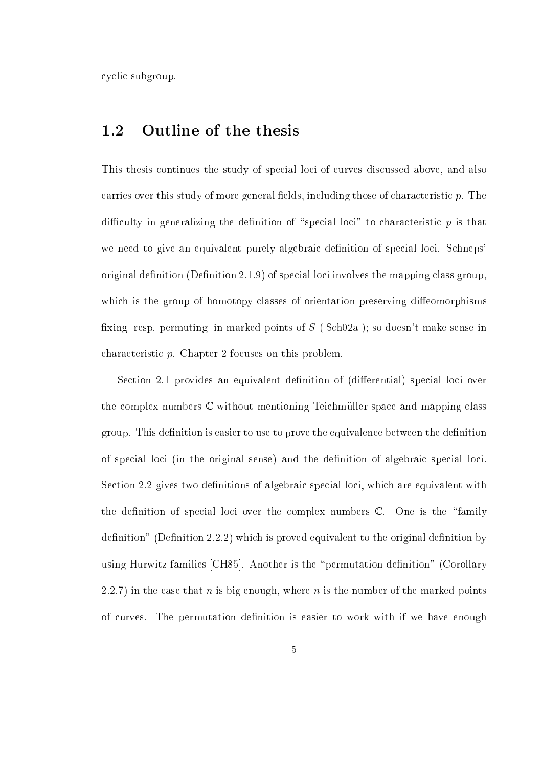cyclic subgroup.

## 1.2 Outline of the thesis

This thesis continues the study of special loci of curves discussed above, and also carries over this study of more general fields, including those of characteristic $p$. The difficulty in generalizing the definition of "special loci" to characteristic $p$ is that we need to give an equivalent purely algebraic definition of special loci. Schneps' original definition (Definition 2.1.9) of special loci involves the mapping class group, which is the group of homotopy classes of orientation preserving diffeomorphisms fixing [resp. permuting] in marked points of $S$ ([Sch02a]); so doesn't make sense in characteristic $p$. Chapter 2 focuses on this problem.

Section 2.1 provides an equivalent definition of (differential) special loci over the complex numbers $\mathbb{C}$ without mentioning Teichmüller space and mapping class group. This definition is easier to use to prove the equivalence between the definition of special loci (in the original sense) and the definition of algebraic special loci. Section 2.2 gives two definitions of algebraic special loci, which are equivalent with the definition of special loci over the complex numbers $\mathbb{C}$. One is the "family definition" (Definition 2.2.2) which is proved equivalent to the original definition by using Hurwitz families [CH85]. Another is the "permutation definition" (Corollary 2.2.7) in the case that $n$ is big enough, where $n$ is the number of the marked points of curves. The permutation definition is easier to work with if we have enough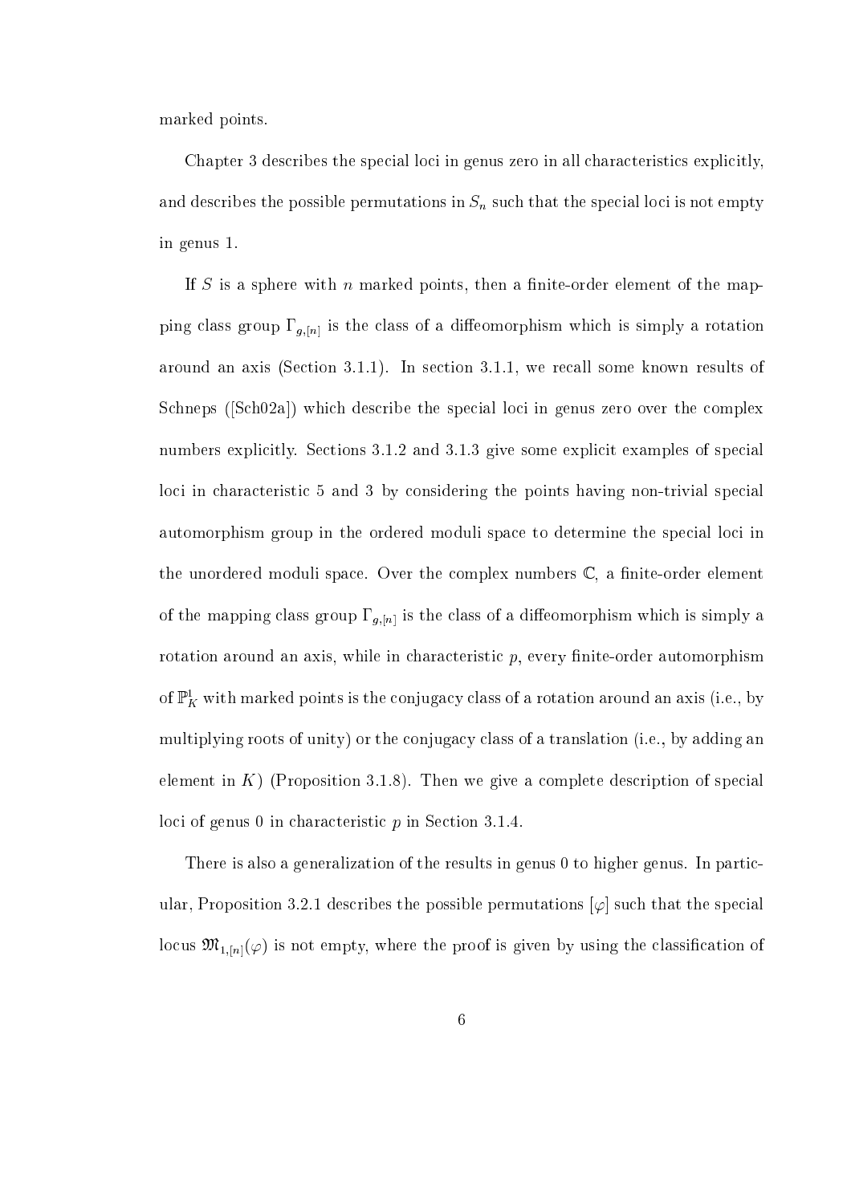marked points.

Chapter 3 describes the special loci in genus zero in all characteristics explicitly, and describes the possible permutations in $S_n$ such that the special loci is not empty in genus 1.

If $S$ is a sphere with $n$ marked points, then a finite-order element of the mapping class group $\Gamma_{g,[n]}$ is the class of a diffeomorphism which is simply a rotation around an axis (Section 3.1.1). In section 3.1.1, we recall some known results of Schneps ([Sch02a]) which describe the special loci in genus zero over the complex numbers explicitly. Sections 3.1.2 and 3.1.3 give some explicit examples of special loci in characteristic 5 and 3 by considering the points having non-trivial special automorphism group in the ordered moduli space to determine the special loci in the unordered moduli space. Over the complex numbers $\mathbb{C}$, a finite-order element of the mapping class group $\Gamma_{g,[n]}$ is the class of a diffeomorphism which is simply a rotation around an axis, while in characteristic $p$, every finite-order automorphism of $\mathbb{P}^1_K$ with marked points is the conjugacy class of a rotation around an axis (i.e., by multiplying roots of unity) or the conjugacy class of a translation (i.e., by adding an element in $K$) (Proposition 3.1.8). Then we give a complete description of special loci of genus 0 in characteristic $p$ in Section 3.1.4.

There is also a generalization of the results in genus 0 to higher genus. In particular, Proposition 3.2.1 describes the possible permutations $[\varphi]$ such that the special locus $\mathfrak{M}_{1,[n]}(\varphi)$ is not empty, where the proof is given by using the classification of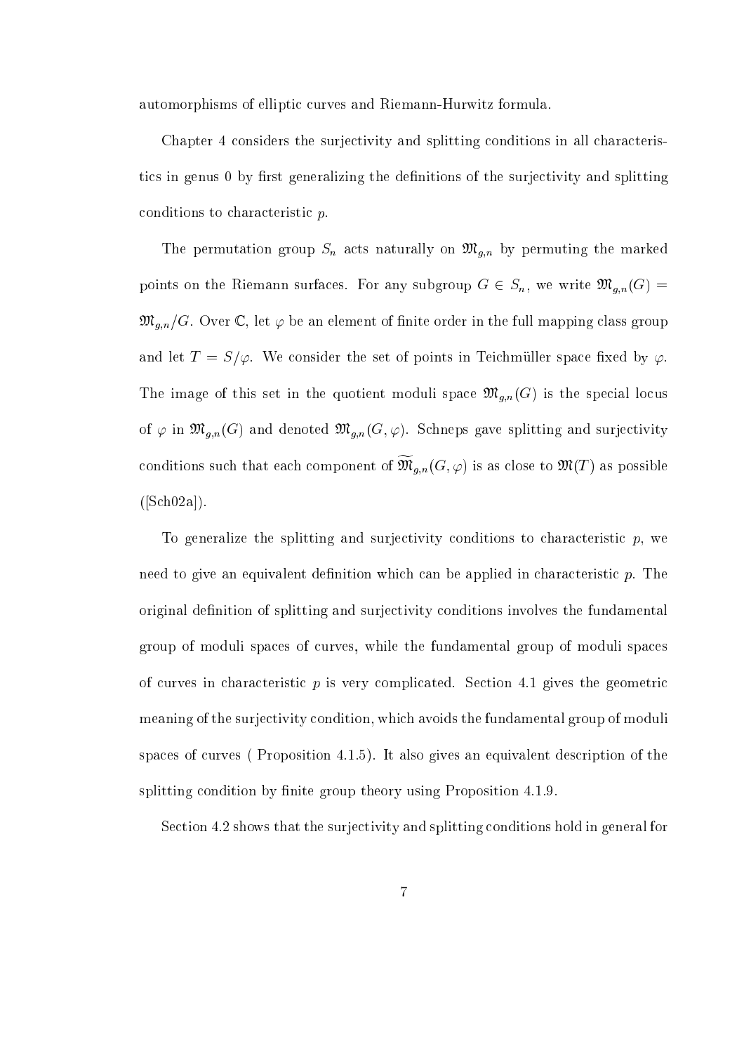automorphisms of elliptic curves and Riemann-Hurwitz formula.

Chapter 4 considers the surjectivity and splitting conditions in all characteristics in genus 0 by first generalizing the definitions of the surjectivity and splitting conditions to characteristic $p$.

The permutation group $S_n$ acts naturally on $\mathfrak{M}_{g,n}$ by permuting the marked points on the Riemann surfaces. For any subgroup $G \in S_n$, we write $\mathfrak{M}_{g,n}(G) = \mathfrak{M}_{g,n}/G$. Over $\mathbb{C}$, let $\varphi$ be an element of finite order in the full mapping class group and let $T = S/\varphi$. We consider the set of points in Teichmüller space fixed by $\varphi$. The image of this set in the quotient moduli space $\mathfrak{M}_{g,n}(G)$ is the special locus of $\varphi$ in $\mathfrak{M}_{g,n}(G)$ and denoted $\mathfrak{M}_{g,n}(G, \varphi)$. Schneps gave splitting and surjectivity conditions such that each component of $\widetilde{\mathfrak{M}}_{g,n}(G, \varphi)$ is as close to $\mathfrak{M}(T)$ as possible ([Sch02a]).

To generalize the splitting and surjectivity conditions to characteristic $p$, we need to give an equivalent definition which can be applied in characteristic $p$. The original definition of splitting and surjectivity conditions involves the fundamental group of moduli spaces of curves, while the fundamental group of moduli spaces of curves in characteristic $p$ is very complicated. Section 4.1 gives the geometric meaning of the surjectivity condition, which avoids the fundamental group of moduli spaces of curves ( Proposition 4.1.5). It also gives an equivalent description of the splitting condition by finite group theory using Proposition 4.1.9.

Section 4.2 shows that the surjectivity and splitting conditions hold in general for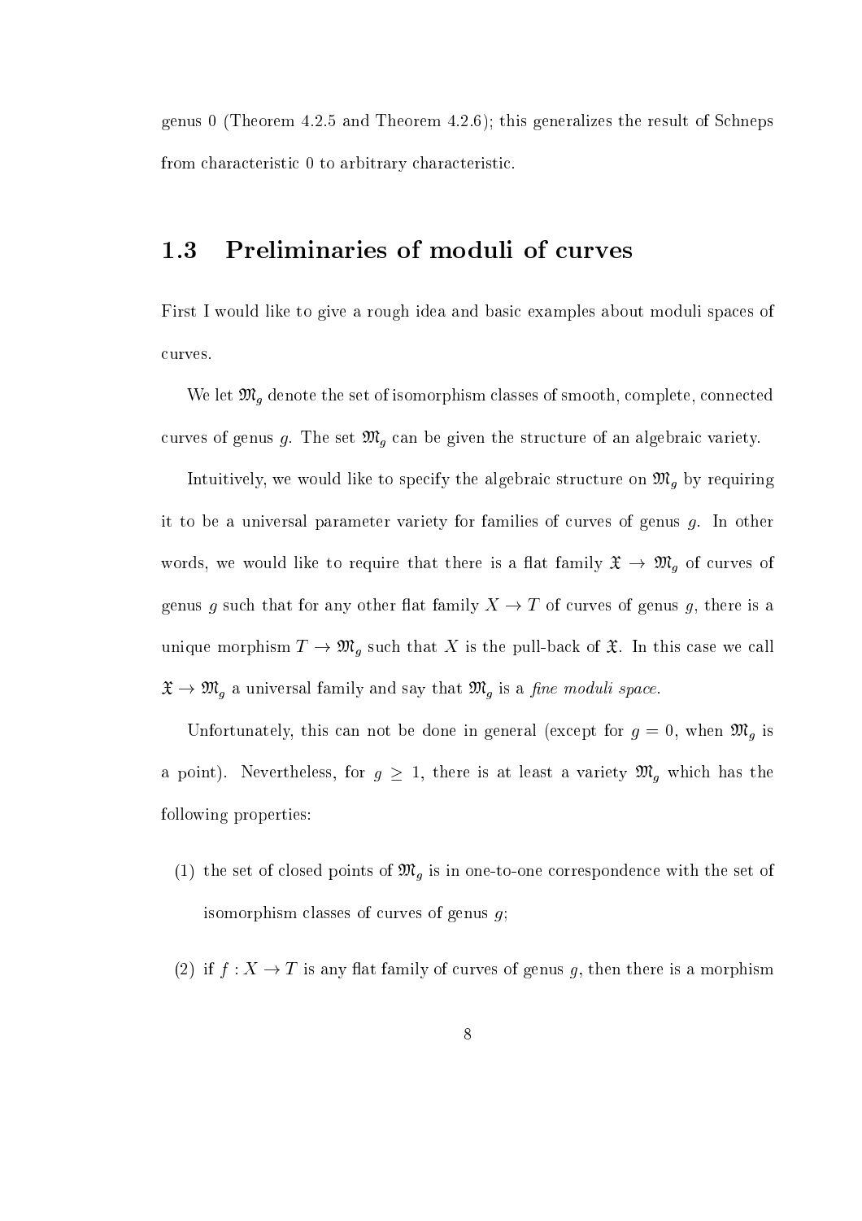genus 0 (Theorem 4.2.5 and Theorem 4.2.6); this generalizes the result of Schneps from characteristic 0 to arbitrary characteristic.

## 1.3 Preliminaries of moduli of curves

First I would like to give a rough idea and basic examples about moduli spaces of curves.

We let $\mathfrak{M}_g$ denote the set of isomorphism classes of smooth, complete, connected curves of genus $g$. The set $\mathfrak{M}_g$ can be given the structure of an algebraic variety.

Intuitively, we would like to specify the algebraic structure on $\mathfrak{M}_g$ by requiring it to be a universal parameter variety for families of curves of genus $g$. In other words, we would like to require that there is a flat family $\mathfrak{X} \to \mathfrak{M}_g$ of curves of genus $g$ such that for any other flat family $X \to T$ of curves of genus $g$, there is a unique morphism $T \to \mathfrak{M}_g$ such that $X$ is the pull-back of $\mathfrak{X}$. In this case we call $\mathfrak{X} \to \mathfrak{M}_g$ a universal family and say that $\mathfrak{M}_g$ is a *fine moduli space*.

Unfortunately, this can not be done in general (except for $g = 0$, when $\mathfrak{M}_g$ is a point). Nevertheless, for $g \geq 1$, there is at least a variety $\mathfrak{M}_g$ which has the following properties:

(1) the set of closed points of $\mathfrak{M}_g$ is in one-to-one correspondence with the set of isomorphism classes of curves of genus $g$;

(2) if $f : X \to T$ is any flat family of curves of genus $g$, then there is a morphism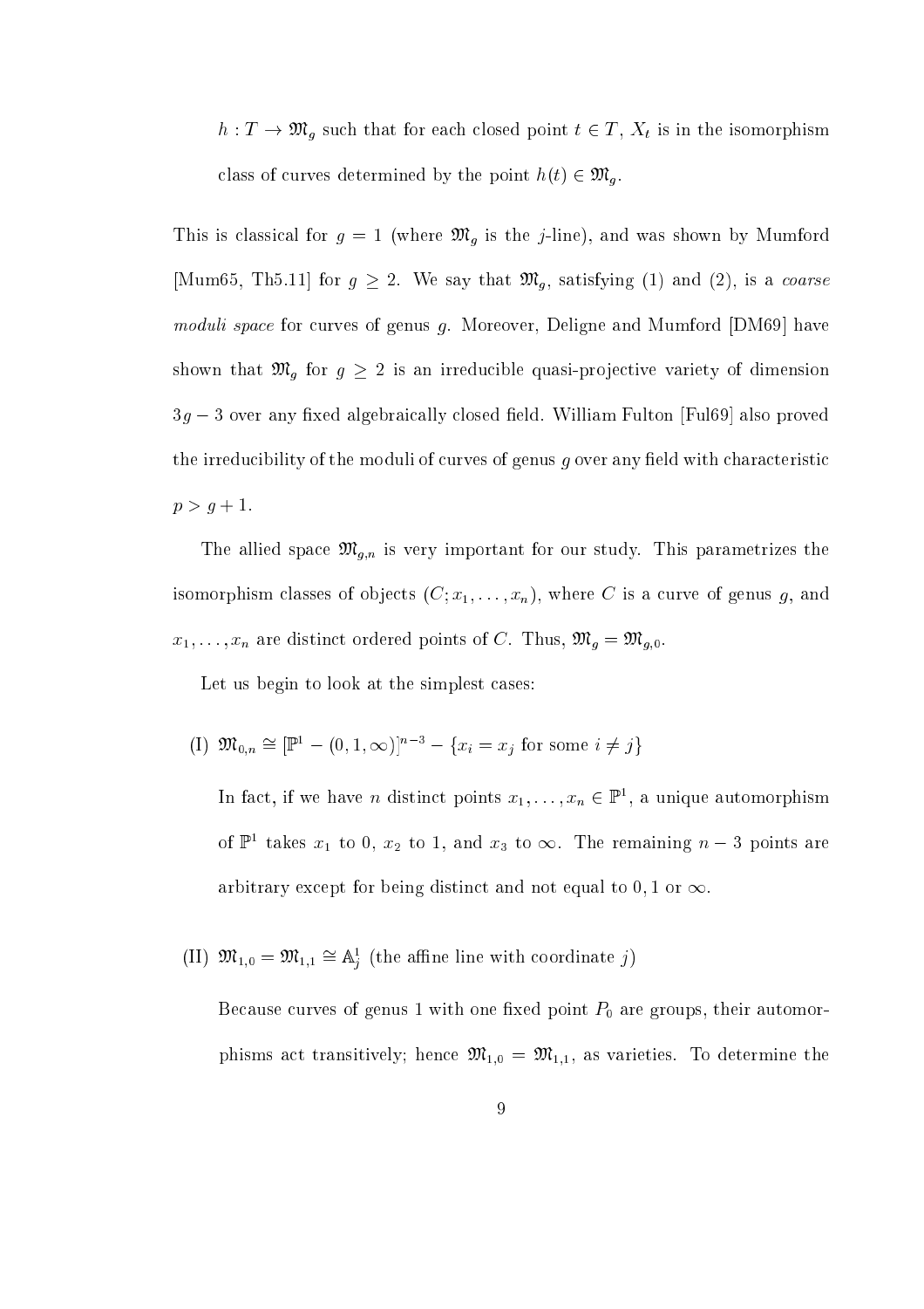$h : T \to \mathfrak{M}_g$ such that for each closed point $t \in T$, $X_t$ is in the isomorphism class of curves determined by the point $h(t) \in \mathfrak{M}_g$.

This is classical for $g = 1$ (where $\mathfrak{M}_g$ is the $j$-line), and was shown by Mumford [Mum65, Th5.11] for $g \geq 2$. We say that $\mathfrak{M}_g$, satisfying (1) and (2), is a *coarse moduli space* for curves of genus $g$. Moreover, Deligne and Mumford [DM69] have shown that $\mathfrak{M}_g$ for $g \geq 2$ is an irreducible quasi-projective variety of dimension $3g - 3$ over any fixed algebraically closed field. William Fulton [Ful69] also proved the irreducibility of the moduli of curves of genus $g$ over any field with characteristic $p > g + 1$.

The allied space $\mathfrak{M}_{g,n}$ is very important for our study. This parametrizes the isomorphism classes of objects $(C; x_1, \ldots, x_n)$, where $C$ is a curve of genus $g$, and $x_1, \ldots, x_n$ are distinct ordered points of $C$. Thus, $\mathfrak{M}_g = \mathfrak{M}_{g,0}$.

Let us begin to look at the simplest cases:

(I) $\mathfrak{M}_{0,n} \cong [\mathbb{P}^1 - (0, 1, \infty)]^{n-3} - \{x_i = x_j \text{ for some } i \neq j\}$

In fact, if we have $n$ distinct points $x_1, \ldots, x_n \in \mathbb{P}^1$, a unique automorphism of $\mathbb{P}^1$ takes $x_1$ to $0$, $x_2$ to $1$, and $x_3$ to $\infty$. The remaining $n - 3$ points are arbitrary except for being distinct and not equal to $0, 1$ or $\infty$.

(II) $\mathfrak{M}_{1,0} = \mathfrak{M}_{1,1} \cong \mathbb{A}^1_j$ (the affine line with coordinate $j$)

Because curves of genus 1 with one fixed point $P_0$ are groups, their automorphisms act transitively; hence $\mathfrak{M}_{1,0} = \mathfrak{M}_{1,1}$, as varieties. To determine the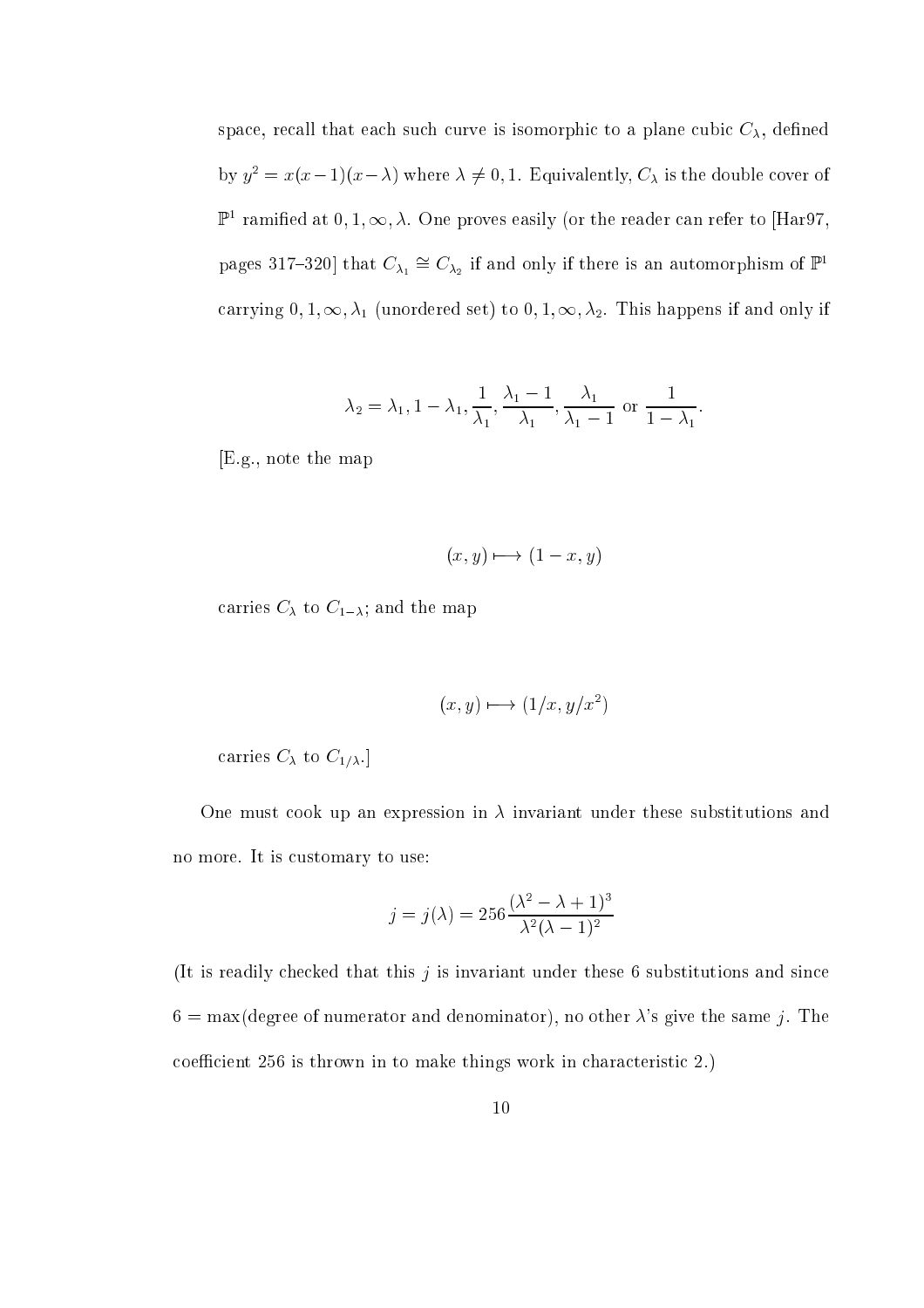space, recall that each such curve is isomorphic to a plane cubic $C_\lambda$, defined by $y^2 = x(x-1)(x-\lambda)$ where $\lambda \neq 0, 1$. Equivalently, $C_\lambda$ is the double cover of $\mathbb{P}^1$ ramified at $0, 1, \infty, \lambda$. One proves easily (or the reader can refer to [Har97, pages 317–320] that $C_{\lambda_1} \cong C_{\lambda_2}$ if and only if there is an automorphism of $\mathbb{P}^1$ carrying $0, 1, \infty, \lambda_1$ (unordered set) to $0, 1, \infty, \lambda_2$. This happens if and only if

$$\lambda_2 = \lambda_1, 1-\lambda_1, \frac{1}{\lambda_1}, \frac{\lambda_1 - 1}{\lambda_1}, \frac{\lambda_1}{\lambda_1 - 1} \text{ or } \frac{1}{1-\lambda_1}.$$

[E.g., note the map

$$(x, y) \longmapsto (1-x, y)$$

carries $C_\lambda$ to $C_{1-\lambda}$; and the map

$$(x, y) \longmapsto (1/x, y/x^2)$$

carries $C_\lambda$ to $C_{1/\lambda}$.]

One must cook up an expression in $\lambda$ invariant under these substitutions and no more. It is customary to use:

$$j = j(\lambda) = 256\frac{(\lambda^2 - \lambda + 1)^3}{\lambda^2(\lambda - 1)^2}$$

(It is readily checked that this $j$ is invariant under these 6 substitutions and since $6 = \max(\text{degree of numerator and denominator})$, no other $\lambda$'s give the same $j$. The coefficient 256 is thrown in to make things work in characteristic 2.)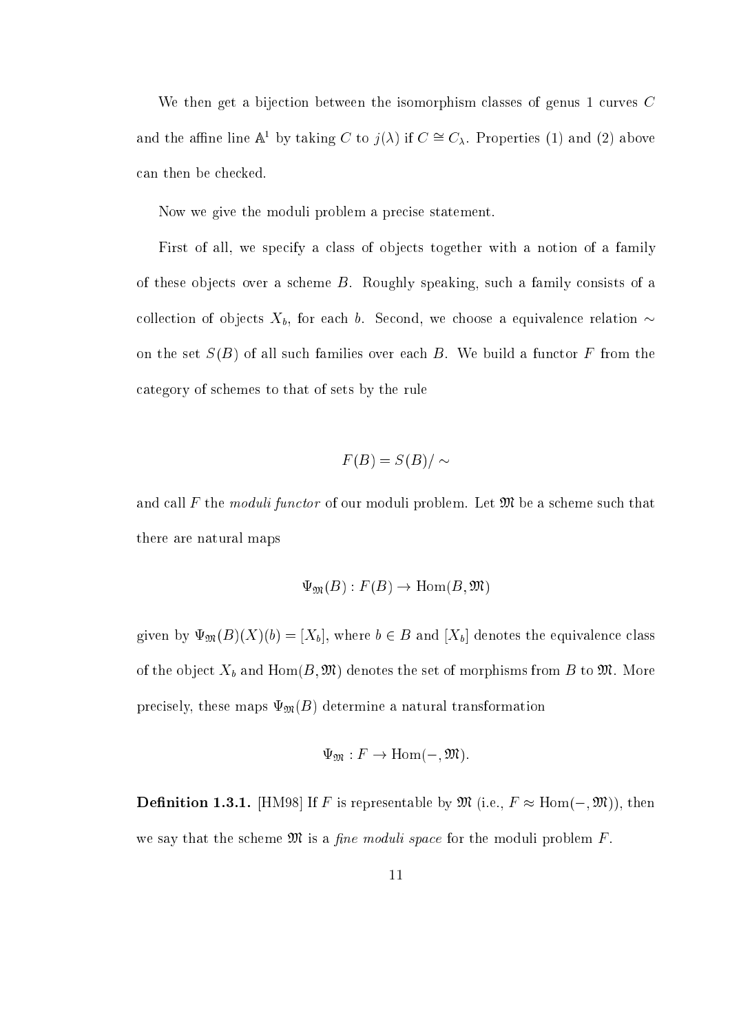We then get a bijection between the isomorphism classes of genus 1 curves $C$ and the affine line $\mathbb{A}^1$ by taking $C$ to $j(\lambda)$ if $C \cong C_\lambda$. Properties (1) and (2) above can then be checked.

Now we give the moduli problem a precise statement.

First of all, we specify a class of objects together with a notion of a family of these objects over a scheme $B$. Roughly speaking, such a family consists of a collection of objects $X_b$, for each $b$. Second, we choose a equivalence relation $\sim$ on the set $S(B)$ of all such families over each $B$. We build a functor $F$ from the category of schemes to that of sets by the rule

$$F(B) = S(B)/\sim$$

and call $F$ the *moduli functor* of our moduli problem. Let $\mathfrak{M}$ be a scheme such that there are natural maps

$$\Psi_{\mathfrak{M}}(B) : F(B) \to \mathrm{Hom}(B, \mathfrak{M})$$

given by $\Psi_{\mathfrak{M}}(B)(X)(b) = [X_b]$, where $b \in B$ and $[X_b]$ denotes the equivalence class of the object $X_b$ and $\mathrm{Hom}(B, \mathfrak{M})$ denotes the set of morphisms from $B$ to $\mathfrak{M}$. More precisely, these maps $\Psi_{\mathfrak{M}}(B)$ determine a natural transformation

$$\Psi_{\mathfrak{M}} : F \to \mathrm{Hom}(-, \mathfrak{M}).$$

**Definition 1.3.1.** [HM98] If $F$ is representable by $\mathfrak{M}$ (i.e., $F \approx \mathrm{Hom}(-, \mathfrak{M})$), then we say that the scheme $\mathfrak{M}$ is a *fine moduli space* for the moduli problem $F$.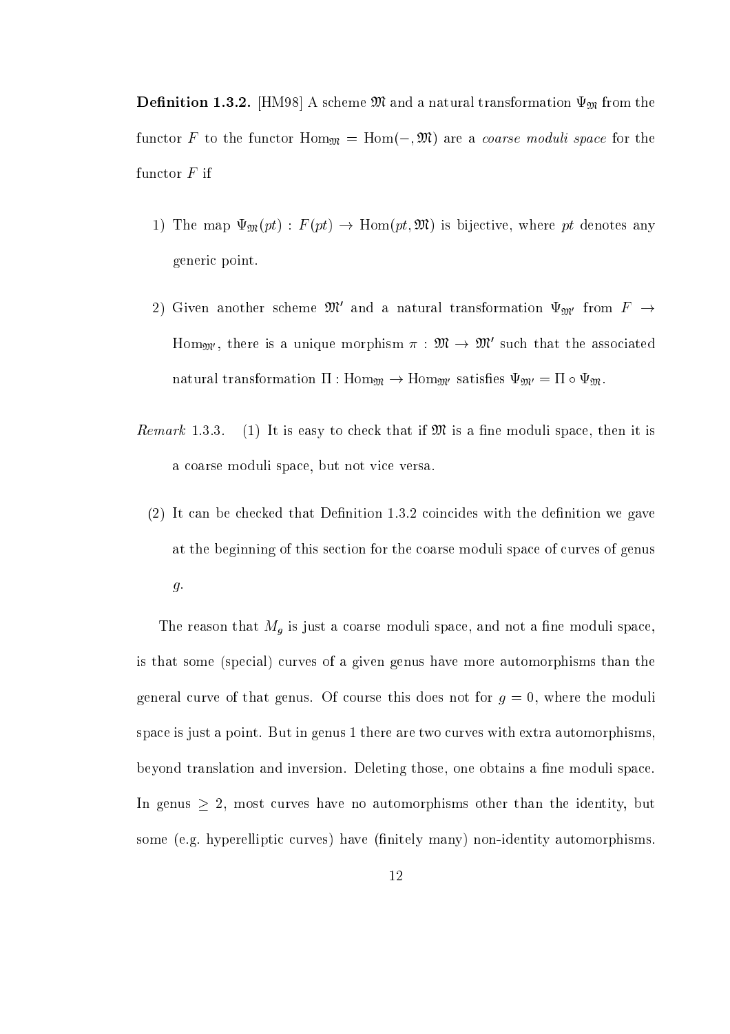**Definition 1.3.2.** [HM98] A scheme $\mathfrak{M}$ and a natural transformation $\Psi_{\mathfrak{M}}$ from the functor $F$ to the functor $\text{Hom}_{\mathfrak{M}} = \text{Hom}(-, \mathfrak{M})$ are a *coarse moduli space* for the functor $F$ if

1) The map $\Psi_{\mathfrak{M}}(pt) : F(pt) \to \text{Hom}(pt, \mathfrak{M})$ is bijective, where $pt$ denotes any generic point.

2) Given another scheme $\mathfrak{M}'$ and a natural transformation $\Psi_{\mathfrak{M}'}$ from $F \to \text{Hom}_{\mathfrak{M}'}$, there is a unique morphism $\pi : \mathfrak{M} \to \mathfrak{M}'$ such that the associated natural transformation $\Pi : \text{Hom}_{\mathfrak{M}} \to \text{Hom}_{\mathfrak{M}'}$ satisfies $\Psi_{\mathfrak{M}'} = \Pi \circ \Psi_{\mathfrak{M}}$.

*Remark* 1.3.3. (1) It is easy to check that if $\mathfrak{M}$ is a fine moduli space, then it is a coarse moduli space, but not vice versa.

(2) It can be checked that Definition 1.3.2 coincides with the definition we gave at the beginning of this section for the coarse moduli space of curves of genus $g$.

The reason that $M_g$ is just a coarse moduli space, and not a fine moduli space, is that some (special) curves of a given genus have more automorphisms than the general curve of that genus. Of course this does not for $g = 0$, where the moduli space is just a point. But in genus 1 there are two curves with extra automorphisms, beyond translation and inversion. Deleting those, one obtains a fine moduli space. In genus $\geq 2$, most curves have no automorphisms other than the identity, but some (e.g. hyperelliptic curves) have (finitely many) non-identity automorphisms.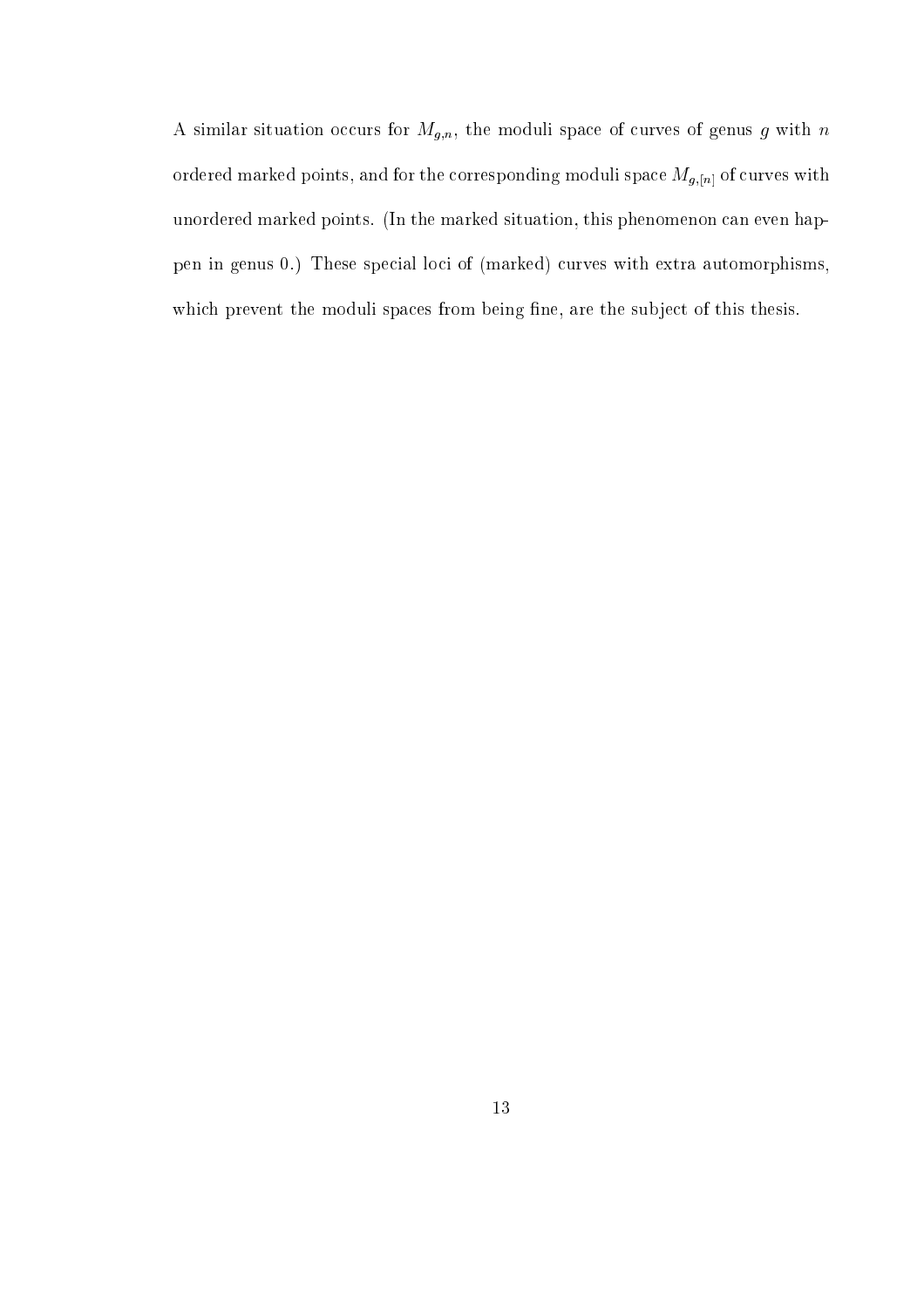A similar situation occurs for $M_{g,n}$, the moduli space of curves of genus $g$ with $n$ ordered marked points, and for the corresponding moduli space $M_{g,[n]}$ of curves with unordered marked points. (In the marked situation, this phenomenon can even happen in genus 0.) These special loci of (marked) curves with extra automorphisms, which prevent the moduli spaces from being fine, are the subject of this thesis.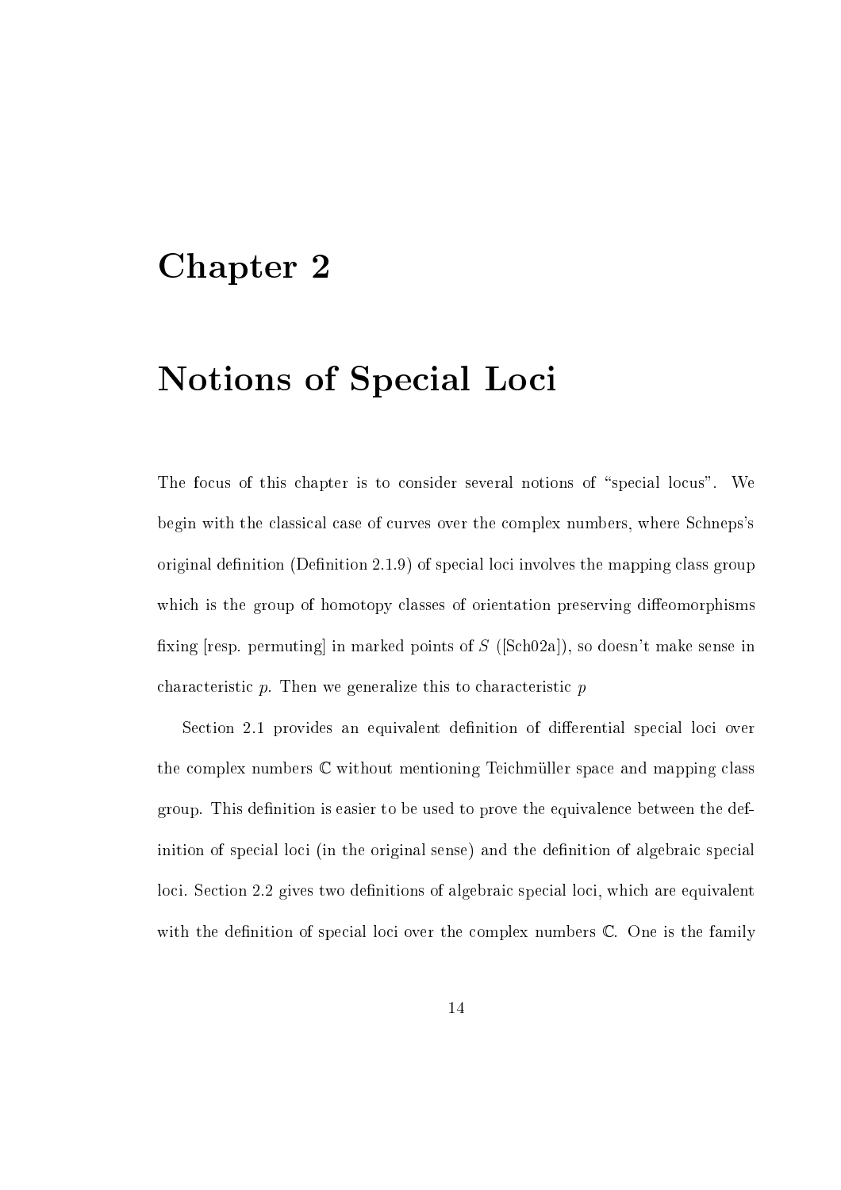# Chapter 2

# Notions of Special Loci

The focus of this chapter is to consider several notions of "special locus". We begin with the classical case of curves over the complex numbers, where Schneps's original definition (Definition 2.1.9) of special loci involves the mapping class group which is the group of homotopy classes of orientation preserving diffeomorphisms fixing [resp. permuting] in marked points of $S$ ([Sch02a]), so doesn't make sense in characteristic $p$. Then we generalize this to characteristic $p$

Section 2.1 provides an equivalent definition of differential special loci over the complex numbers $\mathbb{C}$ without mentioning Teichmüller space and mapping class group. This definition is easier to be used to prove the equivalence between the definition of special loci (in the original sense) and the definition of algebraic special loci. Section 2.2 gives two definitions of algebraic special loci, which are equivalent with the definition of special loci over the complex numbers $\mathbb{C}$. One is the family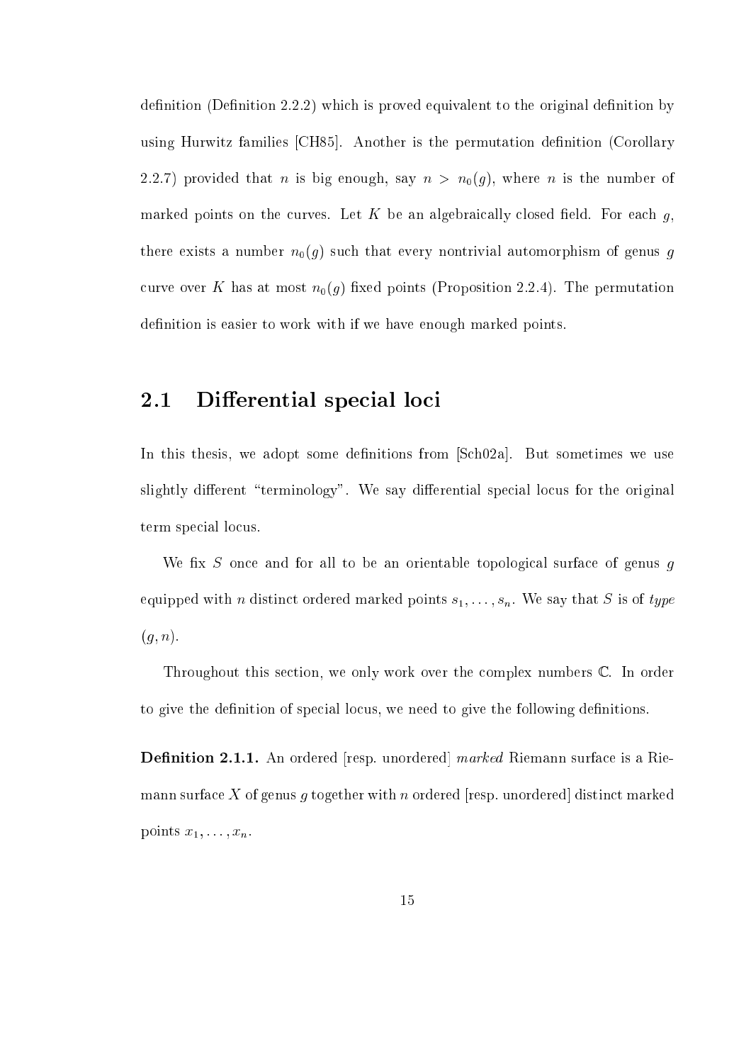definition (Definition 2.2.2) which is proved equivalent to the original definition by using Hurwitz families [CH85]. Another is the permutation definition (Corollary 2.2.7) provided that $n$ is big enough, say $n > n_0(g)$, where $n$ is the number of marked points on the curves. Let $K$ be an algebraically closed field. For each $g$, there exists a number $n_0(g)$ such that every nontrivial automorphism of genus $g$ curve over $K$ has at most $n_0(g)$ fixed points (Proposition 2.2.4). The permutation definition is easier to work with if we have enough marked points.

## 2.1 Differential special loci

In this thesis, we adopt some definitions from [Sch02a]. But sometimes we use slightly different "terminology". We say differential special locus for the original term special locus.

We fix $S$ once and for all to be an orientable topological surface of genus $g$ equipped with $n$ distinct ordered marked points $s_1, \ldots, s_n$. We say that $S$ is of *type* $(g, n)$.

Throughout this section, we only work over the complex numbers $\mathbb{C}$. In order to give the definition of special locus, we need to give the following definitions.

**Definition 2.1.1.** An ordered [resp. unordered] *marked* Riemann surface is a Riemann surface $X$ of genus $g$ together with $n$ ordered [resp. unordered] distinct marked points $x_1, \ldots, x_n$.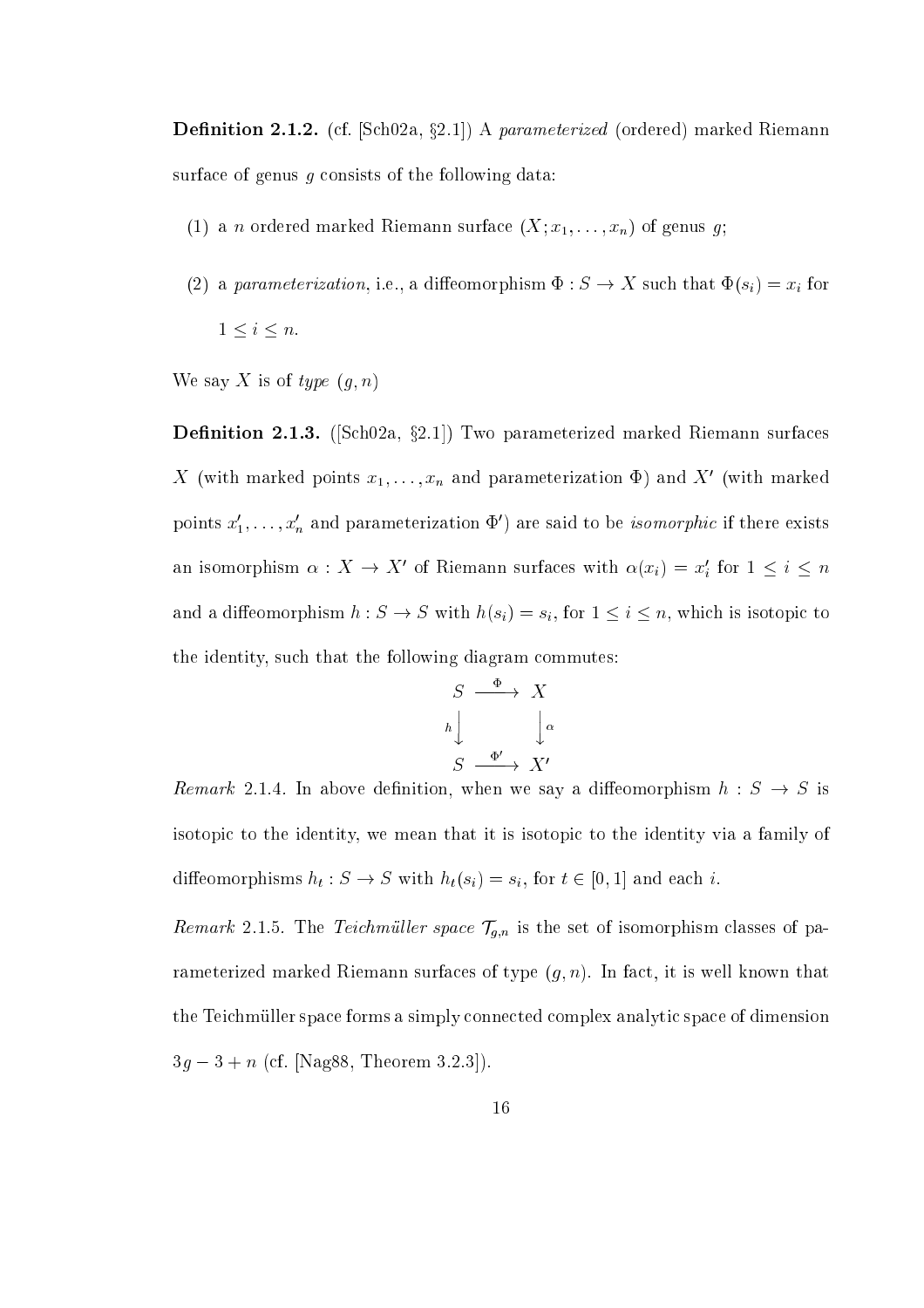**Definition 2.1.2.** (cf. [Sch02a, §2.1]) A *parameterized* (ordered) marked Riemann surface of genus $g$ consists of the following data:

1. a $n$ ordered marked Riemann surface $(X; x_1, \ldots, x_n)$ of genus $g$;
2. a *parameterization*, i.e., a diffeomorphism $\Phi : S \to X$ such that $\Phi(s_i) = x_i$ for $1 \leq i \leq n$.

We say $X$ is of *type* $(g, n)$

**Definition 2.1.3.** ([Sch02a, §2.1]) Two parameterized marked Riemann surfaces $X$ (with marked points $x_1, \ldots, x_n$ and parameterization $\Phi$) and $X'$ (with marked points $x'_1, \ldots, x'_n$ and parameterization $\Phi'$) are said to be *isomorphic* if there exists an isomorphism $\alpha : X \to X'$ of Riemann surfaces with $\alpha(x_i) = x'_i$ for $1 \leq i \leq n$ and a diffeomorphism $h : S \to S$ with $h(s_i) = s_i$, for $1 \leq i \leq n$, which is isotopic to the identity, such that the following diagram commutes:

$$\begin{array}{ccc} S & \xrightarrow{\Phi} & X \\ {\scriptstyle h}\downarrow & & \downarrow{\scriptstyle \alpha} \\ S & \xrightarrow{\Phi'} & X' \end{array}$$

*Remark* 2.1.4. In above definition, when we say a diffeomorphism $h : S \to S$ is isotopic to the identity, we mean that it is isotopic to the identity via a family of diffeomorphisms $h_t : S \to S$ with $h_t(s_i) = s_i$, for $t \in [0, 1]$ and each $i$.

*Remark* 2.1.5. The *Teichmüller space* $\mathcal{T}_{g,n}$ is the set of isomorphism classes of parameterized marked Riemann surfaces of type $(g, n)$. In fact, it is well known that the Teichmüller space forms a simply connected complex analytic space of dimension $3g - 3 + n$ (cf. [Nag88, Theorem 3.2.3]).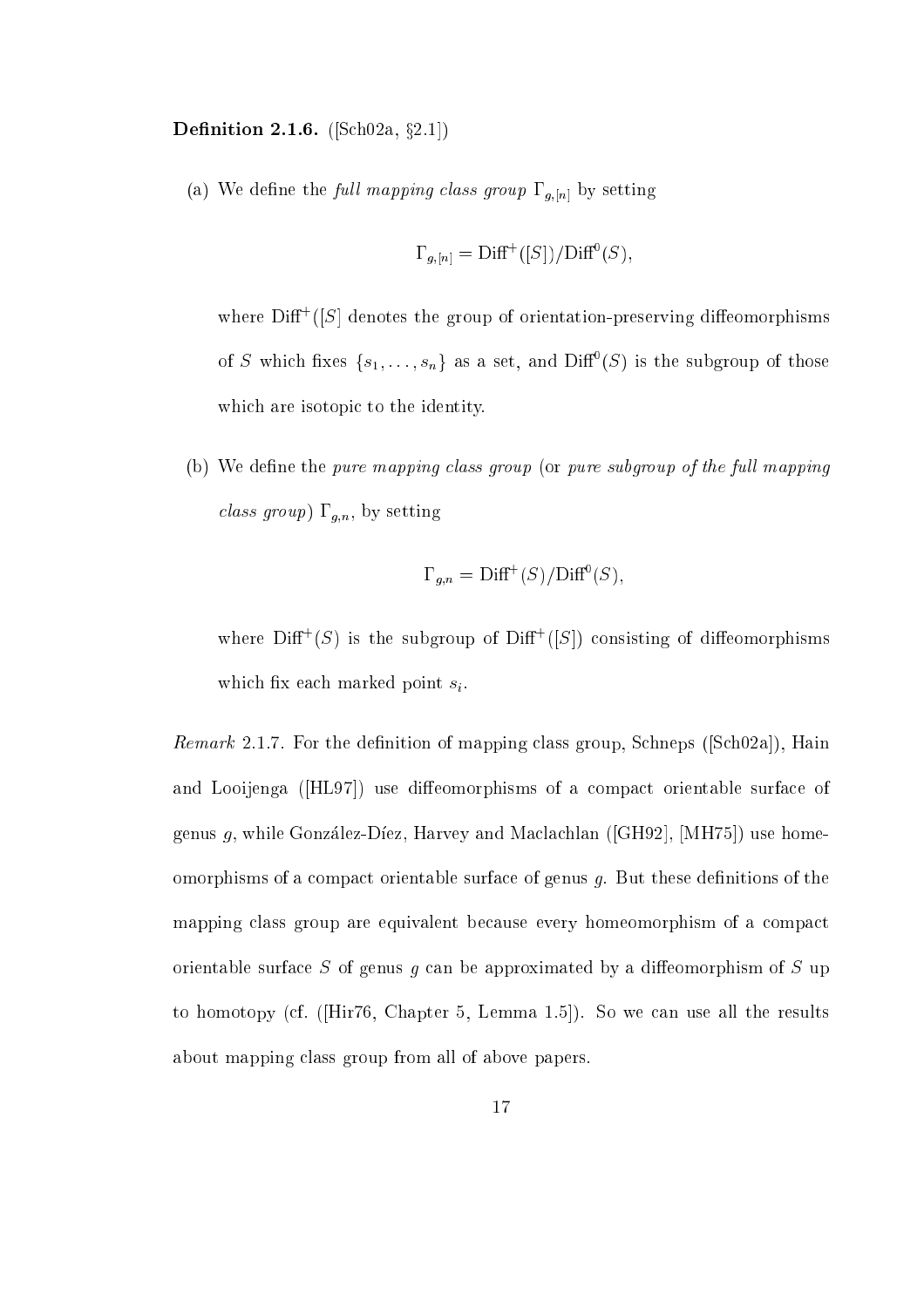**Definition 2.1.6.** ([Sch02a, §2.1])

(a) We define the *full mapping class group* $\Gamma_{g,[n]}$ by setting

$$\Gamma_{g,[n]} = \mathrm{Diff}^+([S])/\mathrm{Diff}^0(S),$$

where $\mathrm{Diff}^+([S]$ denotes the group of orientation-preserving diffeomorphisms of $S$ which fixes $\{s_1, \ldots, s_n\}$ as a set, and $\mathrm{Diff}^0(S)$ is the subgroup of those which are isotopic to the identity.

(b) We define the *pure mapping class group* (or *pure subgroup of the full mapping class group*) $\Gamma_{g,n}$, by setting

$$\Gamma_{g,n} = \mathrm{Diff}^+(S)/\mathrm{Diff}^0(S),$$

where $\mathrm{Diff}^+(S)$ is the subgroup of $\mathrm{Diff}^+([S])$ consisting of diffeomorphisms which fix each marked point $s_i$.

*Remark* 2.1.7. For the definition of mapping class group, Schneps ([Sch02a]), Hain and Looijenga ([HL97]) use diffeomorphisms of a compact orientable surface of genus $g$, while González-Díez, Harvey and Maclachlan ([GH92], [MH75]) use homeomorphisms of a compact orientable surface of genus $g$. But these definitions of the mapping class group are equivalent because every homeomorphism of a compact orientable surface $S$ of genus $g$ can be approximated by a diffeomorphism of $S$ up to homotopy (cf. ([Hir76, Chapter 5, Lemma 1.5]). So we can use all the results about mapping class group from all of above papers.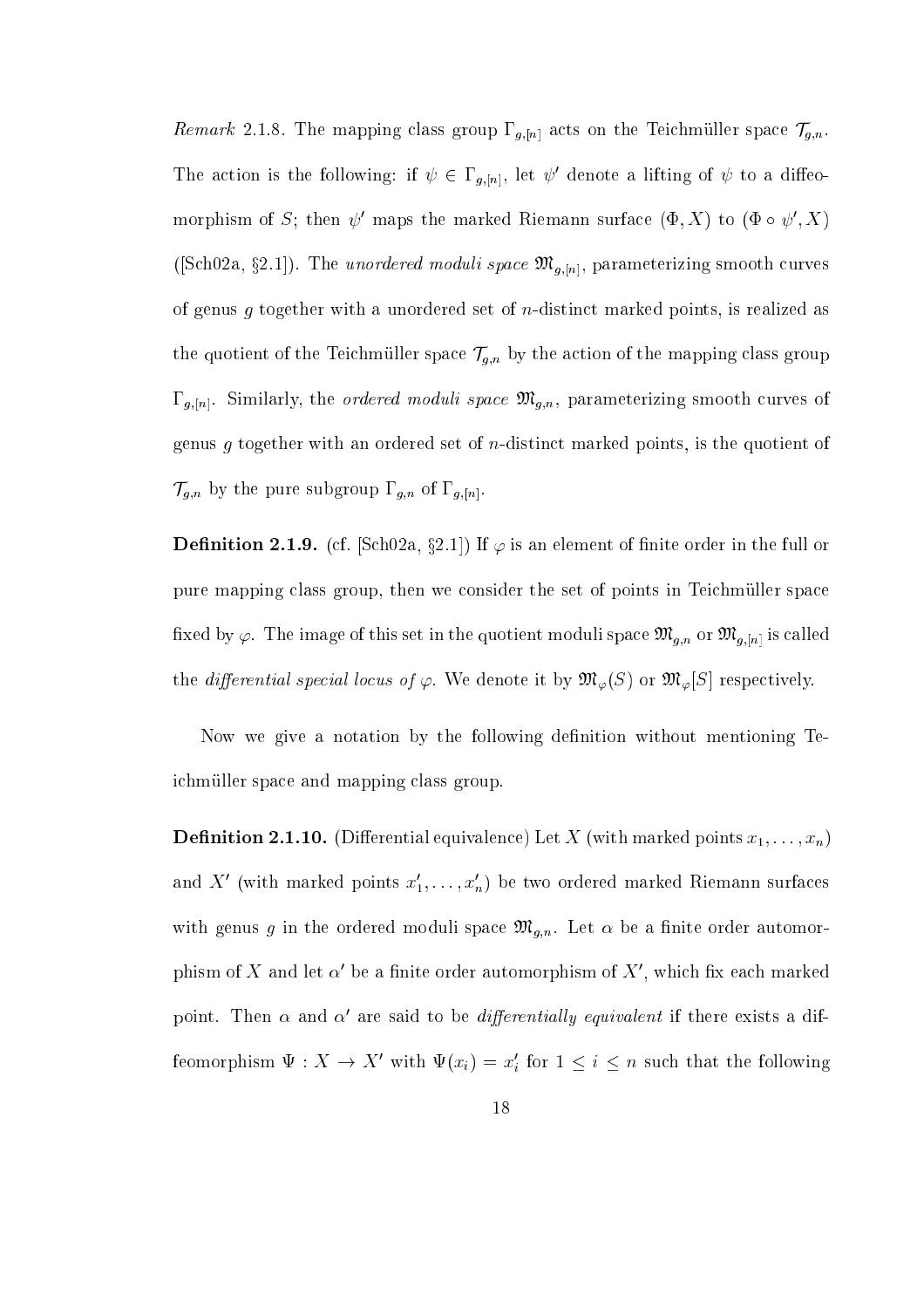*Remark* 2.1.8. The mapping class group $\Gamma_{g,[n]}$ acts on the Teichmüller space $\mathcal{T}_{g,n}$. The action is the following: if $\psi \in \Gamma_{g,[n]}$, let $\psi'$ denote a lifting of $\psi$ to a diffeomorphism of $S$; then $\psi'$ maps the marked Riemann surface $(\Phi, X)$ to $(\Phi \circ \psi', X)$ ([Sch02a, §2.1]). The *unordered moduli space* $\mathfrak{M}_{g,[n]}$, parameterizing smooth curves of genus $g$ together with a unordered set of $n$-distinct marked points, is realized as the quotient of the Teichmüller space $\mathcal{T}_{g,n}$ by the action of the mapping class group $\Gamma_{g,[n]}$. Similarly, the *ordered moduli space* $\mathfrak{M}_{g,n}$, parameterizing smooth curves of genus $g$ together with an ordered set of $n$-distinct marked points, is the quotient of $\mathcal{T}_{g,n}$ by the pure subgroup $\Gamma_{g,n}$ of $\Gamma_{g,[n]}$.

**Definition 2.1.9.** (cf. [Sch02a, §2.1]) If $\varphi$ is an element of finite order in the full or pure mapping class group, then we consider the set of points in Teichmüller space fixed by $\varphi$. The image of this set in the quotient moduli space $\mathfrak{M}_{g,n}$ or $\mathfrak{M}_{g,[n]}$ is called the *differential special locus of* $\varphi$. We denote it by $\mathfrak{M}_{\varphi}(S)$ or $\mathfrak{M}_{\varphi}[S]$ respectively.

Now we give a notation by the following definition without mentioning Teichmüller space and mapping class group.

**Definition 2.1.10.** (Differential equivalence) Let $X$ (with marked points $x_1, \ldots, x_n$) and $X'$ (with marked points $x'_1, \ldots, x'_n$) be two ordered marked Riemann surfaces with genus $g$ in the ordered moduli space $\mathfrak{M}_{g,n}$. Let $\alpha$ be a finite order automorphism of $X$ and let $\alpha'$ be a finite order automorphism of $X'$, which fix each marked point. Then $\alpha$ and $\alpha'$ are said to be *differentially equivalent* if there exists a diffeomorphism $\Psi : X \to X'$ with $\Psi(x_i) = x'_i$ for $1 \leq i \leq n$ such that the following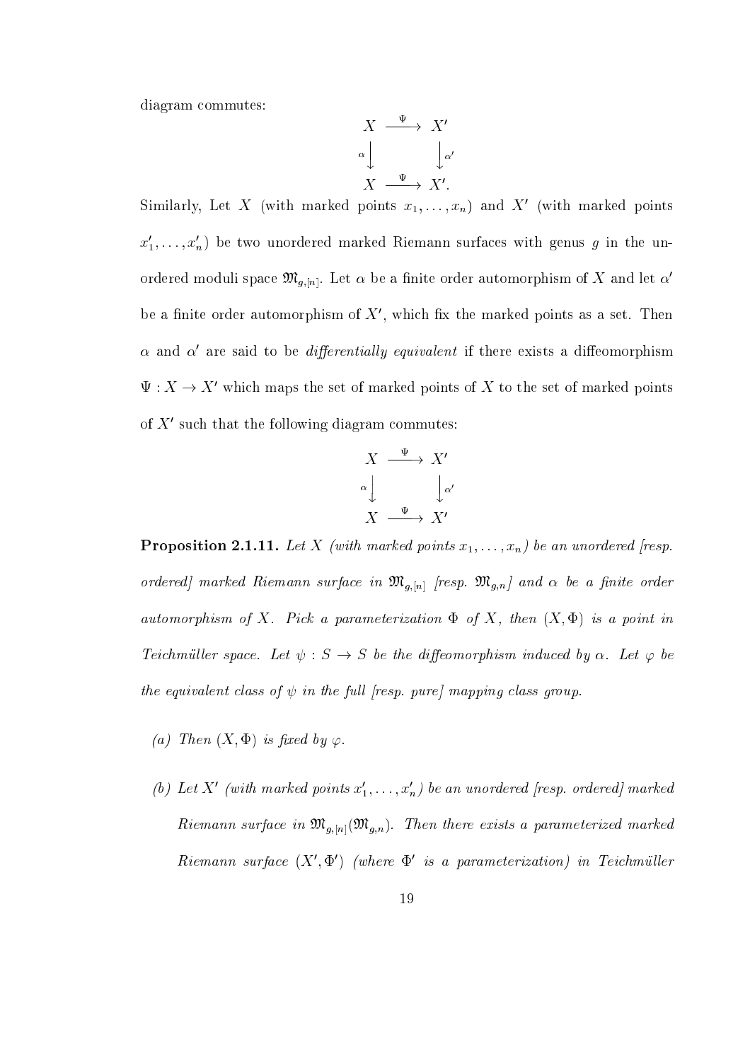diagram commutes:

$$\begin{array}{ccc} X & \xrightarrow{\Psi} & X' \\ {\scriptstyle\alpha}\downarrow & & \downarrow{\scriptstyle\alpha'} \\ X & \xrightarrow{\Psi} & X'. \end{array}$$

Similarly, Let $X$ (with marked points $x_1, \ldots, x_n$) and $X'$ (with marked points $x'_1, \ldots, x'_n$) be two unordered marked Riemann surfaces with genus $g$ in the unordered moduli space $\mathfrak{M}_{g,[n]}$. Let $\alpha$ be a finite order automorphism of $X$ and let $\alpha'$ be a finite order automorphism of $X'$, which fix the marked points as a set. Then $\alpha$ and $\alpha'$ are said to be *differentially equivalent* if there exists a diffeomorphism $\Psi : X \to X'$ which maps the set of marked points of $X$ to the set of marked points of $X'$ such that the following diagram commutes:

$$\begin{array}{ccc} X & \xrightarrow{\Psi} & X' \\ {\scriptstyle\alpha}\downarrow & & \downarrow{\scriptstyle\alpha'} \\ X & \xrightarrow{\Psi} & X' \end{array}$$

**Proposition 2.1.11.** *Let $X$ (with marked points $x_1, \ldots, x_n$) be an unordered [resp. ordered] marked Riemann surface in $\mathfrak{M}_{g,[n]}$ [resp. $\mathfrak{M}_{g,n}$] and $\alpha$ be a finite order automorphism of $X$. Pick a parameterization $\Phi$ of $X$, then $(X, \Phi)$ is a point in Teichmüller space. Let $\psi : S \to S$ be the diffeomorphism induced by $\alpha$. Let $\varphi$ be the equivalent class of $\psi$ in the full [resp. pure] mapping class group.*

*(a) Then $(X, \Phi)$ is fixed by $\varphi$.*

*(b) Let $X'$ (with marked points $x'_1, \ldots, x'_n$) be an unordered [resp. ordered] marked Riemann surface in $\mathfrak{M}_{g,[n]}(\mathfrak{M}_{g,n})$. Then there exists a parameterized marked Riemann surface $(X', \Phi')$ (where $\Phi'$ is a parameterization) in Teichmüller*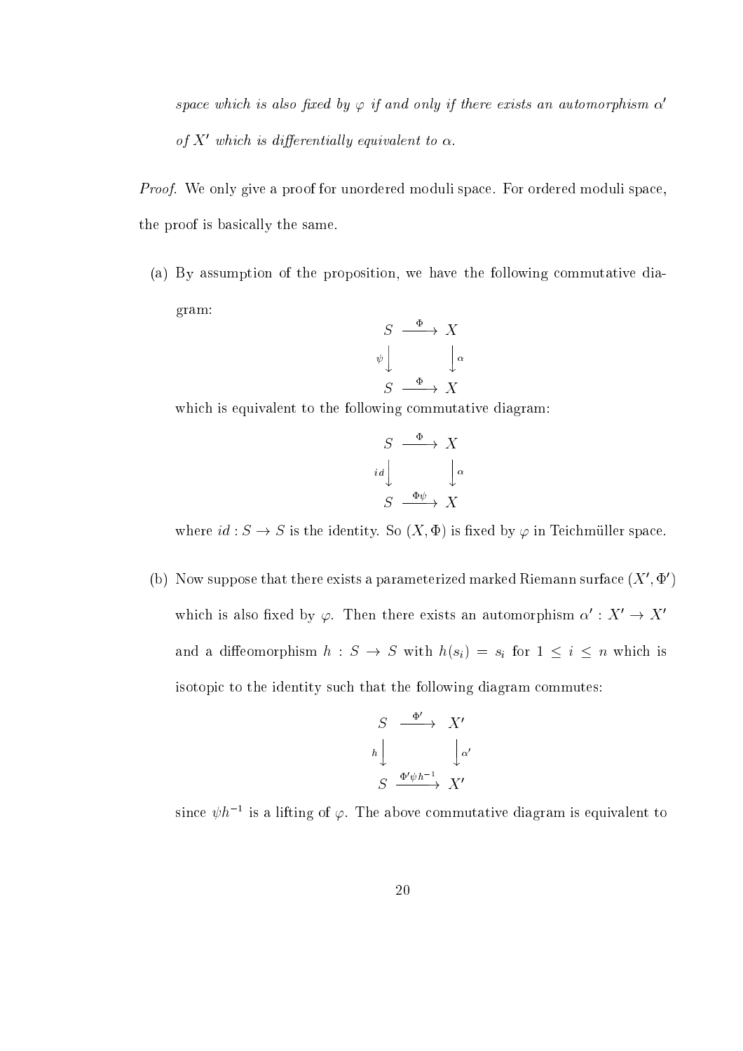*space which is also fixed by $\varphi$ if and only if there exists an automorphism $\alpha'$ of $X'$ which is differentially equivalent to $\alpha$.*

*Proof.* We only give a proof for unordered moduli space. For ordered moduli space, the proof is basically the same.

(a) By assumption of the proposition, we have the following commutative diagram:

$$\begin{array}{ccc} S & \xrightarrow{\Phi} & X \\ \psi \big\downarrow & & \big\downarrow \alpha \\ S & \xrightarrow{\Phi} & X \end{array}$$

which is equivalent to the following commutative diagram:

$$\begin{array}{ccc} S & \xrightarrow{\Phi} & X \\ id \big\downarrow & & \big\downarrow \alpha \\ S & \xrightarrow{\Phi\psi} & X \end{array}$$

where $id : S \to S$ is the identity. So $(X, \Phi)$ is fixed by $\varphi$ in Teichmüller space.

(b) Now suppose that there exists a parameterized marked Riemann surface $(X', \Phi')$ which is also fixed by $\varphi$. Then there exists an automorphism $\alpha' : X' \to X'$ and a diffeomorphism $h : S \to S$ with $h(s_i) = s_i$ for $1 \leq i \leq n$ which is isotopic to the identity such that the following diagram commutes:

$$\begin{array}{ccc} S & \xrightarrow{\Phi'} & X' \\ h \big\downarrow & & \big\downarrow \alpha' \\ S & \xrightarrow{\Phi'\psi h^{-1}} & X' \end{array}$$

since $\psi h^{-1}$ is a lifting of $\varphi$. The above commutative diagram is equivalent to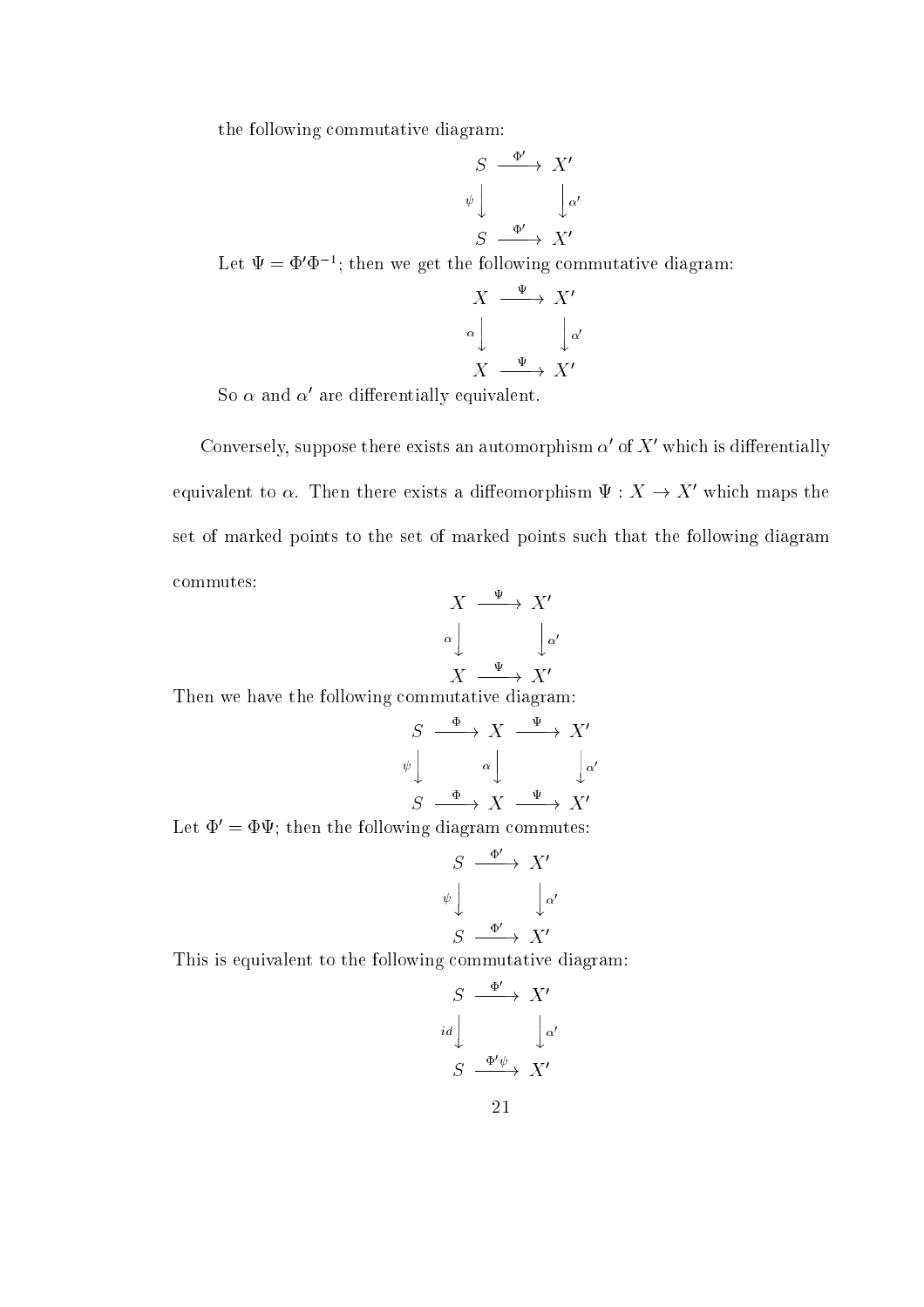the following commutative diagram:

$$\begin{array}{ccc} S & \xrightarrow{\Phi'} & X' \\ \psi \big\downarrow & & \big\downarrow \alpha' \\ S & \xrightarrow{\Phi'} & X' \end{array}$$

Let $\Psi = \Phi'\Phi^{-1}$; then we get the following commutative diagram:

$$\begin{array}{ccc} X & \xrightarrow{\Psi} & X' \\ \alpha \big\downarrow & & \big\downarrow \alpha' \\ X & \xrightarrow{\Psi} & X' \end{array}$$

So $\alpha$ and $\alpha'$ are differentially equivalent.

Conversely, suppose there exists an automorphism $\alpha'$ of $X'$ which is differentially equivalent to $\alpha$. Then there exists a diffeomorphism $\Psi : X \to X'$ which maps the set of marked points to the set of marked points such that the following diagram commutes:

$$\begin{array}{ccc} X & \xrightarrow{\Psi} & X' \\ \alpha \big\downarrow & & \big\downarrow \alpha' \\ X & \xrightarrow{\Psi} & X' \end{array}$$

Then we have the following commutative diagram:

$$\begin{array}{ccccc} S & \xrightarrow{\Phi} & X & \xrightarrow{\Psi} & X' \\ \psi \big\downarrow & & \alpha \big\downarrow & & \big\downarrow \alpha' \\ S & \xrightarrow{\Phi} & X & \xrightarrow{\Psi} & X' \end{array}$$

Let $\Phi' = \Phi\Psi$; then the following diagram commutes:

$$\begin{array}{ccc} S & \xrightarrow{\Phi'} & X' \\ \psi \big\downarrow & & \big\downarrow \alpha' \\ S & \xrightarrow{\Phi'} & X' \end{array}$$

This is equivalent to the following commutative diagram:

$$\begin{array}{ccc} S & \xrightarrow{\Phi'} & X' \\ id \big\downarrow & & \big\downarrow \alpha' \\ S & \xrightarrow{\Phi'\psi} & X' \end{array}$$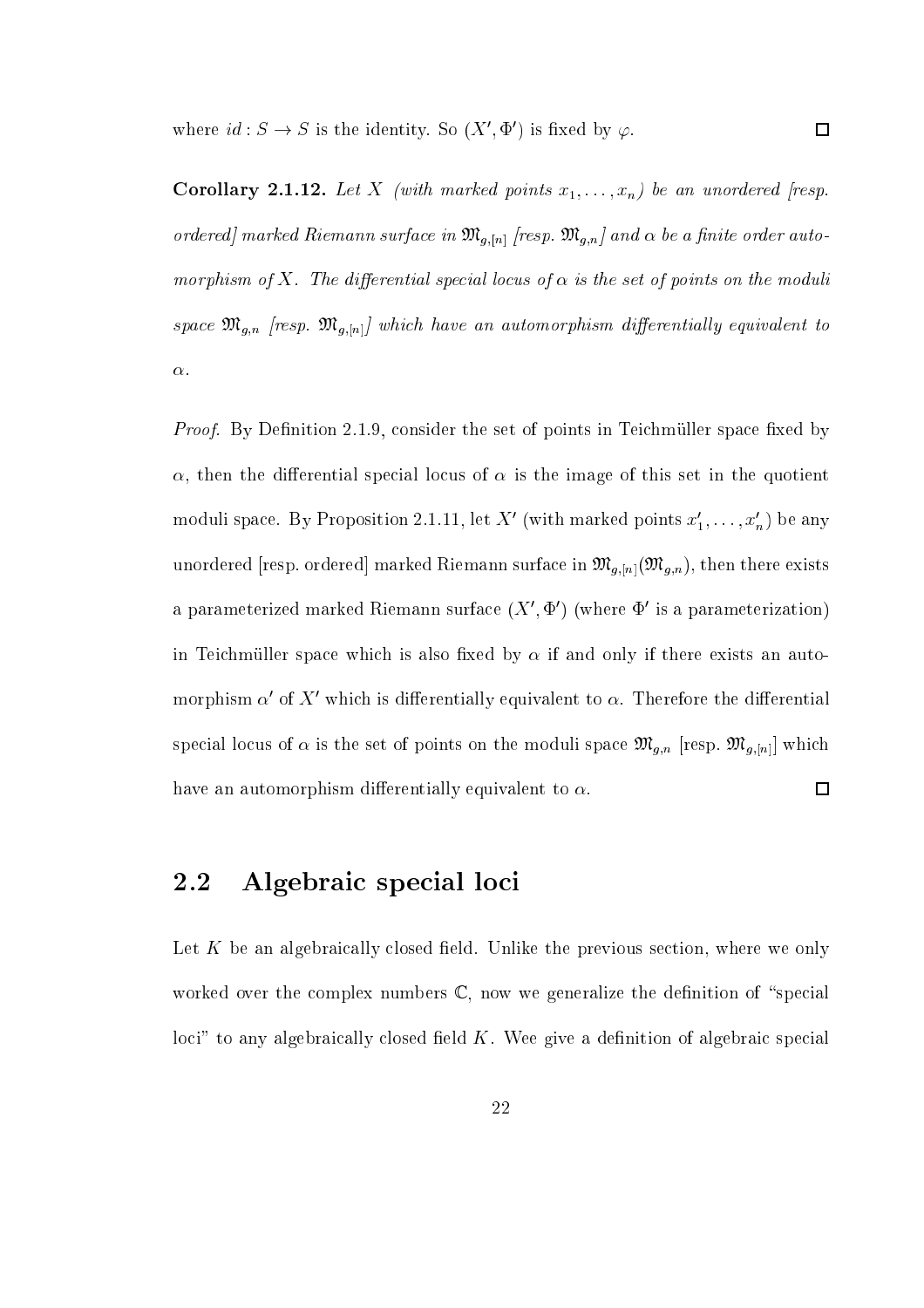where $id : S \to S$ is the identity. So $(X', \Phi')$ is fixed by $\varphi$. $\square$

**Corollary 2.1.12.** *Let $X$ (with marked points $x_1, \ldots, x_n$) be an unordered [resp. ordered] marked Riemann surface in $\mathfrak{M}_{g,[n]}$ [resp. $\mathfrak{M}_{g,n}$] and $\alpha$ be a finite order automorphism of $X$. The differential special locus of $\alpha$ is the set of points on the moduli space $\mathfrak{M}_{g,n}$ [resp. $\mathfrak{M}_{g,[n]}$] which have an automorphism differentially equivalent to $\alpha$.*

*Proof.* By Definition 2.1.9, consider the set of points in Teichmüller space fixed by $\alpha$, then the differential special locus of $\alpha$ is the image of this set in the quotient moduli space. By Proposition 2.1.11, let $X'$ (with marked points $x'_1, \ldots, x'_n$) be any unordered [resp. ordered] marked Riemann surface in $\mathfrak{M}_{g,[n]}(\mathfrak{M}_{g,n})$, then there exists a parameterized marked Riemann surface $(X', \Phi')$ (where $\Phi'$ is a parameterization) in Teichmüller space which is also fixed by $\alpha$ if and only if there exists an automorphism $\alpha'$ of $X'$ which is differentially equivalent to $\alpha$. Therefore the differential special locus of $\alpha$ is the set of points on the moduli space $\mathfrak{M}_{g,n}$ [resp. $\mathfrak{M}_{g,[n]}$] which have an automorphism differentially equivalent to $\alpha$. $\square$

## 2.2 Algebraic special loci

Let $K$ be an algebraically closed field. Unlike the previous section, where we only worked over the complex numbers $\mathbb{C}$, now we generalize the definition of "special loci" to any algebraically closed field $K$. Wee give a definition of algebraic special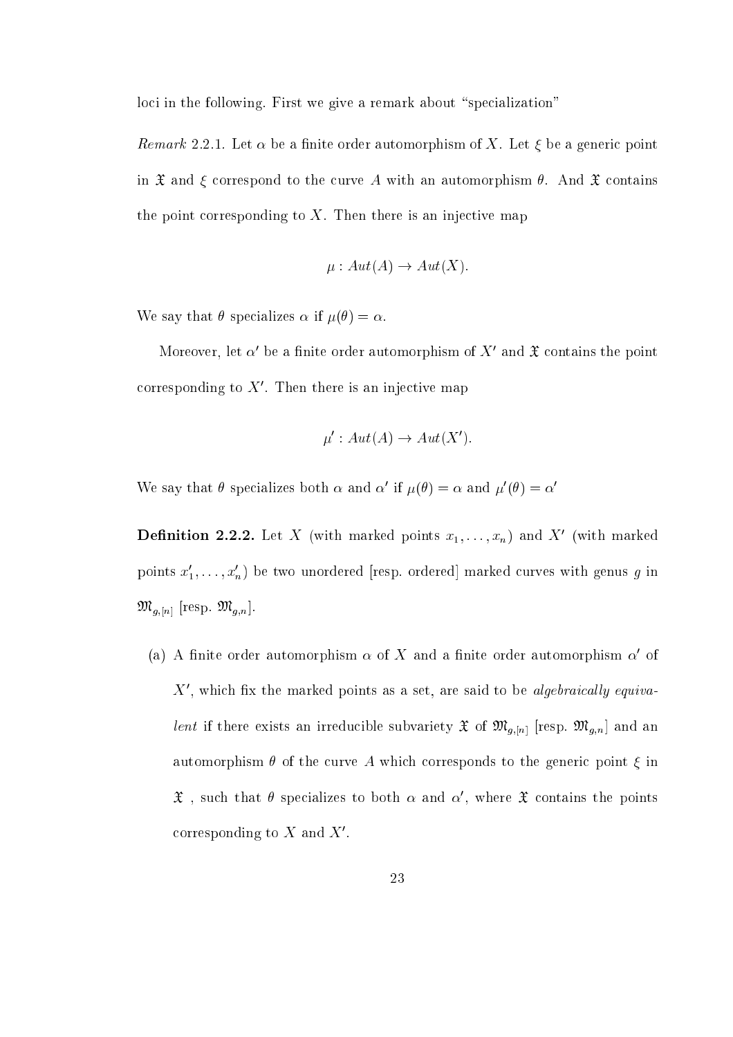loci in the following. First we give a remark about "specialization"

*Remark* 2.2.1. Let $\alpha$ be a finite order automorphism of $X$. Let $\xi$ be a generic point in $\mathfrak{X}$ and $\xi$ correspond to the curve $A$ with an automorphism $\theta$. And $\mathfrak{X}$ contains the point corresponding to $X$. Then there is an injective map

$$\mu : Aut(A) \to Aut(X).$$

We say that $\theta$ specializes $\alpha$ if $\mu(\theta) = \alpha$.

Moreover, let $\alpha'$ be a finite order automorphism of $X'$ and $\mathfrak{X}$ contains the point corresponding to $X'$. Then there is an injective map

$$\mu' : Aut(A) \to Aut(X').$$

We say that $\theta$ specializes both $\alpha$ and $\alpha'$ if $\mu(\theta) = \alpha$ and $\mu'(\theta) = \alpha'$

**Definition 2.2.2.** Let $X$ (with marked points $x_1, \ldots, x_n$) and $X'$ (with marked points $x'_1, \ldots, x'_n$) be two unordered [resp. ordered] marked curves with genus $g$ in $\mathfrak{M}_{g,[n]}$ [resp. $\mathfrak{M}_{g,n}$].

(a) A finite order automorphism $\alpha$ of $X$ and a finite order automorphism $\alpha'$ of $X'$, which fix the marked points as a set, are said to be *algebraically equivalent* if there exists an irreducible subvariety $\mathfrak{X}$ of $\mathfrak{M}_{g,[n]}$ [resp. $\mathfrak{M}_{g,n}$] and an automorphism $\theta$ of the curve $A$ which corresponds to the generic point $\xi$ in $\mathfrak{X}$ , such that $\theta$ specializes to both $\alpha$ and $\alpha'$, where $\mathfrak{X}$ contains the points corresponding to $X$ and $X'$.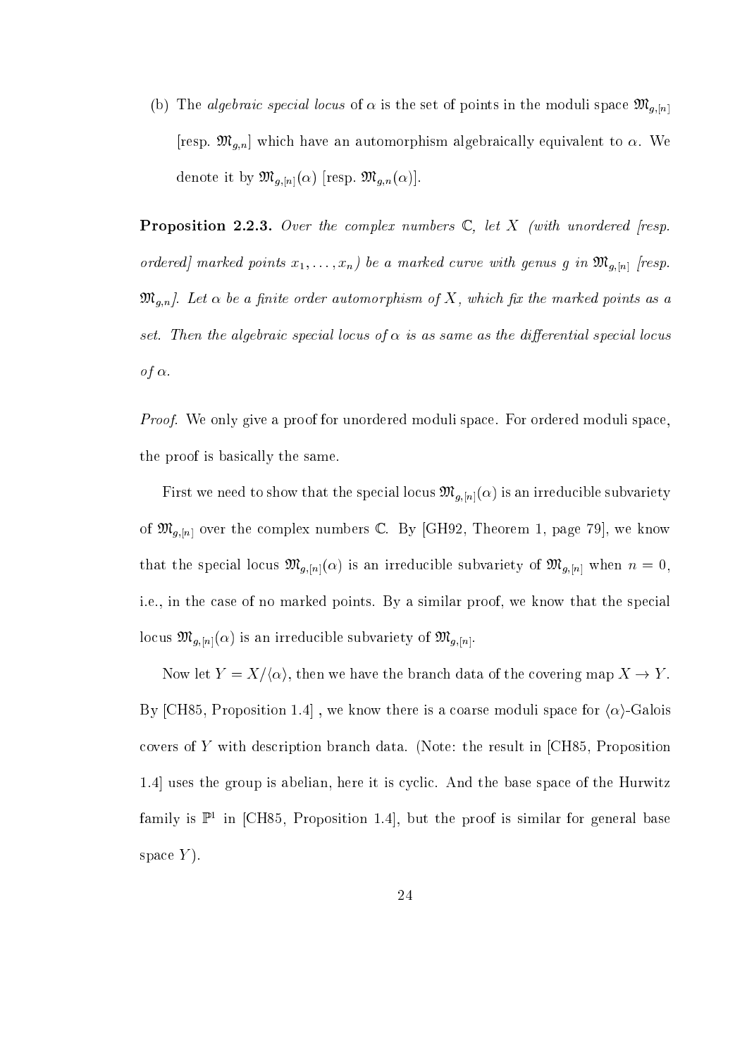(b) The *algebraic special locus* of $\alpha$ is the set of points in the moduli space $\mathfrak{M}_{g,[n]}$ [resp. $\mathfrak{M}_{g,n}$] which have an automorphism algebraically equivalent to $\alpha$. We denote it by $\mathfrak{M}_{g,[n]}(\alpha)$ [resp. $\mathfrak{M}_{g,n}(\alpha)$].

**Proposition 2.2.3.** *Over the complex numbers $\mathbb{C}$, let $X$ (with unordered [resp. ordered] marked points $x_1, \ldots, x_n$) be a marked curve with genus $g$ in $\mathfrak{M}_{g,[n]}$ [resp. $\mathfrak{M}_{g,n}$]. Let $\alpha$ be a finite order automorphism of $X$, which fix the marked points as a set. Then the algebraic special locus of $\alpha$ is as same as the differential special locus of $\alpha$.*

*Proof.* We only give a proof for unordered moduli space. For ordered moduli space, the proof is basically the same.

First we need to show that the special locus $\mathfrak{M}_{g,[n]}(\alpha)$ is an irreducible subvariety of $\mathfrak{M}_{g,[n]}$ over the complex numbers $\mathbb{C}$. By [GH92, Theorem 1, page 79], we know that the special locus $\mathfrak{M}_{g,[n]}(\alpha)$ is an irreducible subvariety of $\mathfrak{M}_{g,[n]}$ when $n = 0$, i.e., in the case of no marked points. By a similar proof, we know that the special locus $\mathfrak{M}_{g,[n]}(\alpha)$ is an irreducible subvariety of $\mathfrak{M}_{g,[n]}$.

Now let $Y = X/\langle\alpha\rangle$, then we have the branch data of the covering map $X \to Y$. By [CH85, Proposition 1.4] , we know there is a coarse moduli space for $\langle\alpha\rangle$-Galois covers of $Y$ with description branch data. (Note: the result in [CH85, Proposition 1.4] uses the group is abelian, here it is cyclic. And the base space of the Hurwitz family is $\mathbb{P}^1$ in [CH85, Proposition 1.4], but the proof is similar for general base space $Y$).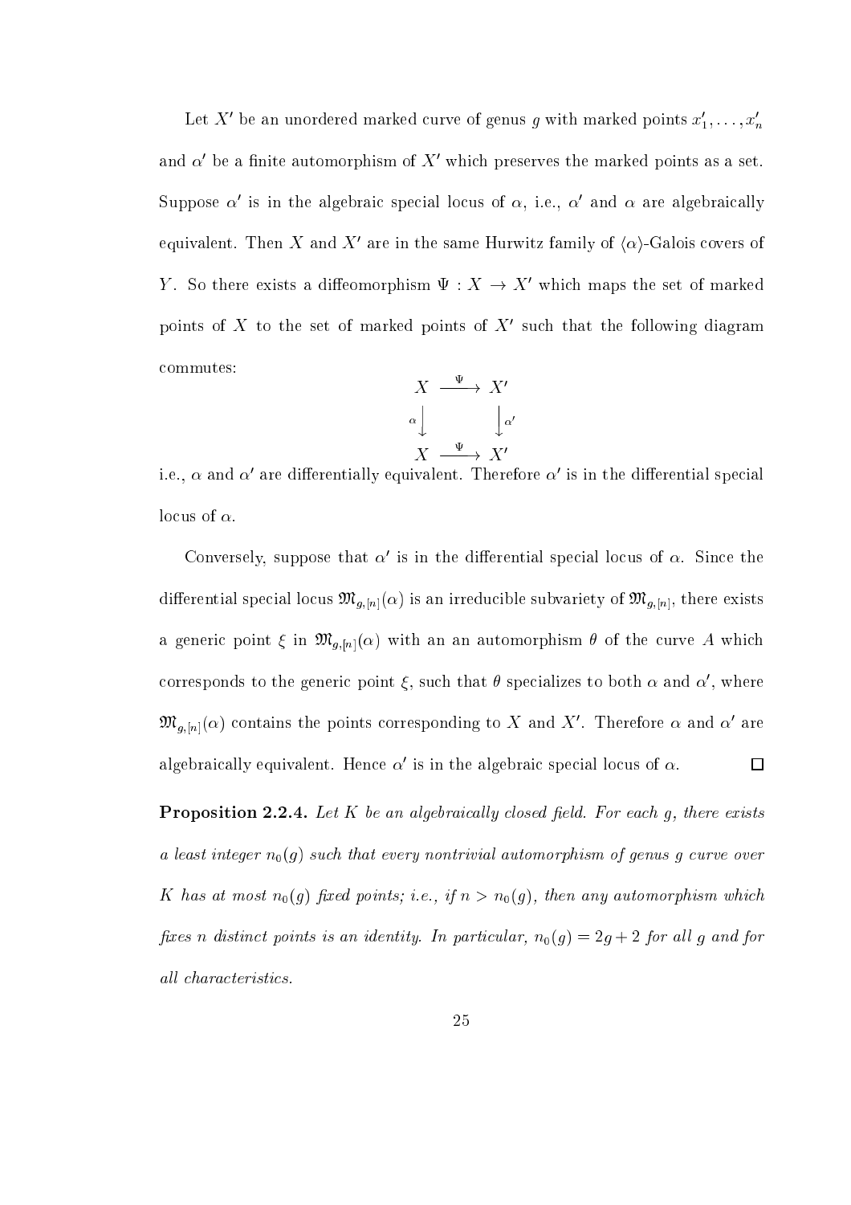Let $X'$ be an unordered marked curve of genus $g$ with marked points $x'_1, \ldots, x'_n$ and $\alpha'$ be a finite automorphism of $X'$ which preserves the marked points as a set. Suppose $\alpha'$ is in the algebraic special locus of $\alpha$, i.e., $\alpha'$ and $\alpha$ are algebraically equivalent. Then $X$ and $X'$ are in the same Hurwitz family of $\langle\alpha\rangle$-Galois covers of $Y$. So there exists a diffeomorphism $\Psi : X \to X'$ which maps the set of marked points of $X$ to the set of marked points of $X'$ such that the following diagram commutes:

$$\begin{array}{ccc} X & \xrightarrow{\Psi} & X' \\ {\scriptstyle\alpha}\downarrow & & \downarrow{\scriptstyle\alpha'} \\ X & \xrightarrow{\Psi} & X' \end{array}$$

i.e., $\alpha$ and $\alpha'$ are differentially equivalent. Therefore $\alpha'$ is in the differential special locus of $\alpha$.

Conversely, suppose that $\alpha'$ is in the differential special locus of $\alpha$. Since the differential special locus $\mathfrak{M}_{g,[n]}(\alpha)$ is an irreducible subvariety of $\mathfrak{M}_{g,[n]}$, there exists a generic point $\xi$ in $\mathfrak{M}_{g,[n]}(\alpha)$ with an an automorphism $\theta$ of the curve $A$ which corresponds to the generic point $\xi$, such that $\theta$ specializes to both $\alpha$ and $\alpha'$, where $\mathfrak{M}_{g,[n]}(\alpha)$ contains the points corresponding to $X$ and $X'$. Therefore $\alpha$ and $\alpha'$ are algebraically equivalent. Hence $\alpha'$ is in the algebraic special locus of $\alpha$. $\square$

**Proposition 2.2.4.** *Let $K$ be an algebraically closed field. For each $g$, there exists a least integer $n_0(g)$ such that every nontrivial automorphism of genus $g$ curve over $K$ has at most $n_0(g)$ fixed points; i.e., if $n > n_0(g)$, then any automorphism which fixes $n$ distinct points is an identity. In particular, $n_0(g) = 2g + 2$ for all $g$ and for all characteristics.*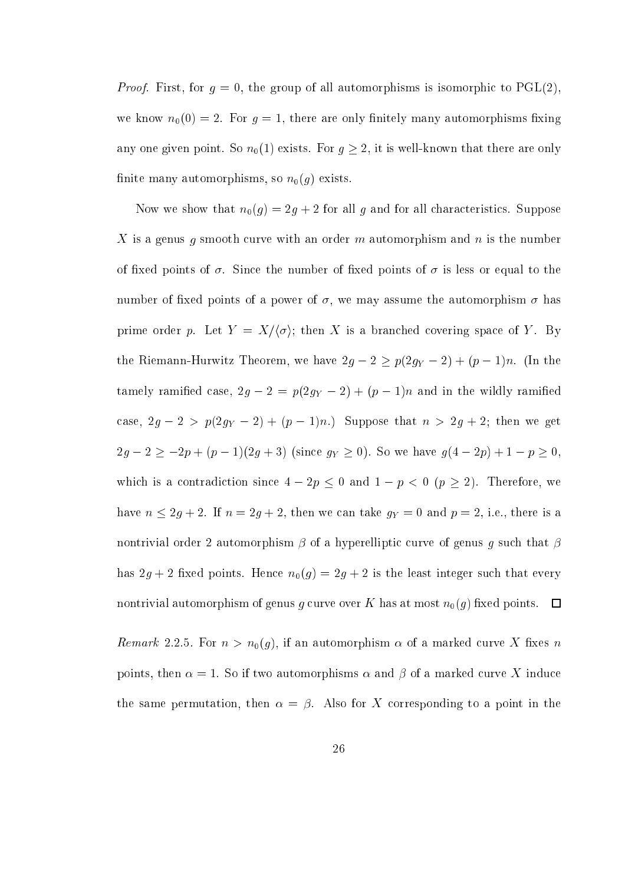*Proof.* First, for $g = 0$, the group of all automorphisms is isomorphic to $\mathrm{PGL}(2)$, we know $n_0(0) = 2$. For $g = 1$, there are only finitely many automorphisms fixing any one given point. So $n_0(1)$ exists. For $g \geq 2$, it is well-known that there are only finite many automorphisms, so $n_0(g)$ exists.

Now we show that $n_0(g) = 2g + 2$ for all $g$ and for all characteristics. Suppose $X$ is a genus $g$ smooth curve with an order $m$ automorphism and $n$ is the number of fixed points of $\sigma$. Since the number of fixed points of $\sigma$ is less or equal to the number of fixed points of a power of $\sigma$, we may assume the automorphism $\sigma$ has prime order $p$. Let $Y = X/\langle\sigma\rangle$; then $X$ is a branched covering space of $Y$. By the Riemann-Hurwitz Theorem, we have $2g - 2 \geq p(2g_Y - 2) + (p-1)n$. (In the tamely ramified case, $2g - 2 = p(2g_Y - 2) + (p-1)n$ and in the wildly ramified case, $2g - 2 > p(2g_Y - 2) + (p-1)n$.) Suppose that $n > 2g + 2$; then we get $2g - 2 \geq -2p + (p-1)(2g+3)$ (since $g_Y \geq 0$). So we have $g(4 - 2p) + 1 - p \geq 0$, which is a contradiction since $4 - 2p \leq 0$ and $1 - p < 0$ ($p \geq 2$). Therefore, we have $n \leq 2g + 2$. If $n = 2g + 2$, then we can take $g_Y = 0$ and $p = 2$, i.e., there is a nontrivial order 2 automorphism $\beta$ of a hyperelliptic curve of genus $g$ such that $\beta$ has $2g + 2$ fixed points. Hence $n_0(g) = 2g + 2$ is the least integer such that every nontrivial automorphism of genus $g$ curve over $K$ has at most $n_0(g)$ fixed points. $\square$

*Remark* 2.2.5. For $n > n_0(g)$, if an automorphism $\alpha$ of a marked curve $X$ fixes $n$ points, then $\alpha = 1$. So if two automorphisms $\alpha$ and $\beta$ of a marked curve $X$ induce the same permutation, then $\alpha = \beta$. Also for $X$ corresponding to a point in the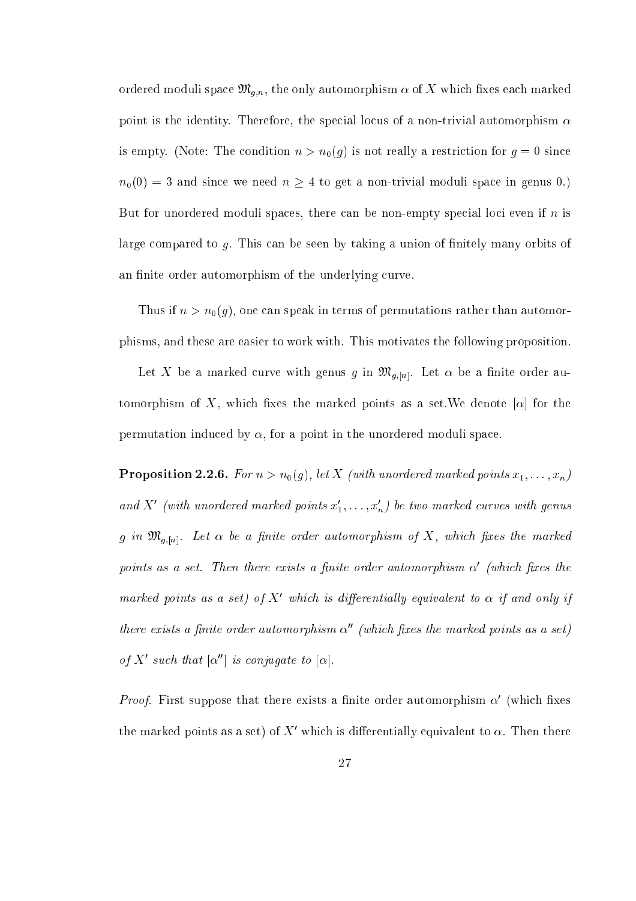ordered moduli space $\mathfrak{M}_{g,n}$, the only automorphism $\alpha$ of $X$ which fixes each marked point is the identity. Therefore, the special locus of a non-trivial automorphism $\alpha$ is empty. (Note: The condition $n > n_0(g)$ is not really a restriction for $g = 0$ since $n_0(0) = 3$ and since we need $n \geq 4$ to get a non-trivial moduli space in genus 0.) But for unordered moduli spaces, there can be non-empty special loci even if $n$ is large compared to $g$. This can be seen by taking a union of finitely many orbits of an finite order automorphism of the underlying curve.

Thus if $n > n_0(g)$, one can speak in terms of permutations rather than automorphisms, and these are easier to work with. This motivates the following proposition.

Let $X$ be a marked curve with genus $g$ in $\mathfrak{M}_{g,[n]}$. Let $\alpha$ be a finite order automorphism of $X$, which fixes the marked points as a set.We denote $[\alpha]$ for the permutation induced by $\alpha$, for a point in the unordered moduli space.

**Proposition 2.2.6.** *For $n > n_0(g)$, let $X$ (with unordered marked points $x_1, \ldots, x_n$) and $X'$ (with unordered marked points $x'_1, \ldots, x'_n$) be two marked curves with genus $g$ in $\mathfrak{M}_{g,[n]}$. Let $\alpha$ be a finite order automorphism of $X$, which fixes the marked points as a set. Then there exists a finite order automorphism $\alpha'$ (which fixes the marked points as a set) of $X'$ which is differentially equivalent to $\alpha$ if and only if there exists a finite order automorphism $\alpha''$ (which fixes the marked points as a set) of $X'$ such that $[\alpha'']$ is conjugate to $[\alpha]$.*

*Proof.* First suppose that there exists a finite order automorphism $\alpha'$ (which fixes the marked points as a set) of $X'$ which is differentially equivalent to $\alpha$. Then there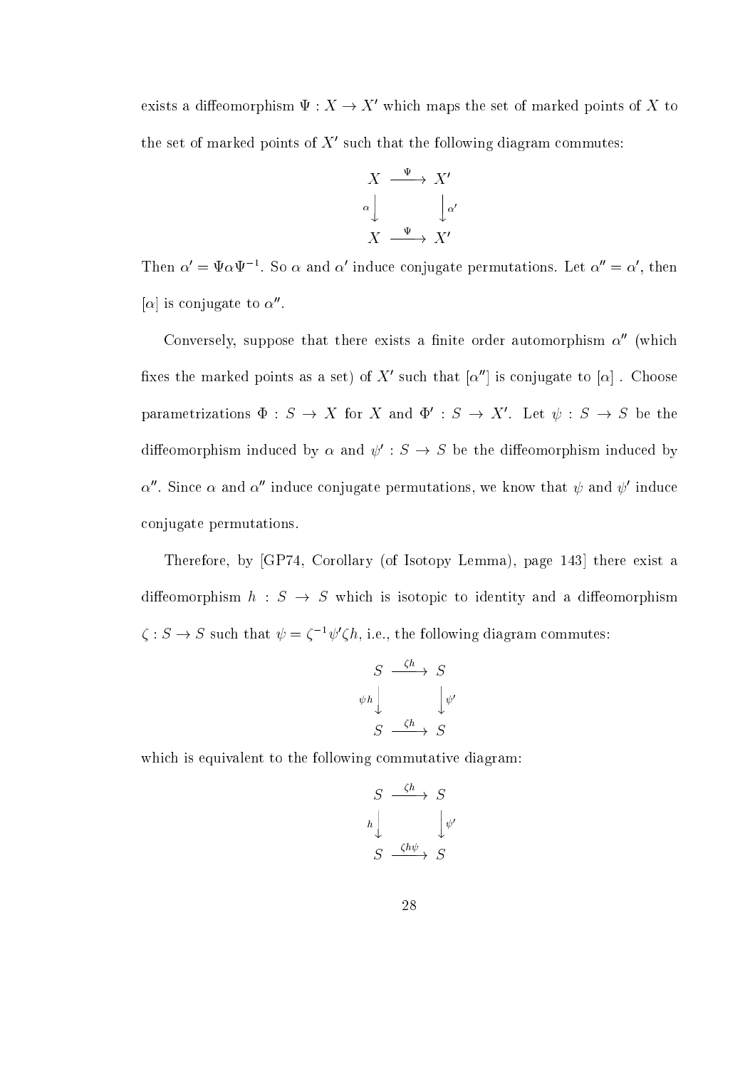exists a diffeomorphism $\Psi : X \to X'$ which maps the set of marked points of $X$ to the set of marked points of $X'$ such that the following diagram commutes:

$$\begin{array}{ccc} X & \xrightarrow{\Psi} & X' \\ {\scriptstyle \alpha}\big\downarrow & & \big\downarrow{\scriptstyle \alpha'} \\ X & \xrightarrow{\Psi} & X' \end{array}$$

Then $\alpha' = \Psi\alpha\Psi^{-1}$. So $\alpha$ and $\alpha'$ induce conjugate permutations. Let $\alpha'' = \alpha'$, then $[\alpha]$ is conjugate to $\alpha''$.

Conversely, suppose that there exists a finite order automorphism $\alpha''$ (which fixes the marked points as a set) of $X'$ such that $[\alpha'']$ is conjugate to $[\alpha]$ . Choose parametrizations $\Phi : S \to X$ for $X$ and $\Phi' : S \to X'$. Let $\psi : S \to S$ be the diffeomorphism induced by $\alpha$ and $\psi' : S \to S$ be the diffeomorphism induced by $\alpha''$. Since $\alpha$ and $\alpha''$ induce conjugate permutations, we know that $\psi$ and $\psi'$ induce conjugate permutations.

Therefore, by [GP74, Corollary (of Isotopy Lemma), page 143] there exist a diffeomorphism $h : S \to S$ which is isotopic to identity and a diffeomorphism $\zeta : S \to S$ such that $\psi = \zeta^{-1}\psi'\zeta h$, i.e., the following diagram commutes:

$$\begin{array}{ccc} S & \xrightarrow{\zeta h} & S \\ {\scriptstyle \psi h}\big\downarrow & & \big\downarrow{\scriptstyle \psi'} \\ S & \xrightarrow{\zeta h} & S \end{array}$$

which is equivalent to the following commutative diagram:

$$\begin{array}{ccc} S & \xrightarrow{\zeta h} & S \\ {\scriptstyle h}\big\downarrow & & \big\downarrow{\scriptstyle \psi'} \\ S & \xrightarrow{\zeta h \psi} & S \end{array}$$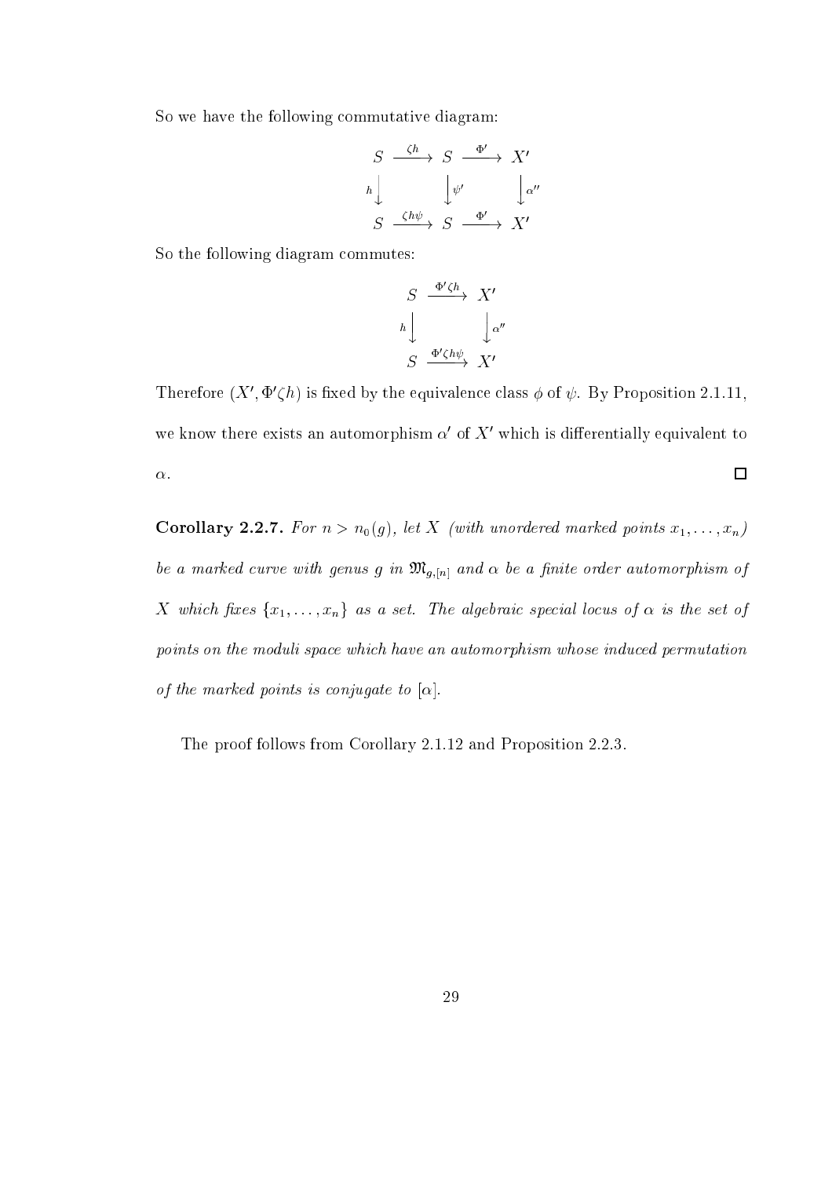So we have the following commutative diagram:

$$
\begin{array}{ccccc}
S & \xrightarrow{\zeta h} & S & \xrightarrow{\Phi'} & X' \\
{\scriptstyle h}\downarrow & & \downarrow{\scriptstyle \psi'} & & \downarrow{\scriptstyle \alpha''} \\
S & \xrightarrow{\zeta h \psi} & S & \xrightarrow{\Phi'} & X'
\end{array}
$$

So the following diagram commutes:

$$
\begin{array}{ccc}
S & \xrightarrow{\Phi' \zeta h} & X' \\
{\scriptstyle h}\downarrow & & \downarrow{\scriptstyle \alpha''} \\
S & \xrightarrow{\Phi' \zeta h \psi} & X'
\end{array}
$$

Therefore $(X', \Phi'\zeta h)$ is fixed by the equivalence class $\phi$ of $\psi$. By Proposition 2.1.11, we know there exists an automorphism $\alpha'$ of $X'$ which is differentially equivalent to $\alpha$. ◻

**Corollary 2.2.7.** *For $n > n_0(g)$, let $X$ (with unordered marked points $x_1, \ldots, x_n$) be a marked curve with genus $g$ in $\mathfrak{M}_{g,[n]}$ and $\alpha$ be a finite order automorphism of $X$ which fixes $\{x_1, \ldots, x_n\}$ as a set. The algebraic special locus of $\alpha$ is the set of points on the moduli space which have an automorphism whose induced permutation of the marked points is conjugate to $[\alpha]$.*

The proof follows from Corollary 2.1.12 and Proposition 2.2.3.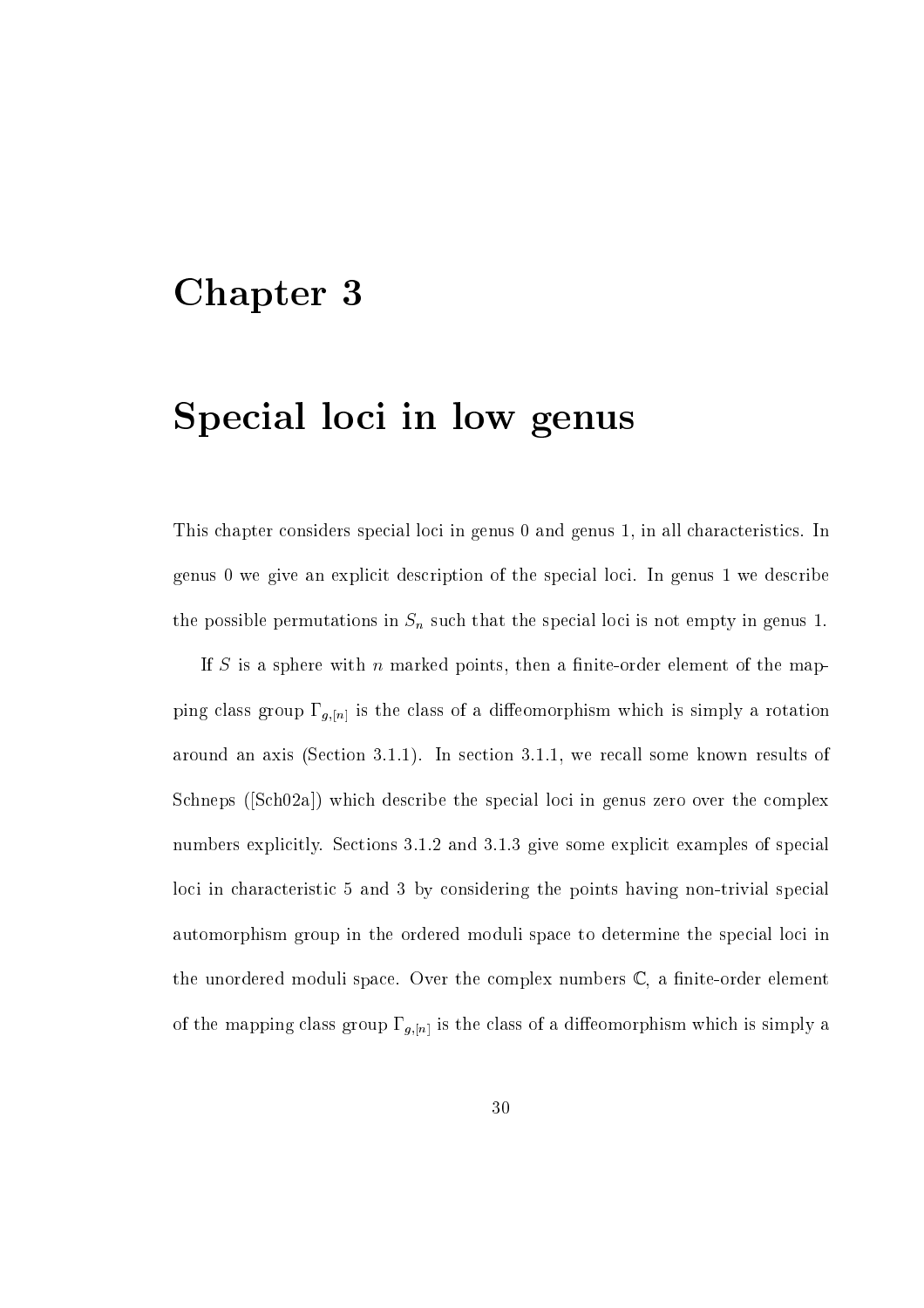# Chapter 3

# Special loci in low genus

This chapter considers special loci in genus 0 and genus 1, in all characteristics. In genus 0 we give an explicit description of the special loci. In genus 1 we describe the possible permutations in $S_n$ such that the special loci is not empty in genus 1.

If $S$ is a sphere with $n$ marked points, then a finite-order element of the mapping class group $\Gamma_{g,[n]}$ is the class of a diffeomorphism which is simply a rotation around an axis (Section 3.1.1). In section 3.1.1, we recall some known results of Schneps ([Sch02a]) which describe the special loci in genus zero over the complex numbers explicitly. Sections 3.1.2 and 3.1.3 give some explicit examples of special loci in characteristic 5 and 3 by considering the points having non-trivial special automorphism group in the ordered moduli space to determine the special loci in the unordered moduli space. Over the complex numbers $\mathbb{C}$, a finite-order element of the mapping class group $\Gamma_{g,[n]}$ is the class of a diffeomorphism which is simply a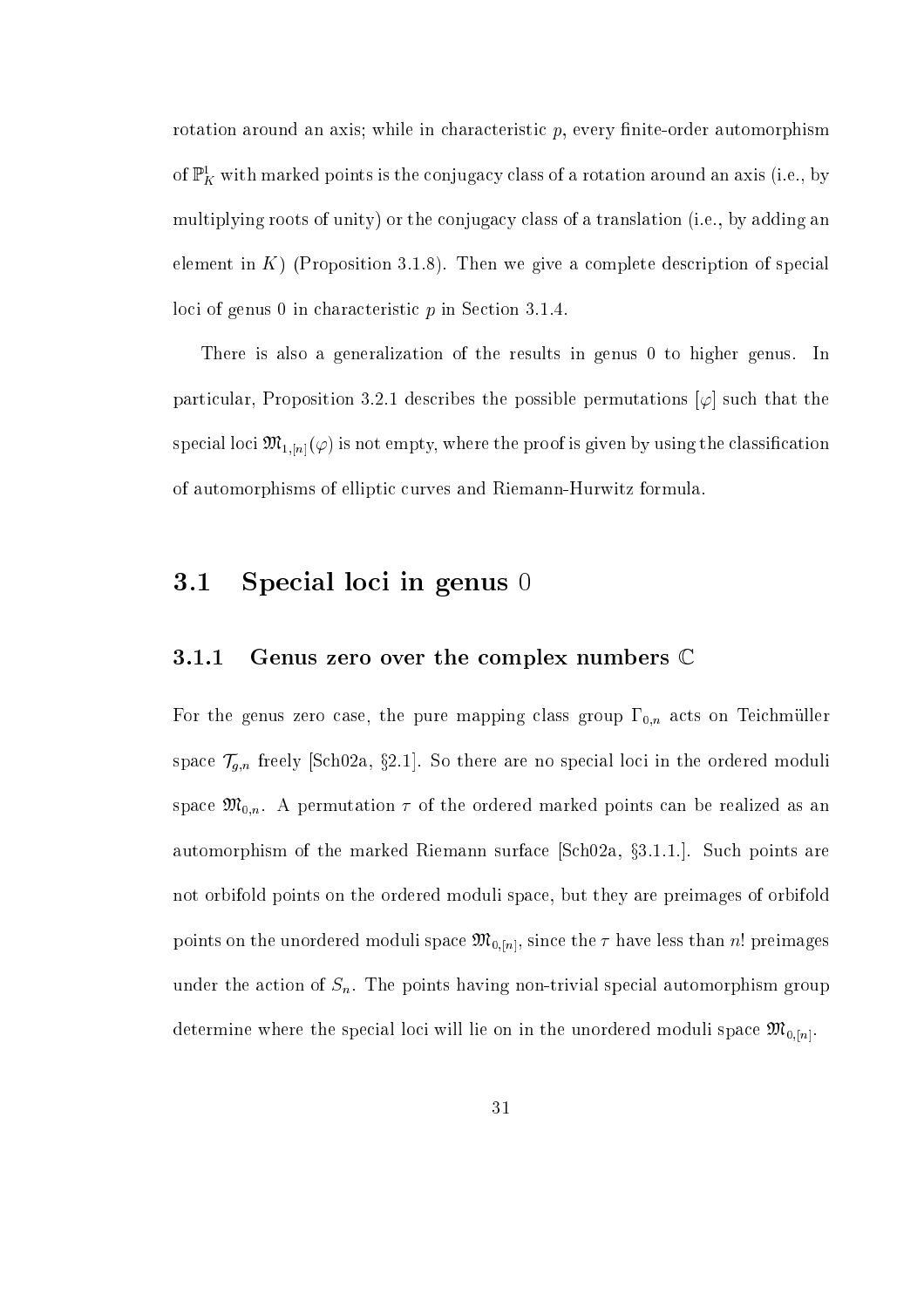rotation around an axis; while in characteristic $p$, every finite-order automorphism of $\mathbb{P}^1_K$ with marked points is the conjugacy class of a rotation around an axis (i.e., by multiplying roots of unity) or the conjugacy class of a translation (i.e., by adding an element in $K$) (Proposition 3.1.8). Then we give a complete description of special loci of genus 0 in characteristic $p$ in Section 3.1.4.

There is also a generalization of the results in genus 0 to higher genus. In particular, Proposition 3.2.1 describes the possible permutations $[\varphi]$ such that the special loci $\mathfrak{M}_{1,[n]}(\varphi)$ is not empty, where the proof is given by using the classification of automorphisms of elliptic curves and Riemann-Hurwitz formula.

## 3.1 Special loci in genus 0

### 3.1.1 Genus zero over the complex numbers $\mathbb{C}$

For the genus zero case, the pure mapping class group $\Gamma_{0,n}$ acts on Teichmüller space $\mathcal{T}_{g,n}$ freely [Sch02a, §2.1]. So there are no special loci in the ordered moduli space $\mathfrak{M}_{0,n}$. A permutation $\tau$ of the ordered marked points can be realized as an automorphism of the marked Riemann surface [Sch02a, §3.1.1.]. Such points are not orbifold points on the ordered moduli space, but they are preimages of orbifold points on the unordered moduli space $\mathfrak{M}_{0,[n]}$, since the $\tau$ have less than $n!$ preimages under the action of $S_n$. The points having non-trivial special automorphism group determine where the special loci will lie on in the unordered moduli space $\mathfrak{M}_{0,[n]}$.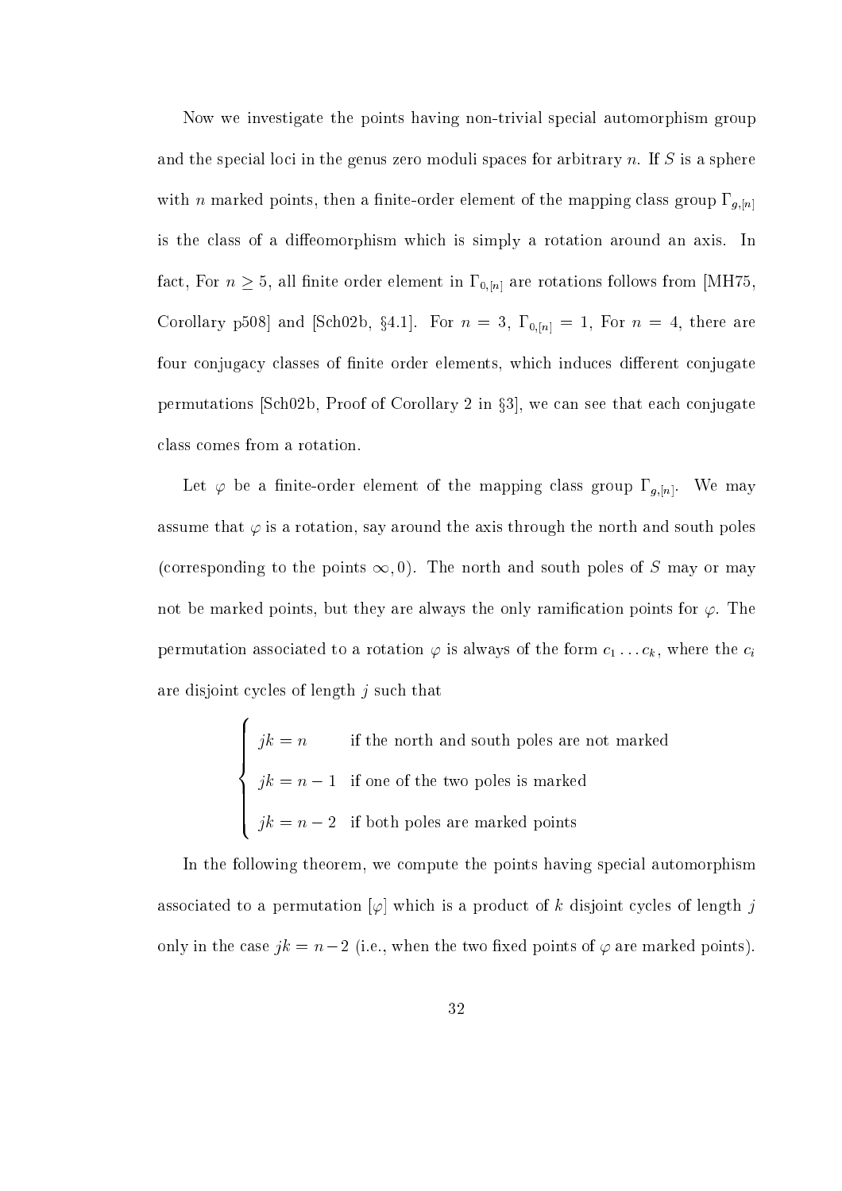Now we investigate the points having non-trivial special automorphism group and the special loci in the genus zero moduli spaces for arbitrary $n$. If $S$ is a sphere with $n$ marked points, then a finite-order element of the mapping class group $\Gamma_{g,[n]}$ is the class of a diffeomorphism which is simply a rotation around an axis. In fact, For $n \geq 5$, all finite order element in $\Gamma_{0,[n]}$ are rotations follows from [MH75, Corollary p508] and [Sch02b, §4.1]. For $n = 3$, $\Gamma_{0,[n]} = 1$, For $n = 4$, there are four conjugacy classes of finite order elements, which induces different conjugate permutations [Sch02b, Proof of Corollary 2 in §3], we can see that each conjugate class comes from a rotation.

Let $\varphi$ be a finite-order element of the mapping class group $\Gamma_{g,[n]}$. We may assume that $\varphi$ is a rotation, say around the axis through the north and south poles (corresponding to the points $\infty, 0$). The north and south poles of $S$ may or may not be marked points, but they are always the only ramification points for $\varphi$. The permutation associated to a rotation $\varphi$ is always of the form $c_1 \ldots c_k$, where the $c_i$ are disjoint cycles of length $j$ such that

$$
\begin{cases}
jk = n & \text{if the north and south poles are not marked} \\
jk = n-1 & \text{if one of the two poles is marked} \\
jk = n-2 & \text{if both poles are marked points}
\end{cases}
$$

In the following theorem, we compute the points having special automorphism associated to a permutation $[\varphi]$ which is a product of $k$ disjoint cycles of length $j$ only in the case $jk = n-2$ (i.e., when the two fixed points of $\varphi$ are marked points).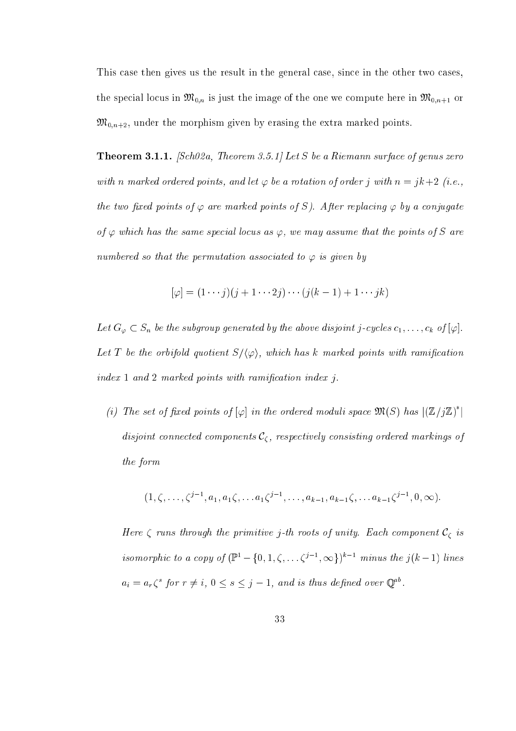This case then gives us the result in the general case, since in the other two cases, the special locus in $\mathfrak{M}_{0,n}$ is just the image of the one we compute here in $\mathfrak{M}_{0,n+1}$ or $\mathfrak{M}_{0,n+2}$, under the morphism given by erasing the extra marked points.

**Theorem 3.1.1.** *[Sch02a, Theorem 3.5.1] Let $S$ be a Riemann surface of genus zero with $n$ marked ordered points, and let $\varphi$ be a rotation of order $j$ with $n = jk+2$ (i.e., the two fixed points of $\varphi$ are marked points of $S$). After replacing $\varphi$ by a conjugate of $\varphi$ which has the same special locus as $\varphi$, we may assume that the points of $S$ are numbered so that the permutation associated to $\varphi$ is given by*

$$[\varphi] = (1 \cdots j)(j+1 \cdots 2j) \cdots (j(k-1)+1 \cdots jk)$$

*Let $G_\varphi \subset S_n$ be the subgroup generated by the above disjoint $j$-cycles $c_1, \ldots, c_k$ of $[\varphi]$. Let $T$ be the orbifold quotient $S/\langle\varphi\rangle$, which has $k$ marked points with ramification index 1 and 2 marked points with ramification index $j$.*

*(i) The set of fixed points of $[\varphi]$ in the ordered moduli space $\mathfrak{M}(S)$ has $|(\mathbb{Z}/j\mathbb{Z})^*|$ disjoint connected components $\mathcal{C}_\zeta$, respectively consisting ordered markings of the form*

$$(1, \zeta, \ldots, \zeta^{j-1}, a_1, a_1\zeta, \ldots a_1\zeta^{j-1}, \ldots, a_{k-1}, a_{k-1}\zeta, \ldots a_{k-1}\zeta^{j-1}, 0, \infty).$$

*Here $\zeta$ runs through the primitive $j$-th roots of unity. Each component $\mathcal{C}_\zeta$ is isomorphic to a copy of $(\mathbb{P}^1 - \{0, 1, \zeta, \ldots \zeta^{j-1}, \infty\})^{k-1}$ minus the $j(k-1)$ lines $a_i = a_r\zeta^s$ for $r \neq i$, $0 \leq s \leq j-1$, and is thus defined over $\mathbb{Q}^{ab}$.*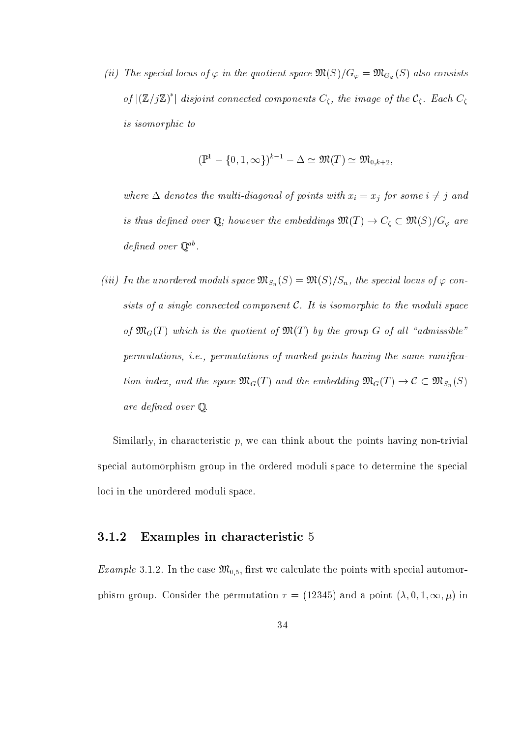*(ii) The special locus of $\varphi$ in the quotient space $\mathfrak{M}(S)/G_\varphi = \mathfrak{M}_{G_\varphi}(S)$ also consists of $|(\mathbb{Z}/j\mathbb{Z})^*|$ disjoint connected components $C_\zeta$, the image of the $\mathcal{C}_\zeta$. Each $C_\zeta$ is isomorphic to*

$$(\mathbb{P}^1 - \{0, 1, \infty\})^{k-1} - \Delta \simeq \mathfrak{M}(T) \simeq \mathfrak{M}_{0,k+2},$$

*where $\Delta$ denotes the multi-diagonal of points with $x_i = x_j$ for some $i \neq j$ and is thus defined over $\mathbb{Q}$; however the embeddings $\mathfrak{M}(T) \to C_\zeta \subset \mathfrak{M}(S)/G_\varphi$ are defined over $\mathbb{Q}^{ab}$.*

*(iii) In the unordered moduli space $\mathfrak{M}_{S_n}(S) = \mathfrak{M}(S)/S_n$, the special locus of $\varphi$ consists of a single connected component $\mathcal{C}$. It is isomorphic to the moduli space of $\mathfrak{M}_G(T)$ which is the quotient of $\mathfrak{M}(T)$ by the group $G$ of all "admissible" permutations, i.e., permutations of marked points having the same ramification index, and the space $\mathfrak{M}_G(T)$ and the embedding $\mathfrak{M}_G(T) \to \mathcal{C} \subset \mathfrak{M}_{S_n}(S)$ are defined over $\mathbb{Q}$.*

Similarly, in characteristic $p$, we can think about the points having non-trivial special automorphism group in the ordered moduli space to determine the special loci in the unordered moduli space.

### 3.1.2 Examples in characteristic 5

*Example* 3.1.2. In the case $\mathfrak{M}_{0,5}$, first we calculate the points with special automorphism group. Consider the permutation $\tau = (12345)$ and a point $(\lambda, 0, 1, \infty, \mu)$ in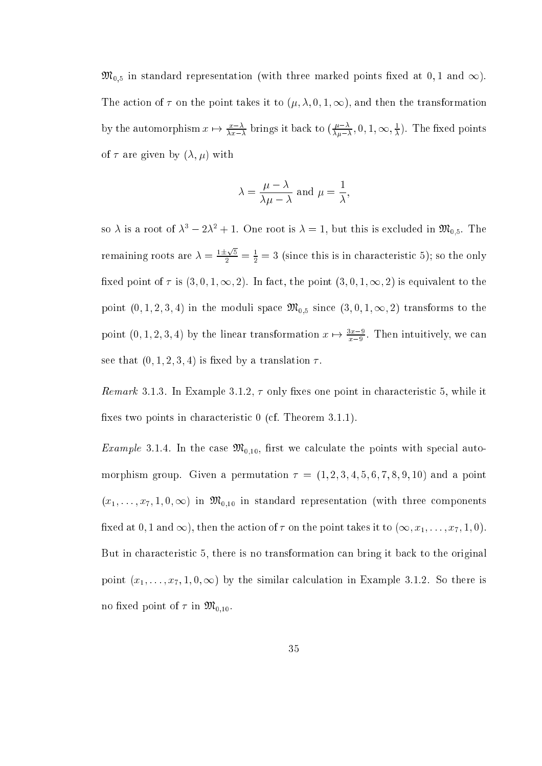$\mathfrak{M}_{0,5}$ in standard representation (with three marked points fixed at $0, 1$ and $\infty$). The action of $\tau$ on the point takes it to $(\mu, \lambda, 0, 1, \infty)$, and then the transformation by the automorphism $x \mapsto \frac{x-\lambda}{\lambda x-\lambda}$ brings it back to $(\frac{\mu-\lambda}{\lambda\mu-\lambda}, 0, 1, \infty, \frac{1}{\lambda})$. The fixed points of $\tau$ are given by $(\lambda, \mu)$ with

$$\lambda = \frac{\mu - \lambda}{\lambda\mu - \lambda} \text{ and } \mu = \frac{1}{\lambda},$$

so $\lambda$ is a root of $\lambda^3 - 2\lambda^2 + 1$. One root is $\lambda = 1$, but this is excluded in $\mathfrak{M}_{0,5}$. The remaining roots are $\lambda = \frac{1\pm\sqrt{5}}{2} = \frac{1}{2} = 3$ (since this is in characteristic 5); so the only fixed point of $\tau$ is $(3, 0, 1, \infty, 2)$. In fact, the point $(3, 0, 1, \infty, 2)$ is equivalent to the point $(0, 1, 2, 3, 4)$ in the moduli space $\mathfrak{M}_{0,5}$ since $(3, 0, 1, \infty, 2)$ transforms to the point $(0, 1, 2, 3, 4)$ by the linear transformation $x \mapsto \frac{3x-9}{x-9}$. Then intuitively, we can see that $(0, 1, 2, 3, 4)$ is fixed by a translation $\tau$.

*Remark* 3.1.3. In Example 3.1.2, $\tau$ only fixes one point in characteristic 5, while it fixes two points in characteristic 0 (cf. Theorem 3.1.1).

*Example* 3.1.4. In the case $\mathfrak{M}_{0,10}$, first we calculate the points with special automorphism group. Given a permutation $\tau = (1, 2, 3, 4, 5, 6, 7, 8, 9, 10)$ and a point $(x_1, \ldots, x_7, 1, 0, \infty)$ in $\mathfrak{M}_{0,10}$ in standard representation (with three components fixed at $0, 1$ and $\infty$), then the action of $\tau$ on the point takes it to $(\infty, x_1, \ldots, x_7, 1, 0)$. But in characteristic 5, there is no transformation can bring it back to the original point $(x_1, \ldots, x_7, 1, 0, \infty)$ by the similar calculation in Example 3.1.2. So there is no fixed point of $\tau$ in $\mathfrak{M}_{0,10}$.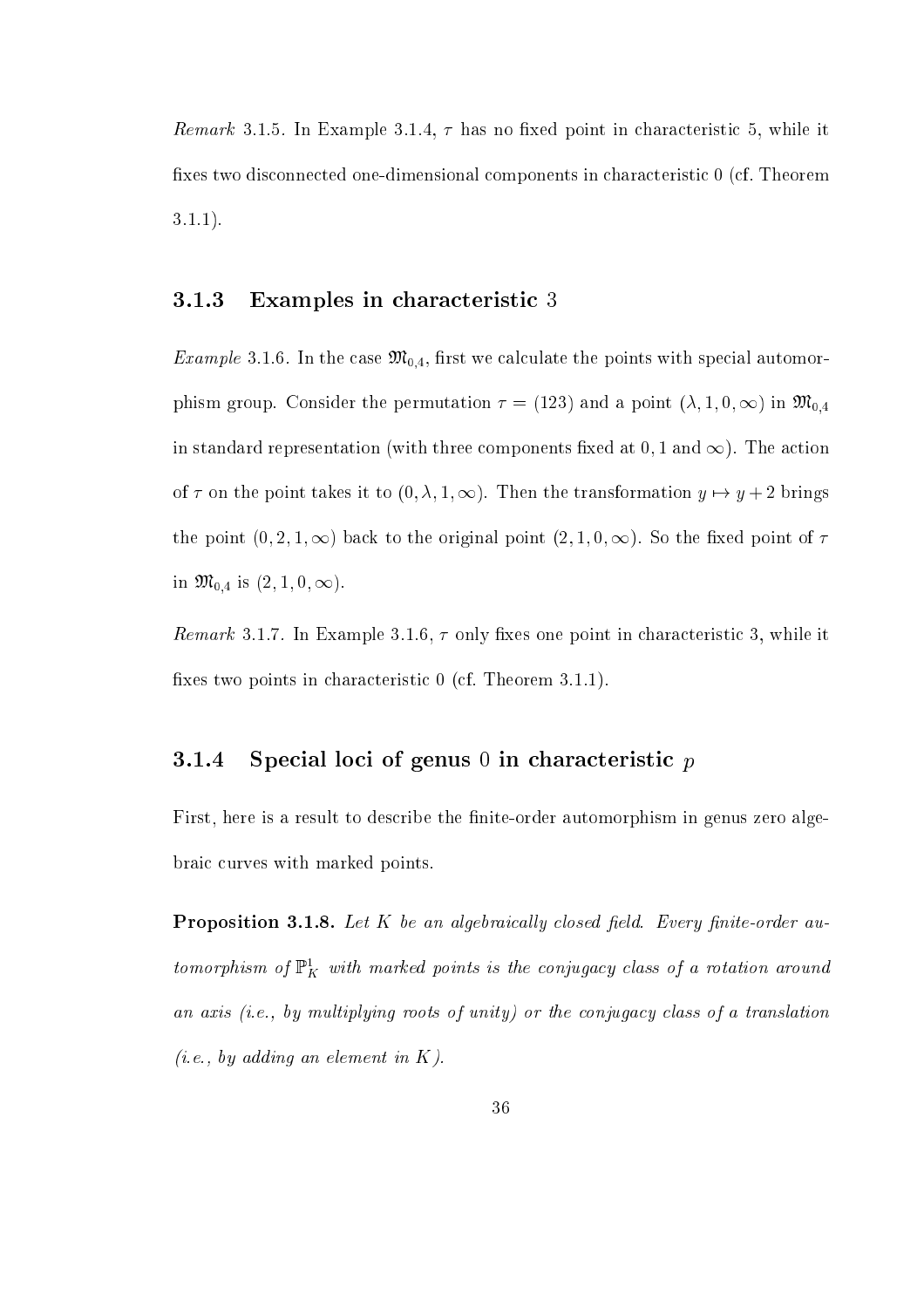*Remark* 3.1.5. In Example 3.1.4, $\tau$ has no fixed point in characteristic 5, while it fixes two disconnected one-dimensional components in characteristic 0 (cf. Theorem 3.1.1).

### 3.1.3 Examples in characteristic 3

*Example* 3.1.6. In the case $\mathfrak{M}_{0,4}$, first we calculate the points with special automorphism group. Consider the permutation $\tau = (123)$ and a point $(\lambda, 1, 0, \infty)$ in $\mathfrak{M}_{0,4}$ in standard representation (with three components fixed at $0, 1$ and $\infty$). The action of $\tau$ on the point takes it to $(0, \lambda, 1, \infty)$. Then the transformation $y \mapsto y + 2$ brings the point $(0, 2, 1, \infty)$ back to the original point $(2, 1, 0, \infty)$. So the fixed point of $\tau$ in $\mathfrak{M}_{0,4}$ is $(2, 1, 0, \infty)$.

*Remark* 3.1.7. In Example 3.1.6, $\tau$ only fixes one point in characteristic 3, while it fixes two points in characteristic 0 (cf. Theorem 3.1.1).

### 3.1.4 Special loci of genus 0 in characteristic $p$

First, here is a result to describe the finite-order automorphism in genus zero algebraic curves with marked points.

**Proposition 3.1.8.** *Let $K$ be an algebraically closed field. Every finite-order automorphism of $\mathbb{P}^1_K$ with marked points is the conjugacy class of a rotation around an axis (i.e., by multiplying roots of unity) or the conjugacy class of a translation (i.e., by adding an element in $K$).*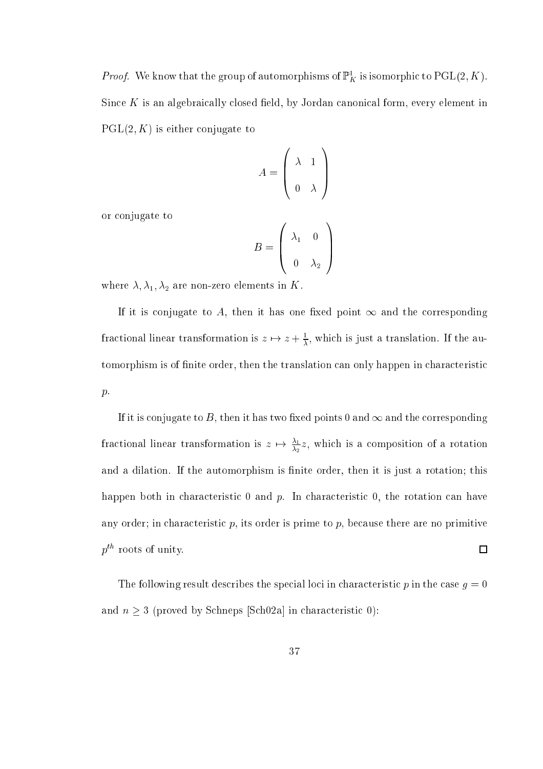*Proof*. We know that the group of automorphisms of $\mathbb{P}^1_K$ is isomorphic to $\mathrm{PGL}(2, K)$. Since $K$ is an algebraically closed field, by Jordan canonical form, every element in $\mathrm{PGL}(2, K)$ is either conjugate to

$$A = \begin{pmatrix} \lambda & 1 \\ 0 & \lambda \end{pmatrix}$$

or conjugate to

$$B = \begin{pmatrix} \lambda_1 & 0 \\ 0 & \lambda_2 \end{pmatrix}$$

where $\lambda, \lambda_1, \lambda_2$ are non-zero elements in $K$.

If it is conjugate to $A$, then it has one fixed point $\infty$ and the corresponding fractional linear transformation is $z \mapsto z + \frac{1}{\lambda}$, which is just a translation. If the automorphism is of finite order, then the translation can only happen in characteristic $p$.

If it is conjugate to $B$, then it has two fixed points $0$ and $\infty$ and the corresponding fractional linear transformation is $z \mapsto \frac{\lambda_1}{\lambda_2} z$, which is a composition of a rotation and a dilation. If the automorphism is finite order, then it is just a rotation; this happen both in characteristic 0 and $p$. In characteristic 0, the rotation can have any order; in characteristic $p$, its order is prime to $p$, because there are no primitive $p^{th}$ roots of unity. $\square$

The following result describes the special loci in characteristic $p$ in the case $g = 0$ and $n \geq 3$ (proved by Schneps [Sch02a] in characteristic 0):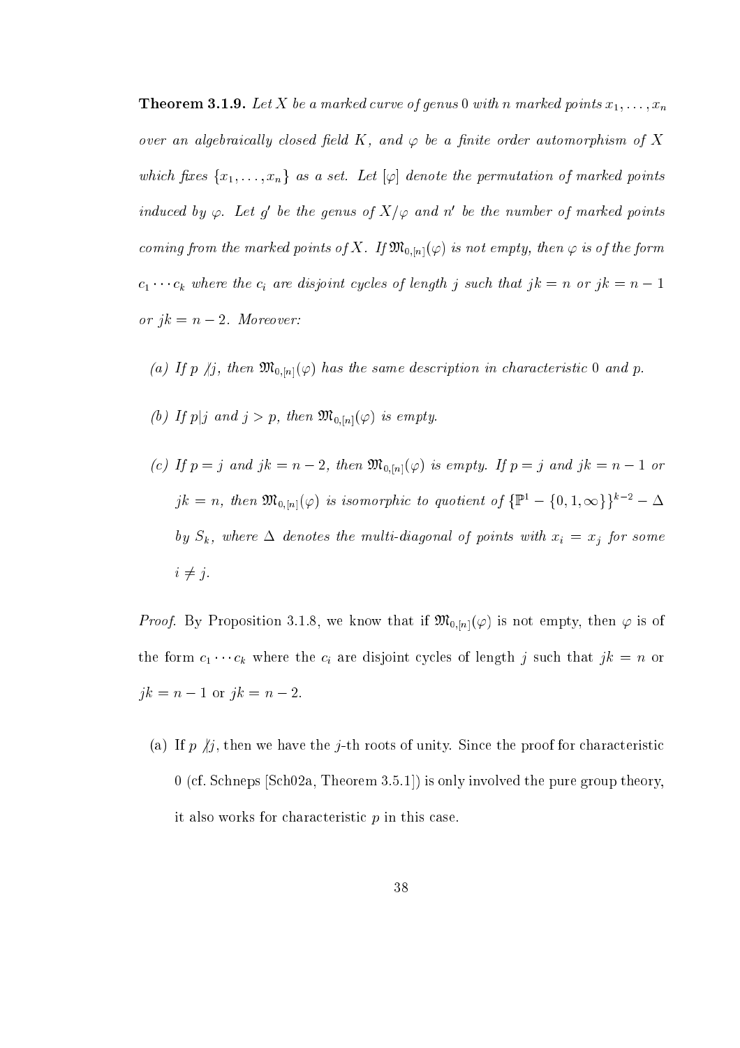**Theorem 3.1.9.** *Let $X$ be a marked curve of genus 0 with $n$ marked points $x_1, \ldots, x_n$ over an algebraically closed field $K$, and $\varphi$ be a finite order automorphism of $X$ which fixes $\{x_1, \ldots, x_n\}$ as a set. Let $[\varphi]$ denote the permutation of marked points induced by $\varphi$. Let $g'$ be the genus of $X/\varphi$ and $n'$ be the number of marked points coming from the marked points of $X$. If $\mathfrak{M}_{0,[n]}(\varphi)$ is not empty, then $\varphi$ is of the form $c_1 \cdots c_k$ where the $c_i$ are disjoint cycles of length $j$ such that $jk = n$ or $jk = n-1$ or $jk = n-2$. Moreover:*

- *(a) If $p \not| j$, then $\mathfrak{M}_{0,[n]}(\varphi)$ has the same description in characteristic 0 and $p$.*
- *(b) If $p | j$ and $j > p$, then $\mathfrak{M}_{0,[n]}(\varphi)$ is empty.*
- *(c) If $p = j$ and $jk = n-2$, then $\mathfrak{M}_{0,[n]}(\varphi)$ is empty. If $p = j$ and $jk = n-1$ or $jk = n$, then $\mathfrak{M}_{0,[n]}(\varphi)$ is isomorphic to quotient of $\{\mathbb{P}^1 - \{0, 1, \infty\}\}^{k-2} - \Delta$ by $S_k$, where $\Delta$ denotes the multi-diagonal of points with $x_i = x_j$ for some $i \neq j$.*

*Proof.* By Proposition 3.1.8, we know that if $\mathfrak{M}_{0,[n]}(\varphi)$ is not empty, then $\varphi$ is of the form $c_1 \cdots c_k$ where the $c_i$ are disjoint cycles of length $j$ such that $jk = n$ or $jk = n-1$ or $jk = n-2$.

(a) If $p \not| j$, then we have the $j$-th roots of unity. Since the proof for characteristic 0 (cf. Schneps [Sch02a, Theorem 3.5.1]) is only involved the pure group theory, it also works for characteristic $p$ in this case.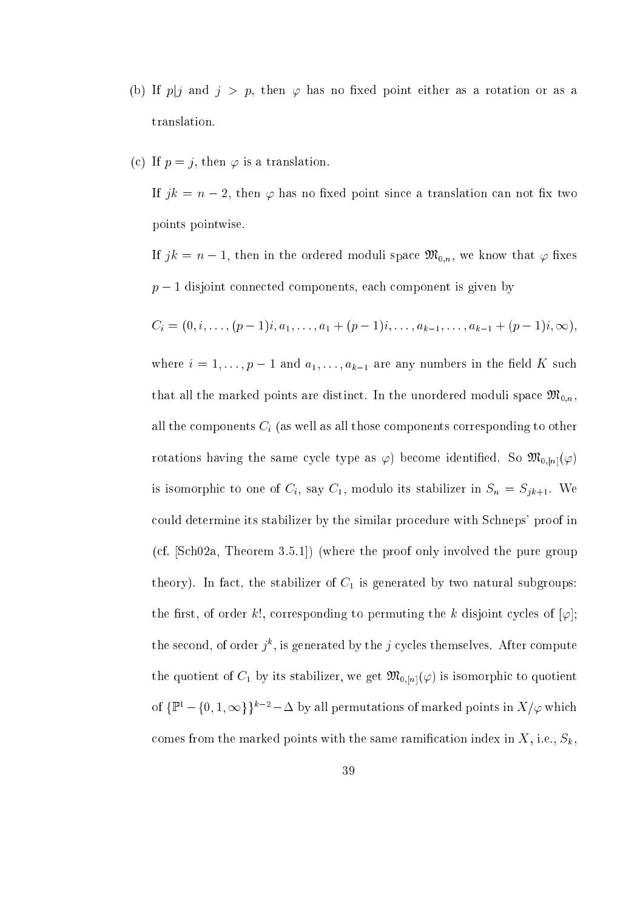(b) If $p|j$ and $j > p$, then $\varphi$ has no fixed point either as a rotation or as a translation.

(c) If $p = j$, then $\varphi$ is a translation.

If $jk = n-2$, then $\varphi$ has no fixed point since a translation can not fix two points pointwise.

If $jk = n-1$, then in the ordered moduli space $\mathfrak{M}_{0,n}$, we know that $\varphi$ fixes $p-1$ disjoint connected components, each component is given by

$$C_i = (0, i, \ldots, (p-1)i, a_1, \ldots, a_1 + (p-1)i, \ldots, a_{k-1}, \ldots, a_{k-1} + (p-1)i, \infty),$$

where $i = 1, \ldots, p-1$ and $a_1, \ldots, a_{k-1}$ are any numbers in the field $K$ such that all the marked points are distinct. In the unordered moduli space $\mathfrak{M}_{0,n}$, all the components $C_i$ (as well as all those components corresponding to other rotations having the same cycle type as $\varphi$) become identified. So $\mathfrak{M}_{0,[n]}(\varphi)$ is isomorphic to one of $C_i$, say $C_1$, modulo its stabilizer in $S_n = S_{jk+1}$. We could determine its stabilizer by the similar procedure with Schneps' proof in (cf. [Sch02a, Theorem 3.5.1]) (where the proof only involved the pure group theory). In fact, the stabilizer of $C_1$ is generated by two natural subgroups: the first, of order $k!$, corresponding to permuting the $k$ disjoint cycles of $[\varphi]$; the second, of order $j^k$, is generated by the $j$ cycles themselves. After compute the quotient of $C_1$ by its stabilizer, we get $\mathfrak{M}_{0,[n]}(\varphi)$ is isomorphic to quotient of $\{\mathbb{P}^1 - \{0, 1, \infty\}\}^{k-2} - \Delta$ by all permutations of marked points in $X/\varphi$ which comes from the marked points with the same ramification index in $X$, i.e., $S_k$,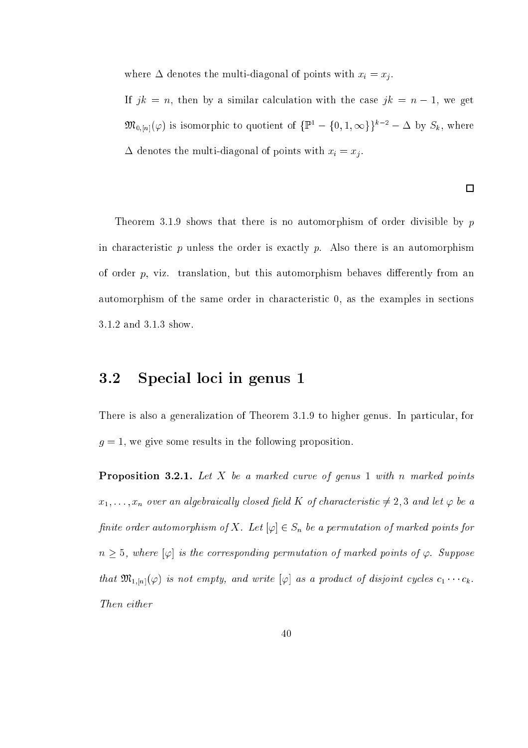where $\Delta$ denotes the multi-diagonal of points with $x_i = x_j$.

If $jk = n$, then by a similar calculation with the case $jk = n - 1$, we get $\mathfrak{M}_{0,[n]}(\varphi)$ is isomorphic to quotient of $\{\mathbb{P}^1 - \{0, 1, \infty\}\}^{k-2} - \Delta$ by $S_k$, where $\Delta$ denotes the multi-diagonal of points with $x_i = x_j$.

$\square$

Theorem 3.1.9 shows that there is no automorphism of order divisible by $p$ in characteristic $p$ unless the order is exactly $p$. Also there is an automorphism of order $p$, viz. translation, but this automorphism behaves differently from an automorphism of the same order in characteristic 0, as the examples in sections 3.1.2 and 3.1.3 show.

## 3.2 Special loci in genus 1

There is also a generalization of Theorem 3.1.9 to higher genus. In particular, for $g = 1$, we give some results in the following proposition.

**Proposition 3.2.1.** *Let $X$ be a marked curve of genus 1 with $n$ marked points $x_1, \ldots, x_n$ over an algebraically closed field $K$ of characteristic $\neq 2, 3$ and let $\varphi$ be a finite order automorphism of $X$. Let $[\varphi] \in S_n$ be a permutation of marked points for $n \geq 5$, where $[\varphi]$ is the corresponding permutation of marked points of $\varphi$. Suppose that $\mathfrak{M}_{1,[n]}(\varphi)$ is not empty, and write $[\varphi]$ as a product of disjoint cycles $c_1 \cdots c_k$. Then either*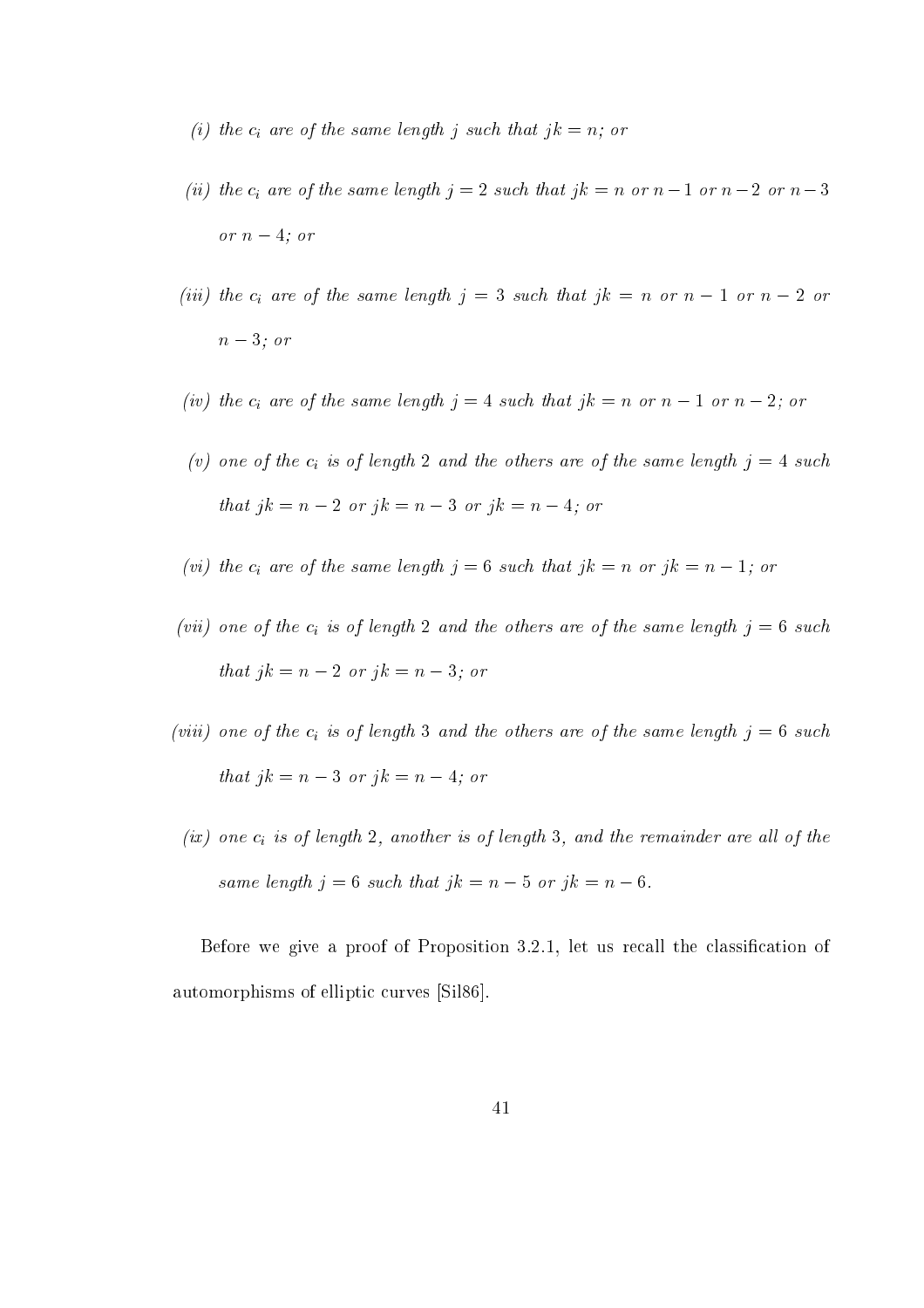*(i) the $c_i$ are of the same length $j$ such that $jk = n$; or*

*(ii) the $c_i$ are of the same length $j = 2$ such that $jk = n$ or $n-1$ or $n-2$ or $n-3$ or $n-4$; or*

*(iii) the $c_i$ are of the same length $j = 3$ such that $jk = n$ or $n-1$ or $n-2$ or $n-3$; or*

*(iv) the $c_i$ are of the same length $j = 4$ such that $jk = n$ or $n-1$ or $n-2$; or*

*(v) one of the $c_i$ is of length $2$ and the others are of the same length $j = 4$ such that $jk = n-2$ or $jk = n-3$ or $jk = n-4$; or*

*(vi) the $c_i$ are of the same length $j = 6$ such that $jk = n$ or $jk = n-1$; or*

*(vii) one of the $c_i$ is of length $2$ and the others are of the same length $j = 6$ such that $jk = n-2$ or $jk = n-3$; or*

*(viii) one of the $c_i$ is of length $3$ and the others are of the same length $j = 6$ such that $jk = n-3$ or $jk = n-4$; or*

*(ix) one $c_i$ is of length $2$, another is of length $3$, and the remainder are all of the same length $j = 6$ such that $jk = n-5$ or $jk = n-6$.*

Before we give a proof of Proposition 3.2.1, let us recall the classification of automorphisms of elliptic curves [Sil86].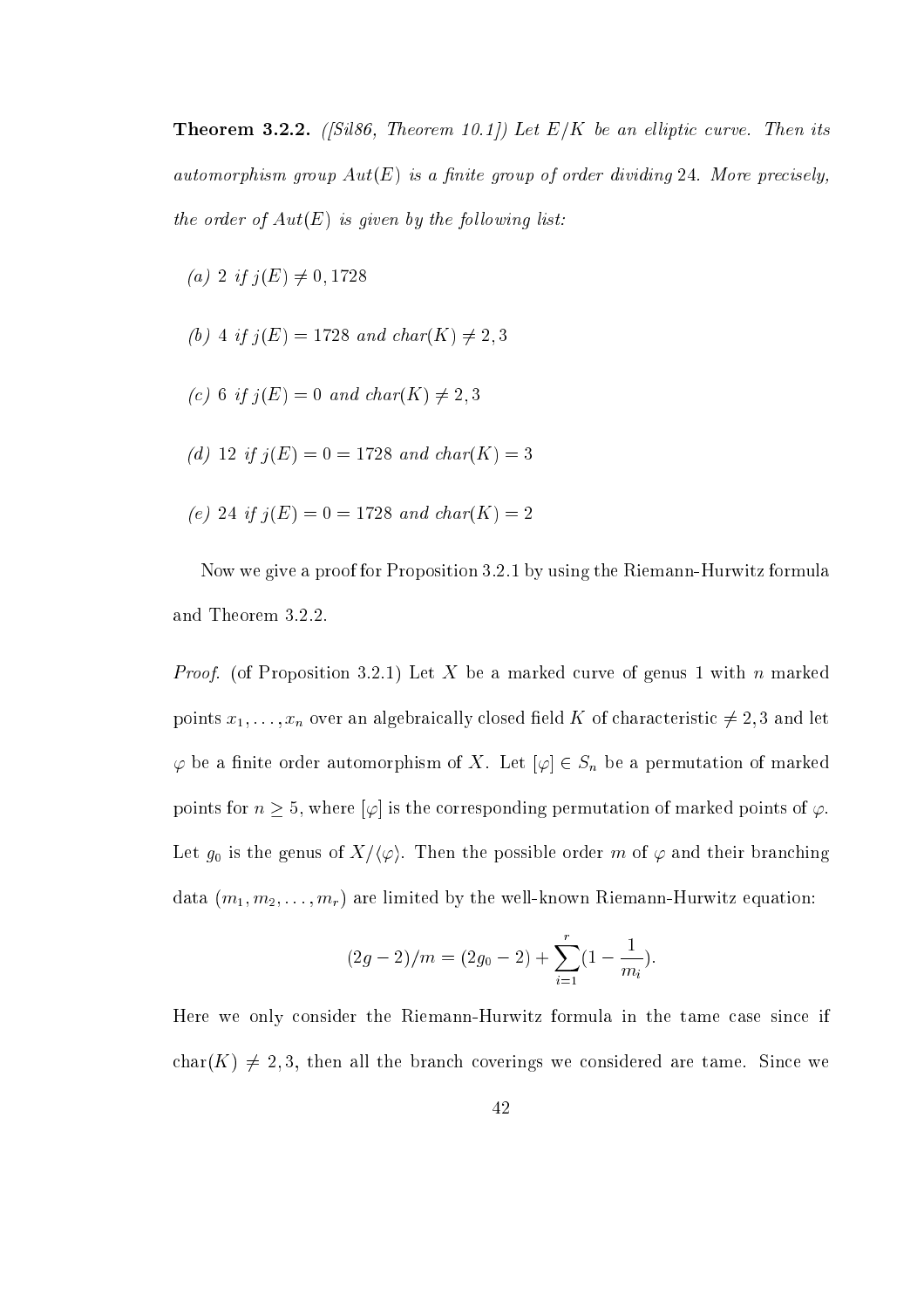**Theorem 3.2.2.** *([Sil86, Theorem 10.1]) Let $E/K$ be an elliptic curve. Then its automorphism group $Aut(E)$ is a finite group of order dividing 24. More precisely, the order of $Aut(E)$ is given by the following list:*

*(a) 2 if $j(E) \neq 0, 1728$*

*(b) 4 if $j(E) = 1728$ and $char(K) \neq 2, 3$*

*(c) 6 if $j(E) = 0$ and $char(K) \neq 2, 3$*

*(d) 12 if $j(E) = 0 = 1728$ and $char(K) = 3$*

*(e) 24 if $j(E) = 0 = 1728$ and $char(K) = 2$*

Now we give a proof for Proposition 3.2.1 by using the Riemann-Hurwitz formula and Theorem 3.2.2.

*Proof.* (of Proposition 3.2.1) Let $X$ be a marked curve of genus 1 with $n$ marked points $x_1, \ldots, x_n$ over an algebraically closed field $K$ of characteristic $\neq 2, 3$ and let $\varphi$ be a finite order automorphism of $X$. Let $[\varphi] \in S_n$ be a permutation of marked points for $n \geq 5$, where $[\varphi]$ is the corresponding permutation of marked points of $\varphi$. Let $g_0$ is the genus of $X/\langle\varphi\rangle$. Then the possible order $m$ of $\varphi$ and their branching data $(m_1, m_2, \ldots, m_r)$ are limited by the well-known Riemann-Hurwitz equation:

$$(2g-2)/m = (2g_0 - 2) + \sum_{i=1}^{r}(1 - \frac{1}{m_i}).$$

Here we only consider the Riemann-Hurwitz formula in the tame case since if $\mathrm{char}(K) \neq 2, 3$, then all the branch coverings we considered are tame. Since we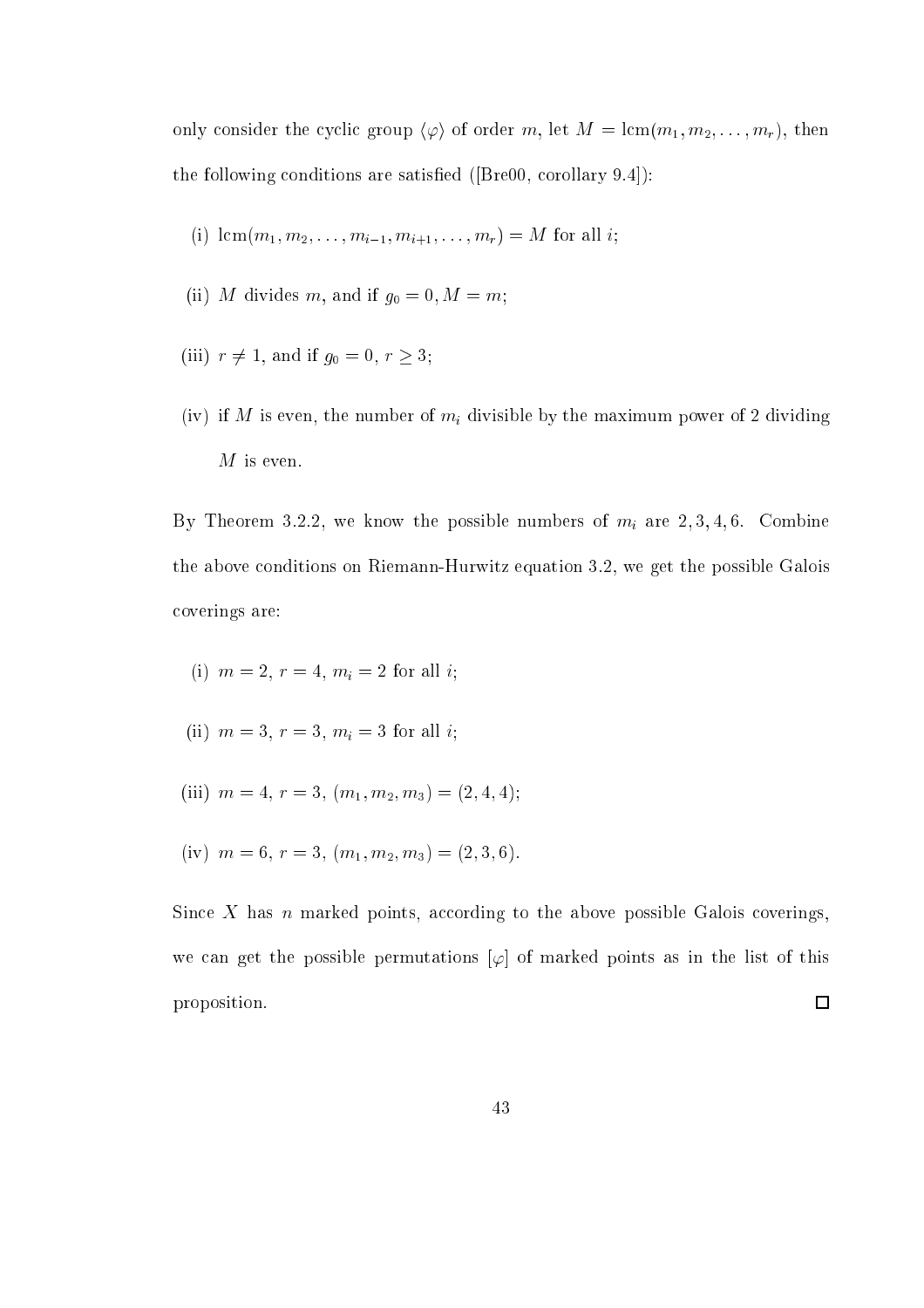only consider the cyclic group $\langle \varphi \rangle$ of order $m$, let $M = \operatorname{lcm}(m_1, m_2, \ldots, m_r)$, then the following conditions are satisfied ([Bre00, corollary 9.4]):

(i) $\operatorname{lcm}(m_1, m_2, \ldots, m_{i-1}, m_{i+1}, \ldots, m_r) = M$ for all $i$;

(ii) $M$ divides $m$, and if $g_0 = 0, M = m$;

(iii) $r \neq 1$, and if $g_0 = 0$, $r \geq 3$;

(iv) if $M$ is even, the number of $m_i$ divisible by the maximum power of 2 dividing $M$ is even.

By Theorem 3.2.2, we know the possible numbers of $m_i$ are $2, 3, 4, 6$. Combine the above conditions on Riemann-Hurwitz equation 3.2, we get the possible Galois coverings are:

(i) $m = 2$, $r = 4$, $m_i = 2$ for all $i$;

(ii) $m = 3$, $r = 3$, $m_i = 3$ for all $i$;

(iii) $m = 4$, $r = 3$, $(m_1, m_2, m_3) = (2, 4, 4)$;

(iv) $m = 6$, $r = 3$, $(m_1, m_2, m_3) = (2, 3, 6)$.

Since $X$ has $n$ marked points, according to the above possible Galois coverings, we can get the possible permutations $[\varphi]$ of marked points as in the list of this proposition. □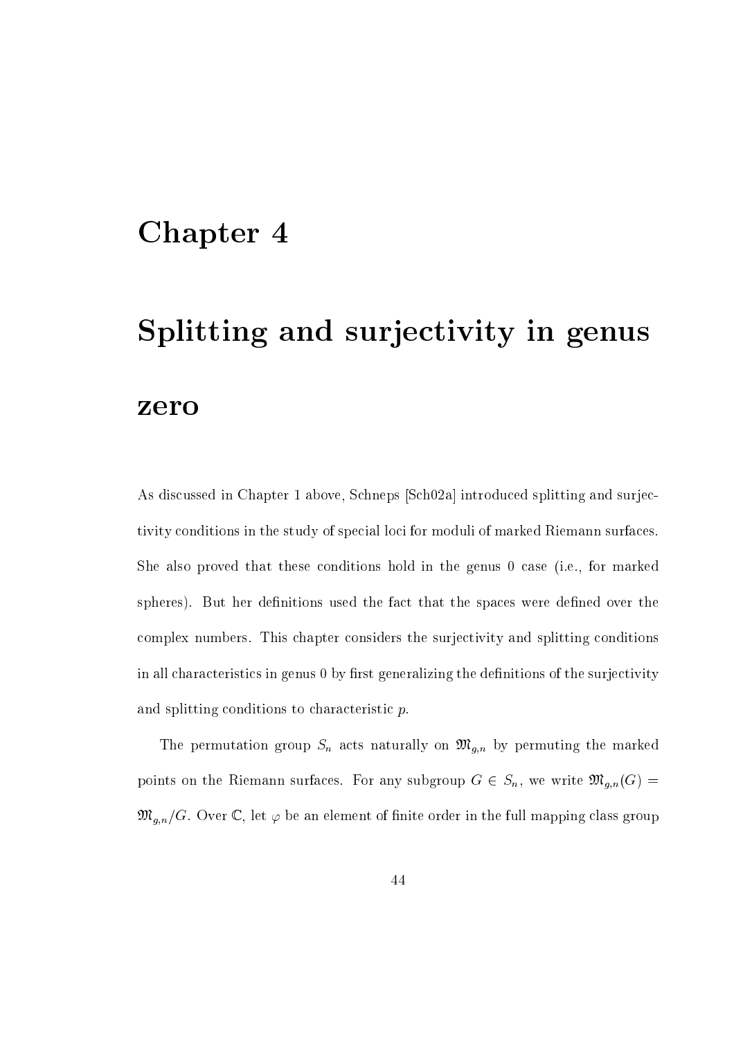# Chapter 4

# Splitting and surjectivity in genus zero

As discussed in Chapter 1 above, Schneps [Sch02a] introduced splitting and surjectivity conditions in the study of special loci for moduli of marked Riemann surfaces. She also proved that these conditions hold in the genus 0 case (i.e., for marked spheres). But her definitions used the fact that the spaces were defined over the complex numbers. This chapter considers the surjectivity and splitting conditions in all characteristics in genus 0 by first generalizing the definitions of the surjectivity and splitting conditions to characteristic $p$.

The permutation group $S_n$ acts naturally on $\mathfrak{M}_{g,n}$ by permuting the marked points on the Riemann surfaces. For any subgroup $G \in S_n$, we write $\mathfrak{M}_{g,n}(G) = \mathfrak{M}_{g,n}/G$. Over $\mathbb{C}$, let $\varphi$ be an element of finite order in the full mapping class group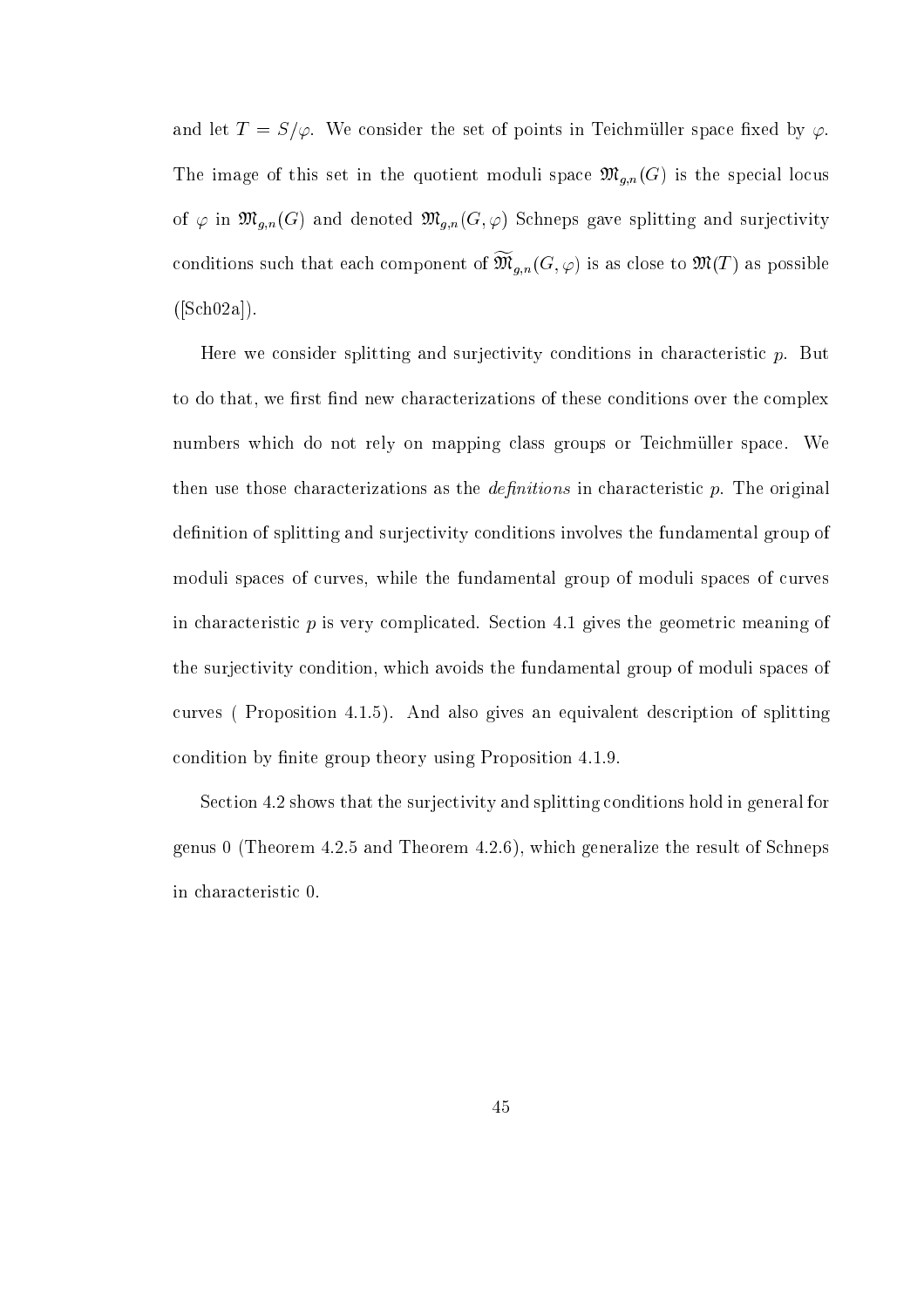and let $T = S/\varphi$. We consider the set of points in Teichmüller space fixed by $\varphi$. The image of this set in the quotient moduli space $\mathfrak{M}_{g,n}(G)$ is the special locus of $\varphi$ in $\mathfrak{M}_{g,n}(G)$ and denoted $\mathfrak{M}_{g,n}(G, \varphi)$ Schneps gave splitting and surjectivity conditions such that each component of $\widetilde{\mathfrak{M}}_{g,n}(G, \varphi)$ is as close to $\mathfrak{M}(T)$ as possible ([Sch02a]).

Here we consider splitting and surjectivity conditions in characteristic $p$. But to do that, we first find new characterizations of these conditions over the complex numbers which do not rely on mapping class groups or Teichmüller space. We then use those characterizations as the *definitions* in characteristic $p$. The original definition of splitting and surjectivity conditions involves the fundamental group of moduli spaces of curves, while the fundamental group of moduli spaces of curves in characteristic $p$ is very complicated. Section 4.1 gives the geometric meaning of the surjectivity condition, which avoids the fundamental group of moduli spaces of curves ( Proposition 4.1.5). And also gives an equivalent description of splitting condition by finite group theory using Proposition 4.1.9.

Section 4.2 shows that the surjectivity and splitting conditions hold in general for genus 0 (Theorem 4.2.5 and Theorem 4.2.6), which generalize the result of Schneps in characteristic 0.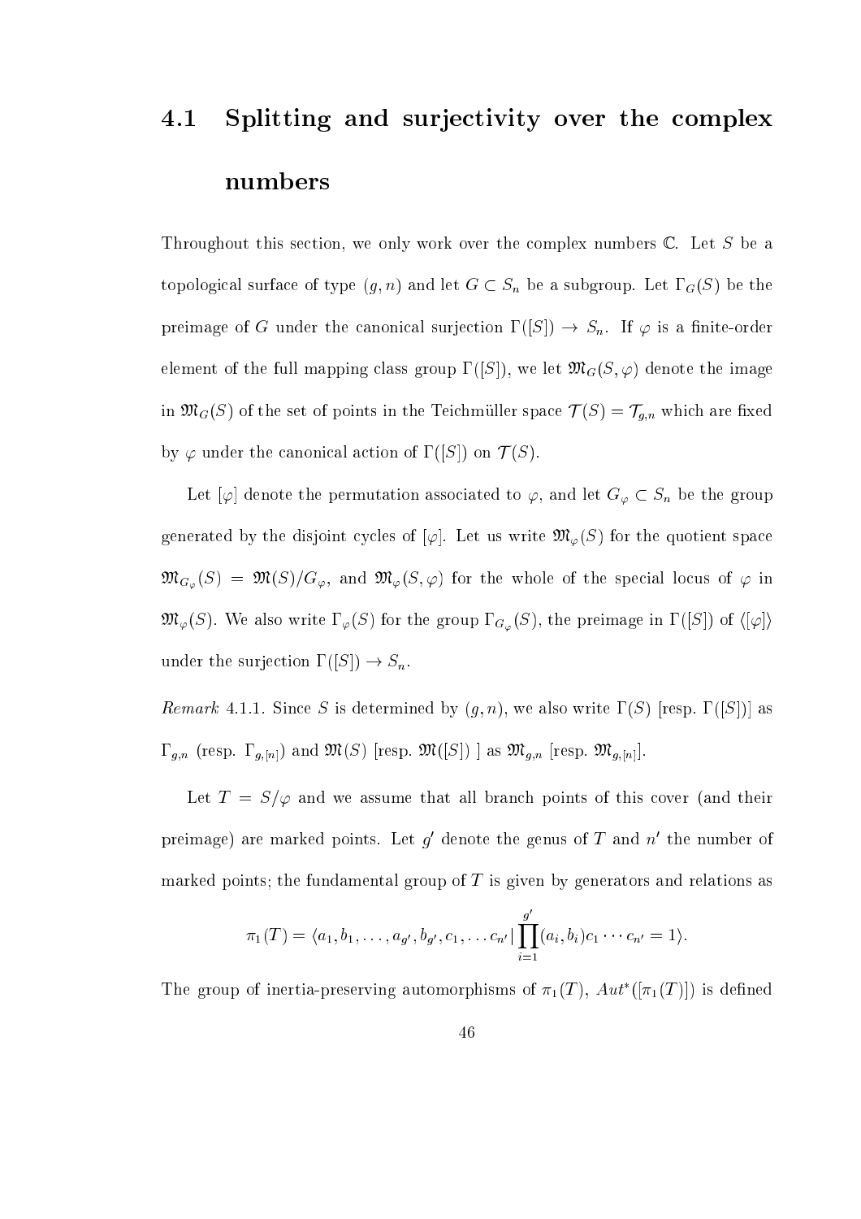## 4.1 Splitting and surjectivity over the complex numbers

Throughout this section, we only work over the complex numbers $\mathbb{C}$. Let $S$ be a topological surface of type $(g, n)$ and let $G \subset S_n$ be a subgroup. Let $\Gamma_G(S)$ be the preimage of $G$ under the canonical surjection $\Gamma([S]) \to S_n$. If $\varphi$ is a finite-order element of the full mapping class group $\Gamma([S])$, we let $\mathfrak{M}_G(S, \varphi)$ denote the image in $\mathfrak{M}_G(S)$ of the set of points in the Teichmüller space $\mathcal{T}(S) = \mathcal{T}_{g,n}$ which are fixed by $\varphi$ under the canonical action of $\Gamma([S])$ on $\mathcal{T}(S)$.

Let $[\varphi]$ denote the permutation associated to $\varphi$, and let $G_\varphi \subset S_n$ be the group generated by the disjoint cycles of $[\varphi]$. Let us write $\mathfrak{M}_\varphi(S)$ for the quotient space $\mathfrak{M}_{G_\varphi}(S) = \mathfrak{M}(S)/G_\varphi$, and $\mathfrak{M}_\varphi(S, \varphi)$ for the whole of the special locus of $\varphi$ in $\mathfrak{M}_\varphi(S)$. We also write $\Gamma_\varphi(S)$ for the group $\Gamma_{G_\varphi}(S)$, the preimage in $\Gamma([S])$ of $\langle [\varphi] \rangle$ under the surjection $\Gamma([S]) \to S_n$.

*Remark* 4.1.1. Since $S$ is determined by $(g, n)$, we also write $\Gamma(S)$ [resp. $\Gamma([S])$] as $\Gamma_{g,n}$ (resp. $\Gamma_{g,[n]}$) and $\mathfrak{M}(S)$ [resp. $\mathfrak{M}([S])$ ] as $\mathfrak{M}_{g,n}$ [resp. $\mathfrak{M}_{g,[n]}$].

Let $T = S/\varphi$ and we assume that all branch points of this cover (and their preimage) are marked points. Let $g'$ denote the genus of $T$ and $n'$ the number of marked points; the fundamental group of $T$ is given by generators and relations as

$$\pi_1(T) = \langle a_1, b_1, \ldots, a_{g'}, b_{g'}, c_1, \ldots c_{n'} \,|\, \prod_{i=1}^{g'} (a_i, b_i) c_1 \cdots c_{n'} = 1 \rangle.$$

The group of inertia-preserving automorphisms of $\pi_1(T)$, $Aut^*([\pi_1(T)])$ is defined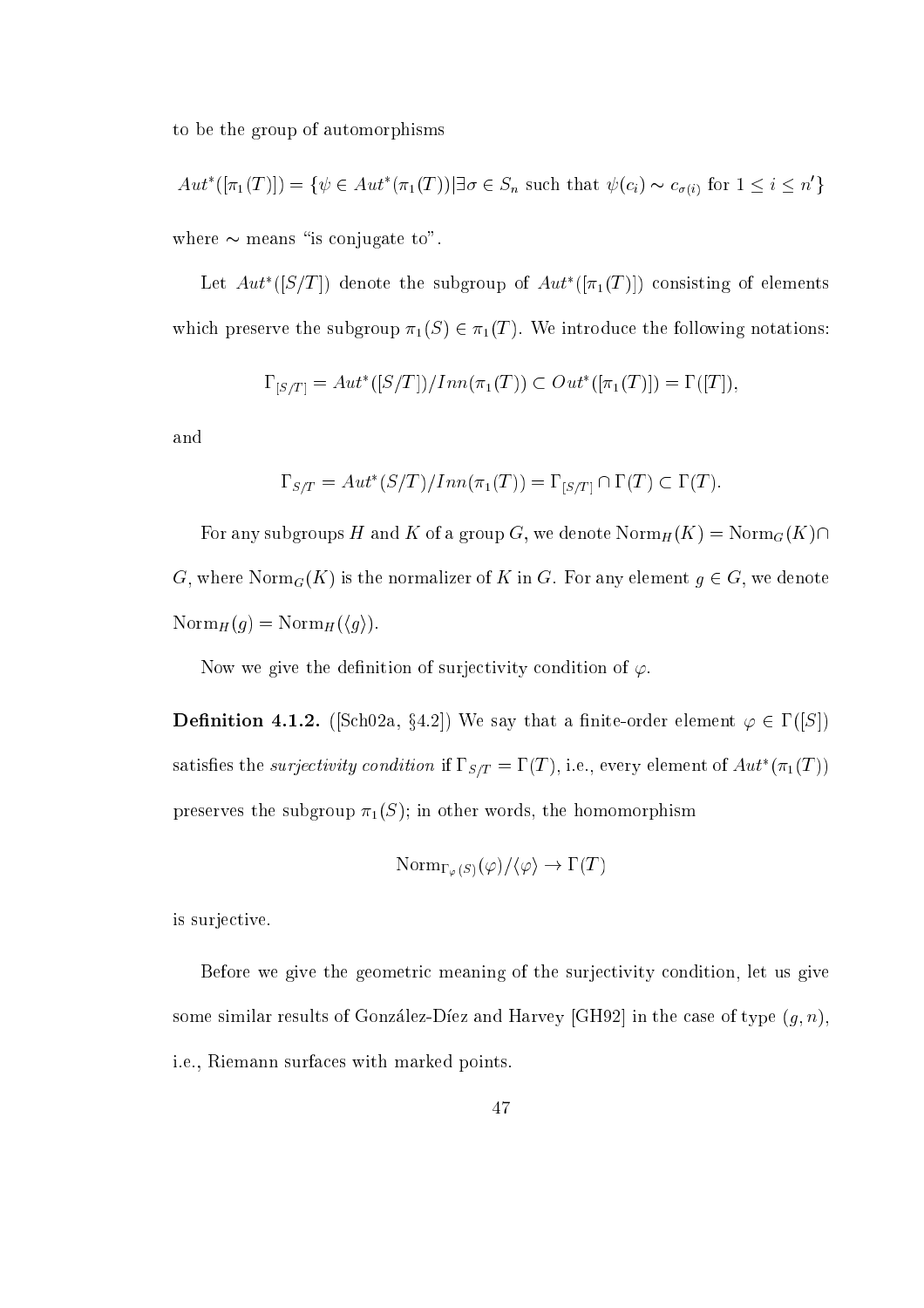to be the group of automorphisms

$$Aut^*([\pi_1(T)]) = \{\psi \in Aut^*(\pi_1(T)) | \exists \sigma \in S_n \text{ such that } \psi(c_i) \sim c_{\sigma(i)} \text{ for } 1 \leq i \leq n'\}$$

where $\sim$ means "is conjugate to".

Let $Aut^*([S/T])$ denote the subgroup of $Aut^*([\pi_1(T)])$ consisting of elements which preserve the subgroup $\pi_1(S) \in \pi_1(T)$. We introduce the following notations:

$$\Gamma_{[S/T]} = Aut^*([S/T])/Inn(\pi_1(T)) \subset Out^*([\pi_1(T)]) = \Gamma([T]),$$

and

$$\Gamma_{S/T} = Aut^*(S/T)/Inn(\pi_1(T)) = \Gamma_{[S/T]} \cap \Gamma(T) \subset \Gamma(T).$$

For any subgroups $H$ and $K$ of a group $G$, we denote $\text{Norm}_H(K) = \text{Norm}_G(K) \cap G$, where $\text{Norm}_G(K)$ is the normalizer of $K$ in $G$. For any element $g \in G$, we denote $\text{Norm}_H(g) = \text{Norm}_H(\langle g \rangle)$.

Now we give the definition of surjectivity condition of $\varphi$.

**Definition 4.1.2.** ([Sch02a, §4.2]) We say that a finite-order element $\varphi \in \Gamma([S])$ satisfies the *surjectivity condition* if $\Gamma_{S/T} = \Gamma(T)$, i.e., every element of $Aut^*(\pi_1(T))$ preserves the subgroup $\pi_1(S)$; in other words, the homomorphism

$$\text{Norm}_{\Gamma_\varphi(S)}(\varphi)/\langle \varphi \rangle \to \Gamma(T)$$

is surjective.

Before we give the geometric meaning of the surjectivity condition, let us give some similar results of González-Díez and Harvey [GH92] in the case of type $(g, n)$, i.e., Riemann surfaces with marked points.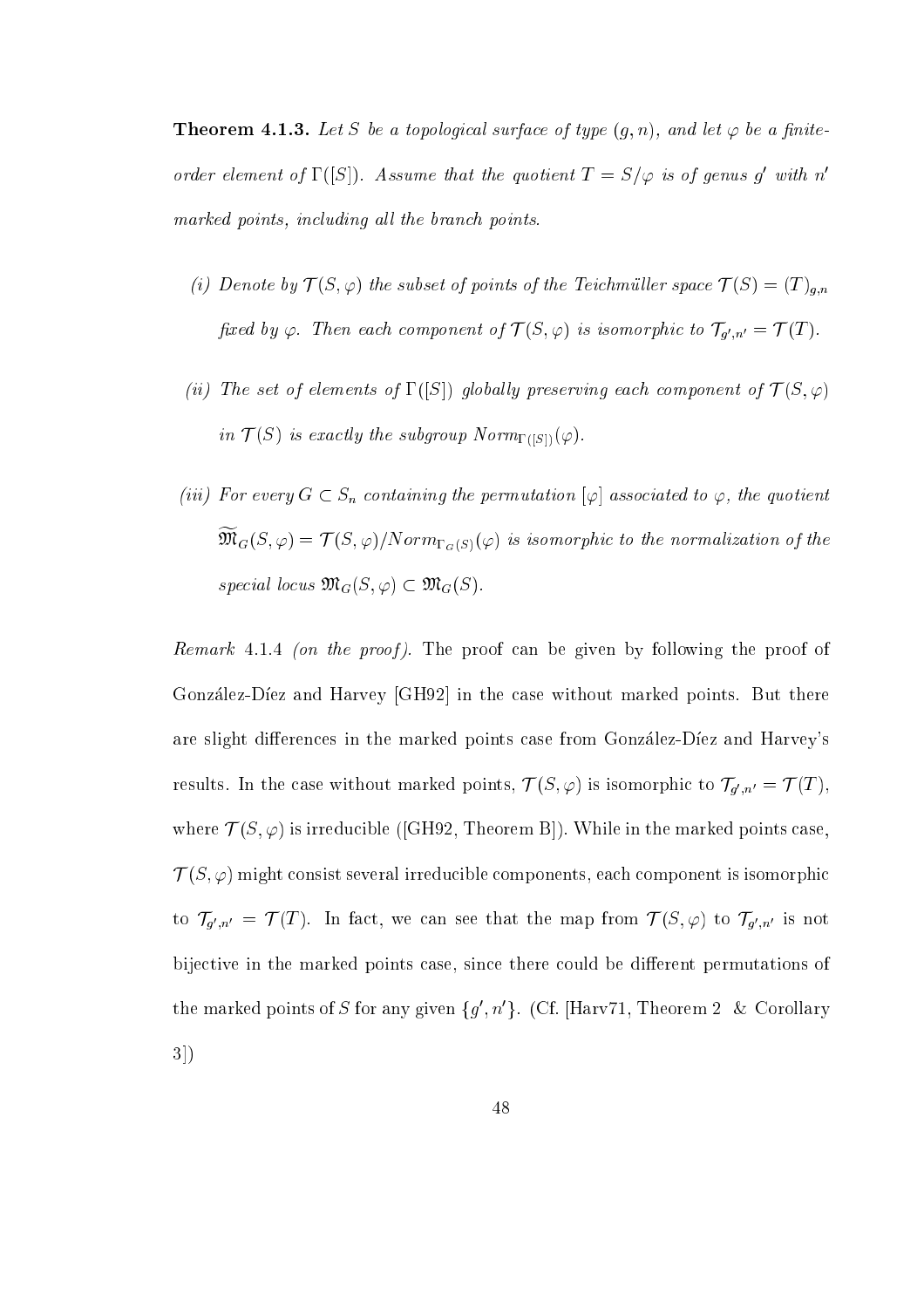**Theorem 4.1.3.** *Let $S$ be a topological surface of type $(g, n)$, and let $\varphi$ be a finite-order element of $\Gamma([S])$. Assume that the quotient $T = S/\varphi$ is of genus $g'$ with $n'$ marked points, including all the branch points.*

*(i) Denote by $\mathcal{T}(S, \varphi)$ the subset of points of the Teichmüller space $\mathcal{T}(S) = (T)_{g,n}$ fixed by $\varphi$. Then each component of $\mathcal{T}(S, \varphi)$ is isomorphic to $\mathcal{T}_{g',n'} = \mathcal{T}(T)$.*

*(ii) The set of elements of $\Gamma([S])$ globally preserving each component of $\mathcal{T}(S, \varphi)$ in $\mathcal{T}(S)$ is exactly the subgroup $Norm_{\Gamma([S])}(\varphi)$.*

*(iii) For every $G \subset S_n$ containing the permutation $[\varphi]$ associated to $\varphi$, the quotient $\widetilde{\mathfrak{M}}_G(S, \varphi) = \mathcal{T}(S, \varphi)/Norm_{\Gamma_G(S)}(\varphi)$ is isomorphic to the normalization of the special locus $\mathfrak{M}_G(S, \varphi) \subset \mathfrak{M}_G(S)$.*

*Remark* 4.1.4 *(on the proof).* The proof can be given by following the proof of González-Díez and Harvey [GH92] in the case without marked points. But there are slight differences in the marked points case from González-Díez and Harvey's results. In the case without marked points, $\mathcal{T}(S, \varphi)$ is isomorphic to $\mathcal{T}_{g',n'} = \mathcal{T}(T)$, where $\mathcal{T}(S, \varphi)$ is irreducible ([GH92, Theorem B]). While in the marked points case, $\mathcal{T}(S, \varphi)$ might consist several irreducible components, each component is isomorphic to $\mathcal{T}_{g',n'} = \mathcal{T}(T)$. In fact, we can see that the map from $\mathcal{T}(S, \varphi)$ to $\mathcal{T}_{g',n'}$ is not bijective in the marked points case, since there could be different permutations of the marked points of $S$ for any given $\{g', n'\}$. (Cf. [Harv71, Theorem 2 & Corollary 3])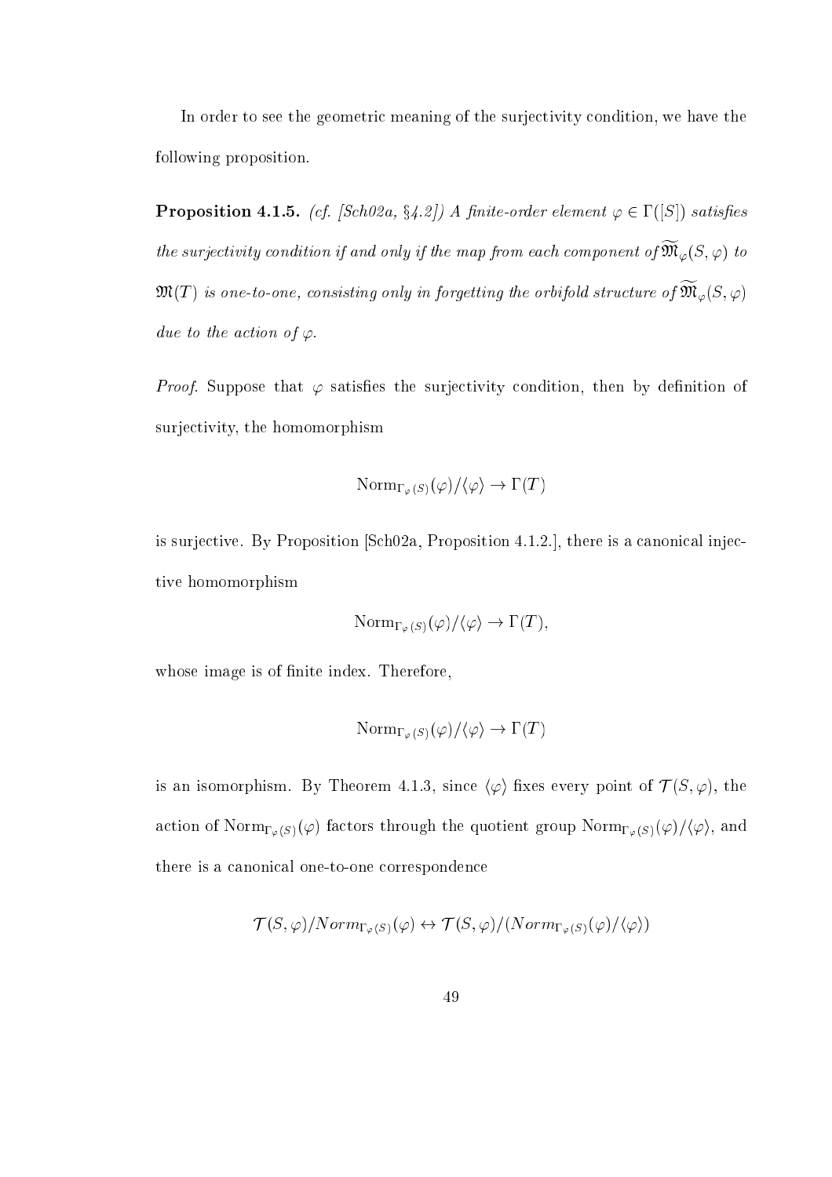In order to see the geometric meaning of the surjectivity condition, we have the following proposition.

**Proposition 4.1.5.** *(cf. [Sch02a, §4.2]) A finite-order element $\varphi \in \Gamma([S])$ satisfies the surjectivity condition if and only if the map from each component of $\widetilde{\mathfrak{M}}_\varphi(S,\varphi)$ to $\mathfrak{M}(T)$ is one-to-one, consisting only in forgetting the orbifold structure of $\widetilde{\mathfrak{M}}_\varphi(S,\varphi)$ due to the action of $\varphi$.*

*Proof.* Suppose that $\varphi$ satisfies the surjectivity condition, then by definition of surjectivity, the homomorphism

$$\mathrm{Norm}_{\Gamma_\varphi(S)}(\varphi)/\langle\varphi\rangle \to \Gamma(T)$$

is surjective. By Proposition [Sch02a, Proposition 4.1.2.], there is a canonical injective homomorphism

$$\mathrm{Norm}_{\Gamma_\varphi(S)}(\varphi)/\langle\varphi\rangle \to \Gamma(T),$$

whose image is of finite index. Therefore,

$$\mathrm{Norm}_{\Gamma_\varphi(S)}(\varphi)/\langle\varphi\rangle \to \Gamma(T)$$

is an isomorphism. By Theorem 4.1.3, since $\langle\varphi\rangle$ fixes every point of $\mathcal{T}(S,\varphi)$, the action of $\mathrm{Norm}_{\Gamma_\varphi(S)}(\varphi)$ factors through the quotient group $\mathrm{Norm}_{\Gamma_\varphi(S)}(\varphi)/\langle\varphi\rangle$, and there is a canonical one-to-one correspondence

$$\mathcal{T}(S,\varphi)/Norm_{\Gamma_\varphi(S)}(\varphi) \leftrightarrow \mathcal{T}(S,\varphi)/(Norm_{\Gamma_\varphi(S)}(\varphi)/\langle\varphi\rangle)$$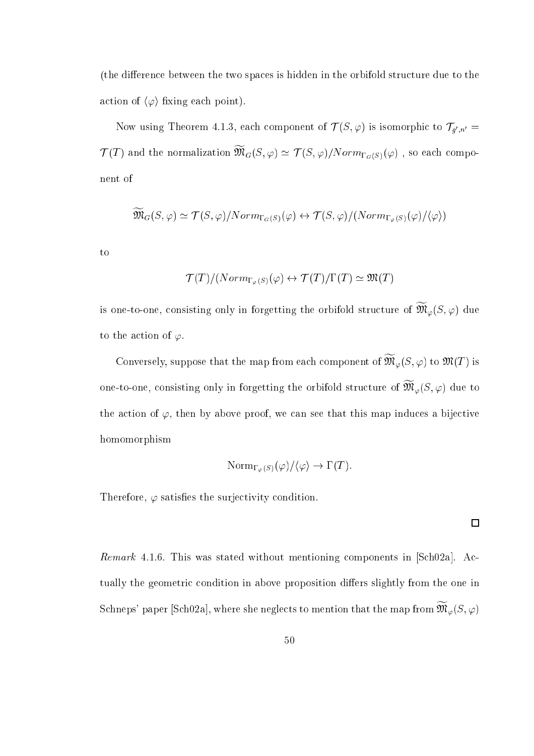(the difference between the two spaces is hidden in the orbifold structure due to the action of $\langle\varphi\rangle$ fixing each point).

Now using Theorem 4.1.3, each component of $\mathcal{T}(S,\varphi)$ is isomorphic to $\mathcal{T}_{g',n'} = \mathcal{T}(T)$ and the normalization $\widetilde{\mathfrak{M}}_G(S,\varphi) \simeq \mathcal{T}(S,\varphi)/Norm_{\Gamma_G(S)}(\varphi)$ , so each component of

$$\widetilde{\mathfrak{M}}_G(S,\varphi) \simeq \mathcal{T}(S,\varphi)/Norm_{\Gamma_G(S)}(\varphi) \leftrightarrow \mathcal{T}(S,\varphi)/(Norm_{\Gamma_\varphi(S)}(\varphi)/\langle\varphi\rangle)$$

to

$$\mathcal{T}(T)/(Norm_{\Gamma_\varphi(S)}(\varphi) \leftrightarrow \mathcal{T}(T)/\Gamma(T) \simeq \mathfrak{M}(T)$$

is one-to-one, consisting only in forgetting the orbifold structure of $\widetilde{\mathfrak{M}}_\varphi(S,\varphi)$ due to the action of $\varphi$.

Conversely, suppose that the map from each component of $\widetilde{\mathfrak{M}}_\varphi(S,\varphi)$ to $\mathfrak{M}(T)$ is one-to-one, consisting only in forgetting the orbifold structure of $\widetilde{\mathfrak{M}}_\varphi(S,\varphi)$ due to the action of $\varphi$, then by above proof, we can see that this map induces a bijective homomorphism

$$\mathrm{Norm}_{\Gamma_\varphi(S)}(\varphi)/\langle\varphi\rangle \to \Gamma(T).$$

Therefore, $\varphi$ satisfies the surjectivity condition.

$\square$

*Remark* 4.1.6. This was stated without mentioning components in [Sch02a]. Actually the geometric condition in above proposition differs slightly from the one in Schneps' paper [Sch02a], where she neglects to mention that the map from $\widetilde{\mathfrak{M}}_\varphi(S,\varphi)$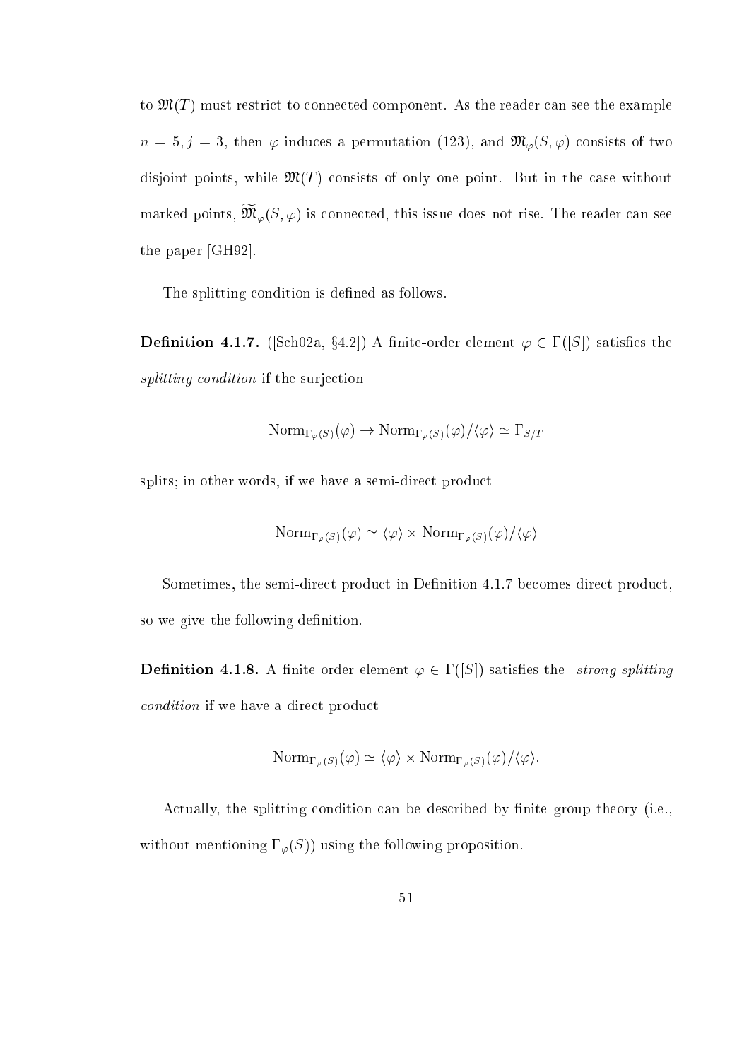to $\mathfrak{M}(T)$ must restrict to connected component. As the reader can see the example $n = 5, j = 3$, then $\varphi$ induces a permutation (123), and $\mathfrak{M}_\varphi(S, \varphi)$ consists of two disjoint points, while $\mathfrak{M}(T)$ consists of only one point. But in the case without marked points, $\widetilde{\mathfrak{M}}_\varphi(S, \varphi)$ is connected, this issue does not rise. The reader can see the paper [GH92].

The splitting condition is defined as follows.

**Definition 4.1.7.** ([Sch02a, §4.2]) A finite-order element $\varphi \in \Gamma([S])$ satisfies the *splitting condition* if the surjection

$$\mathrm{Norm}_{\Gamma_\varphi(S)}(\varphi) \to \mathrm{Norm}_{\Gamma_\varphi(S)}(\varphi)/\langle\varphi\rangle \simeq \Gamma_{S/T}$$

splits; in other words, if we have a semi-direct product

$$\mathrm{Norm}_{\Gamma_\varphi(S)}(\varphi) \simeq \langle\varphi\rangle \rtimes \mathrm{Norm}_{\Gamma_\varphi(S)}(\varphi)/\langle\varphi\rangle$$

Sometimes, the semi-direct product in Definition 4.1.7 becomes direct product, so we give the following definition.

**Definition 4.1.8.** A finite-order element $\varphi \in \Gamma([S])$ satisfies the *strong splitting condition* if we have a direct product

$$\mathrm{Norm}_{\Gamma_\varphi(S)}(\varphi) \simeq \langle\varphi\rangle \times \mathrm{Norm}_{\Gamma_\varphi(S)}(\varphi)/\langle\varphi\rangle.$$

Actually, the splitting condition can be described by finite group theory (i.e., without mentioning $\Gamma_\varphi(S)$) using the following proposition.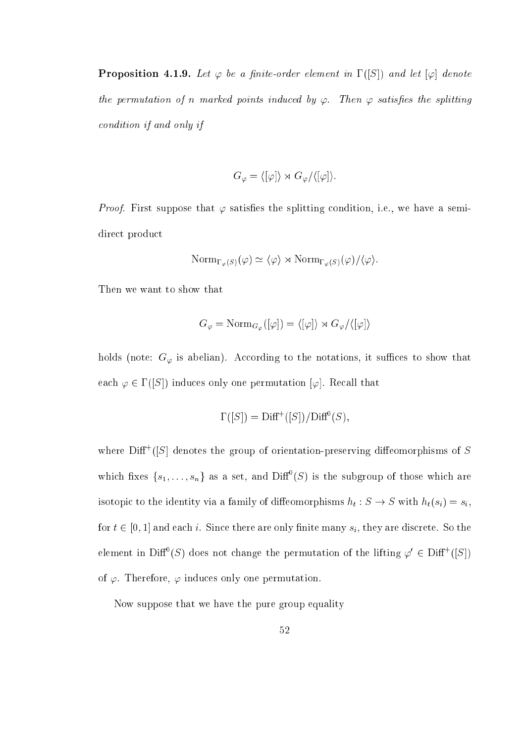**Proposition 4.1.9.** *Let $\varphi$ be a finite-order element in $\Gamma([S])$ and let $[\varphi]$ denote the permutation of $n$ marked points induced by $\varphi$. Then $\varphi$ satisfies the splitting condition if and only if*

$$G_\varphi = \langle [\varphi] \rangle \rtimes G_\varphi / \langle [\varphi] \rangle.$$

*Proof.* First suppose that $\varphi$ satisfies the splitting condition, i.e., we have a semi-direct product

$$\mathrm{Norm}_{\Gamma_\varphi(S)}(\varphi) \simeq \langle \varphi \rangle \rtimes \mathrm{Norm}_{\Gamma_\varphi(S)}(\varphi)/\langle \varphi \rangle.$$

Then we want to show that

$$G_\varphi = \mathrm{Norm}_{G_\varphi}([\varphi]) = \langle [\varphi] \rangle \rtimes G_\varphi / \langle [\varphi] \rangle$$

holds (note: $G_\varphi$ is abelian). According to the notations, it suffices to show that each $\varphi \in \Gamma([S])$ induces only one permutation $[\varphi]$. Recall that

$$\Gamma([S]) = \mathrm{Diff}^+([S])/\mathrm{Diff}^0(S),$$

where $\mathrm{Diff}^+([S]$ denotes the group of orientation-preserving diffeomorphisms of $S$ which fixes $\{s_1, \ldots, s_n\}$ as a set, and $\mathrm{Diff}^0(S)$ is the subgroup of those which are isotopic to the identity via a family of diffeomorphisms $h_t : S \to S$ with $h_t(s_i) = s_i$, for $t \in [0,1]$ and each $i$. Since there are only finite many $s_i$, they are discrete. So the element in $\mathrm{Diff}^0(S)$ does not change the permutation of the lifting $\varphi' \in \mathrm{Diff}^+([S])$ of $\varphi$. Therefore, $\varphi$ induces only one permutation.

Now suppose that we have the pure group equality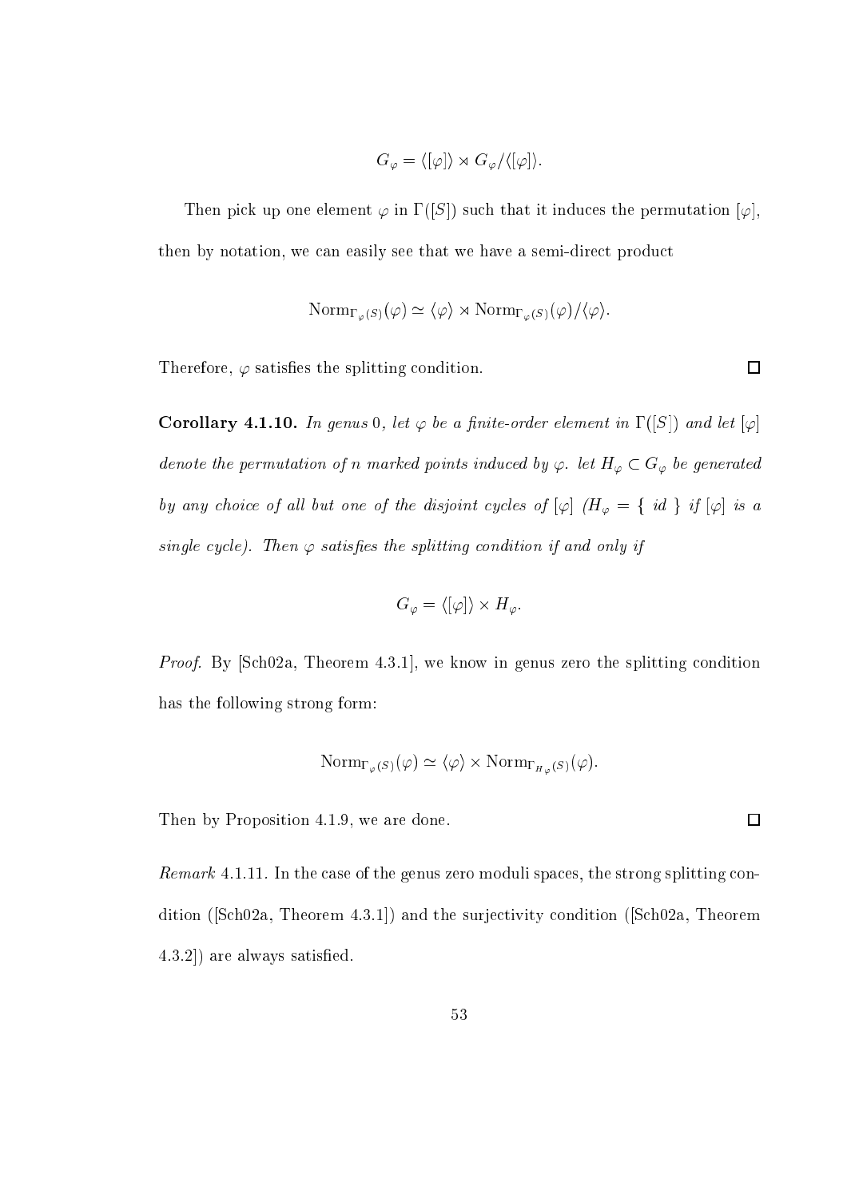$$G_\varphi = \langle[\varphi]\rangle \rtimes G_\varphi/\langle[\varphi]\rangle.$$

Then pick up one element $\varphi$ in $\Gamma([S])$ such that it induces the permutation $[\varphi]$, then by notation, we can easily see that we have a semi-direct product

$$\mathrm{Norm}_{\Gamma_\varphi(S)}(\varphi) \simeq \langle\varphi\rangle \rtimes \mathrm{Norm}_{\Gamma_\varphi(S)}(\varphi)/\langle\varphi\rangle.$$

Therefore, $\varphi$ satisfies the splitting condition. $\square$

**Corollary 4.1.10.** *In genus 0, let $\varphi$ be a finite-order element in $\Gamma([S])$ and let $[\varphi]$ denote the permutation of $n$ marked points induced by $\varphi$. let $H_\varphi \subset G_\varphi$ be generated by any choice of all but one of the disjoint cycles of $[\varphi]$ ($H_\varphi = \{ \ id \ \}$ if $[\varphi]$ is a single cycle). Then $\varphi$ satisfies the splitting condition if and only if*

$$G_\varphi = \langle[\varphi]\rangle \times H_\varphi.$$

*Proof.* By [Sch02a, Theorem 4.3.1], we know in genus zero the splitting condition has the following strong form:

$$\mathrm{Norm}_{\Gamma_\varphi(S)}(\varphi) \simeq \langle\varphi\rangle \times \mathrm{Norm}_{\Gamma_{H_\varphi}(S)}(\varphi).$$

Then by Proposition 4.1.9, we are done. $\square$

*Remark* 4.1.11. In the case of the genus zero moduli spaces, the strong splitting condition ([Sch02a, Theorem 4.3.1]) and the surjectivity condition ([Sch02a, Theorem 4.3.2]) are always satisfied.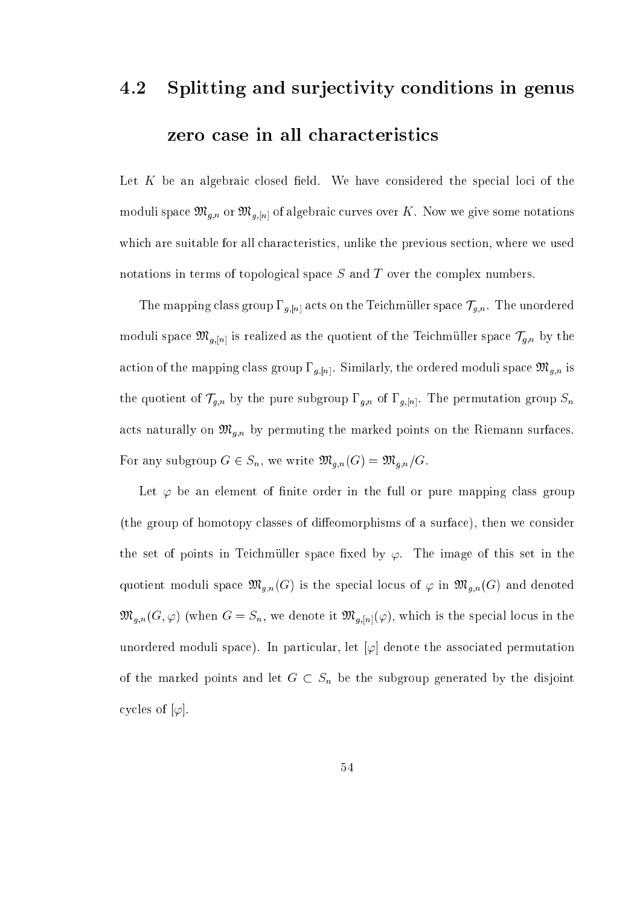## 4.2 Splitting and surjectivity conditions in genus zero case in all characteristics

Let $K$ be an algebraic closed field. We have considered the special loci of the moduli space $\mathfrak{M}_{g,n}$ or $\mathfrak{M}_{g,[n]}$ of algebraic curves over $K$. Now we give some notations which are suitable for all characteristics, unlike the previous section, where we used notations in terms of topological space $S$ and $T$ over the complex numbers.

The mapping class group $\Gamma_{g,[n]}$ acts on the Teichmüller space $\mathcal{T}_{g,n}$. The unordered moduli space $\mathfrak{M}_{g,[n]}$ is realized as the quotient of the Teichmüller space $\mathcal{T}_{g,n}$ by the action of the mapping class group $\Gamma_{g,[n]}$. Similarly, the ordered moduli space $\mathfrak{M}_{g,n}$ is the quotient of $\mathcal{T}_{g,n}$ by the pure subgroup $\Gamma_{g,n}$ of $\Gamma_{g,[n]}$. The permutation group $S_n$ acts naturally on $\mathfrak{M}_{g,n}$ by permuting the marked points on the Riemann surfaces. For any subgroup $G \in S_n$, we write $\mathfrak{M}_{g,n}(G) = \mathfrak{M}_{g,n}/G$.

Let $\varphi$ be an element of finite order in the full or pure mapping class group (the group of homotopy classes of diffeomorphisms of a surface), then we consider the set of points in Teichmüller space fixed by $\varphi$. The image of this set in the quotient moduli space $\mathfrak{M}_{g,n}(G)$ is the special locus of $\varphi$ in $\mathfrak{M}_{g,n}(G)$ and denoted $\mathfrak{M}_{g,n}(G, \varphi)$ (when $G = S_n$, we denote it $\mathfrak{M}_{g,[n]}(\varphi)$, which is the special locus in the unordered moduli space). In particular, let $[\varphi]$ denote the associated permutation of the marked points and let $G \subset S_n$ be the subgroup generated by the disjoint cycles of $[\varphi]$.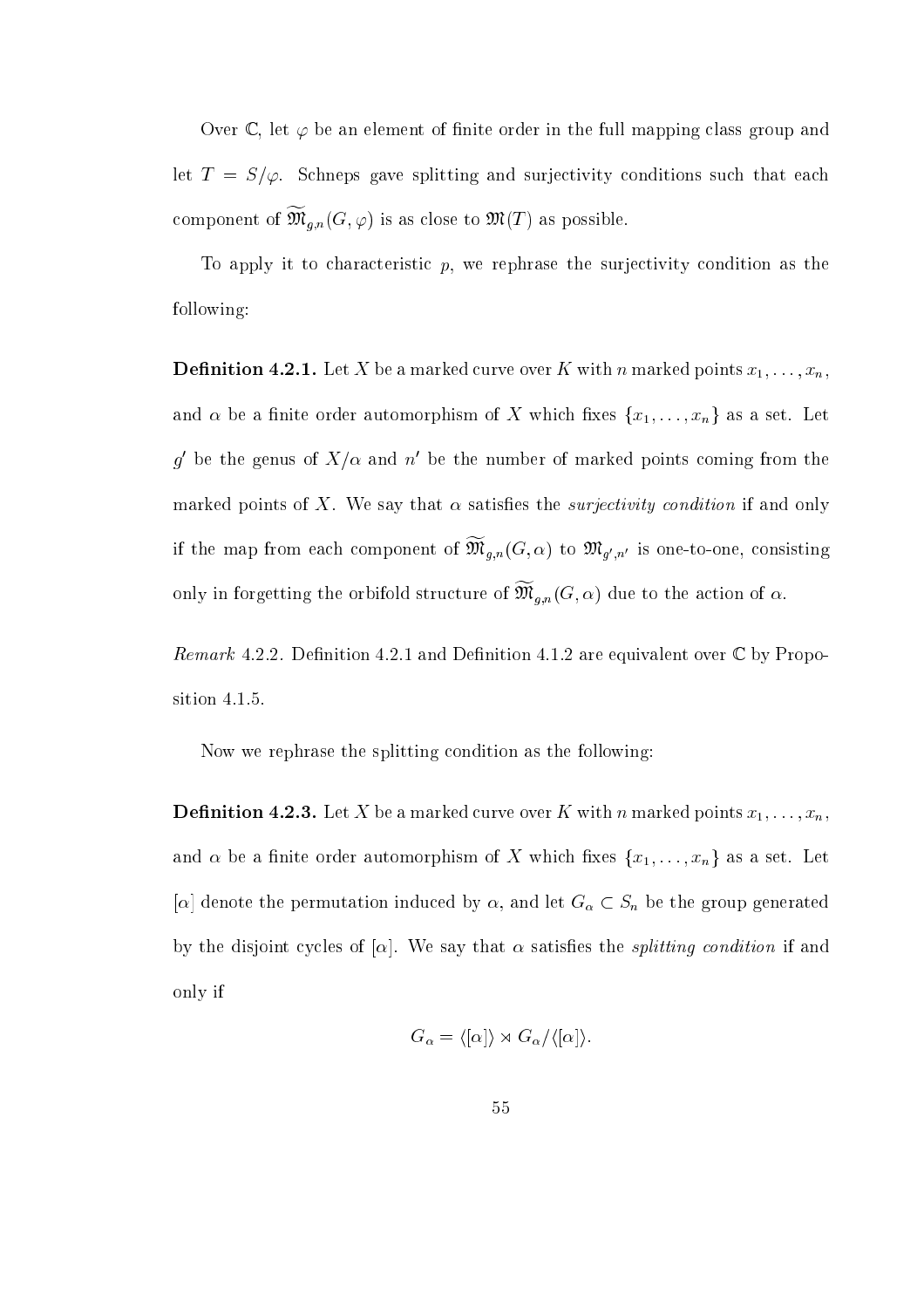Over $\mathbb{C}$, let $\varphi$ be an element of finite order in the full mapping class group and let $T = S/\varphi$. Schneps gave splitting and surjectivity conditions such that each component of $\widetilde{\mathfrak{M}}_{g,n}(G, \varphi)$ is as close to $\mathfrak{M}(T)$ as possible.

To apply it to characteristic $p$, we rephrase the surjectivity condition as the following:

**Definition 4.2.1.** Let $X$ be a marked curve over $K$ with $n$ marked points $x_1, \ldots, x_n$, and $\alpha$ be a finite order automorphism of $X$ which fixes $\{x_1, \ldots, x_n\}$ as a set. Let $g'$ be the genus of $X/\alpha$ and $n'$ be the number of marked points coming from the marked points of $X$. We say that $\alpha$ satisfies the *surjectivity condition* if and only if the map from each component of $\widetilde{\mathfrak{M}}_{g,n}(G, \alpha)$ to $\mathfrak{M}_{g',n'}$ is one-to-one, consisting only in forgetting the orbifold structure of $\widetilde{\mathfrak{M}}_{g,n}(G, \alpha)$ due to the action of $\alpha$.

*Remark* 4.2.2. Definition 4.2.1 and Definition 4.1.2 are equivalent over $\mathbb{C}$ by Proposition 4.1.5.

Now we rephrase the splitting condition as the following:

**Definition 4.2.3.** Let $X$ be a marked curve over $K$ with $n$ marked points $x_1, \ldots, x_n$, and $\alpha$ be a finite order automorphism of $X$ which fixes $\{x_1, \ldots, x_n\}$ as a set. Let $[\alpha]$ denote the permutation induced by $\alpha$, and let $G_\alpha \subset S_n$ be the group generated by the disjoint cycles of $[\alpha]$. We say that $\alpha$ satisfies the *splitting condition* if and only if

$$G_\alpha = \langle [\alpha] \rangle \rtimes G_\alpha / \langle [\alpha] \rangle.$$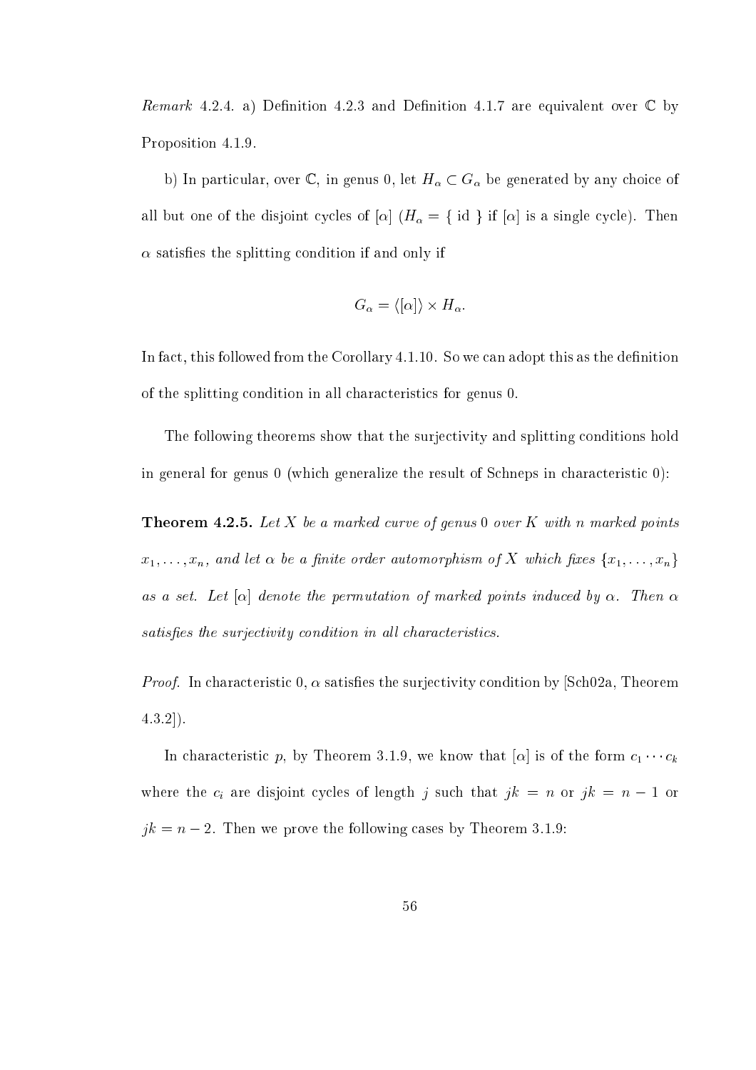*Remark* 4.2.4. a) Definition 4.2.3 and Definition 4.1.7 are equivalent over $\mathbb{C}$ by Proposition 4.1.9.

b) In particular, over $\mathbb{C}$, in genus 0, let $H_\alpha \subset G_\alpha$ be generated by any choice of all but one of the disjoint cycles of $[\alpha]$ ($H_\alpha = \{ \text{ id } \}$ if $[\alpha]$ is a single cycle). Then $\alpha$ satisfies the splitting condition if and only if

$$G_\alpha = \langle [\alpha] \rangle \times H_\alpha.$$

In fact, this followed from the Corollary 4.1.10. So we can adopt this as the definition of the splitting condition in all characteristics for genus 0.

The following theorems show that the surjectivity and splitting conditions hold in general for genus 0 (which generalize the result of Schneps in characteristic 0):

**Theorem 4.2.5.** *Let $X$ be a marked curve of genus 0 over $K$ with $n$ marked points $x_1, \dots, x_n$, and let $\alpha$ be a finite order automorphism of $X$ which fixes $\{x_1, \dots, x_n\}$ as a set. Let $[\alpha]$ denote the permutation of marked points induced by $\alpha$. Then $\alpha$ satisfies the surjectivity condition in all characteristics.*

*Proof.* In characteristic 0, $\alpha$ satisfies the surjectivity condition by [Sch02a, Theorem 4.3.2]).

In characteristic $p$, by Theorem 3.1.9, we know that $[\alpha]$ is of the form $c_1 \cdots c_k$ where the $c_i$ are disjoint cycles of length $j$ such that $jk = n$ or $jk = n - 1$ or $jk = n - 2$. Then we prove the following cases by Theorem 3.1.9: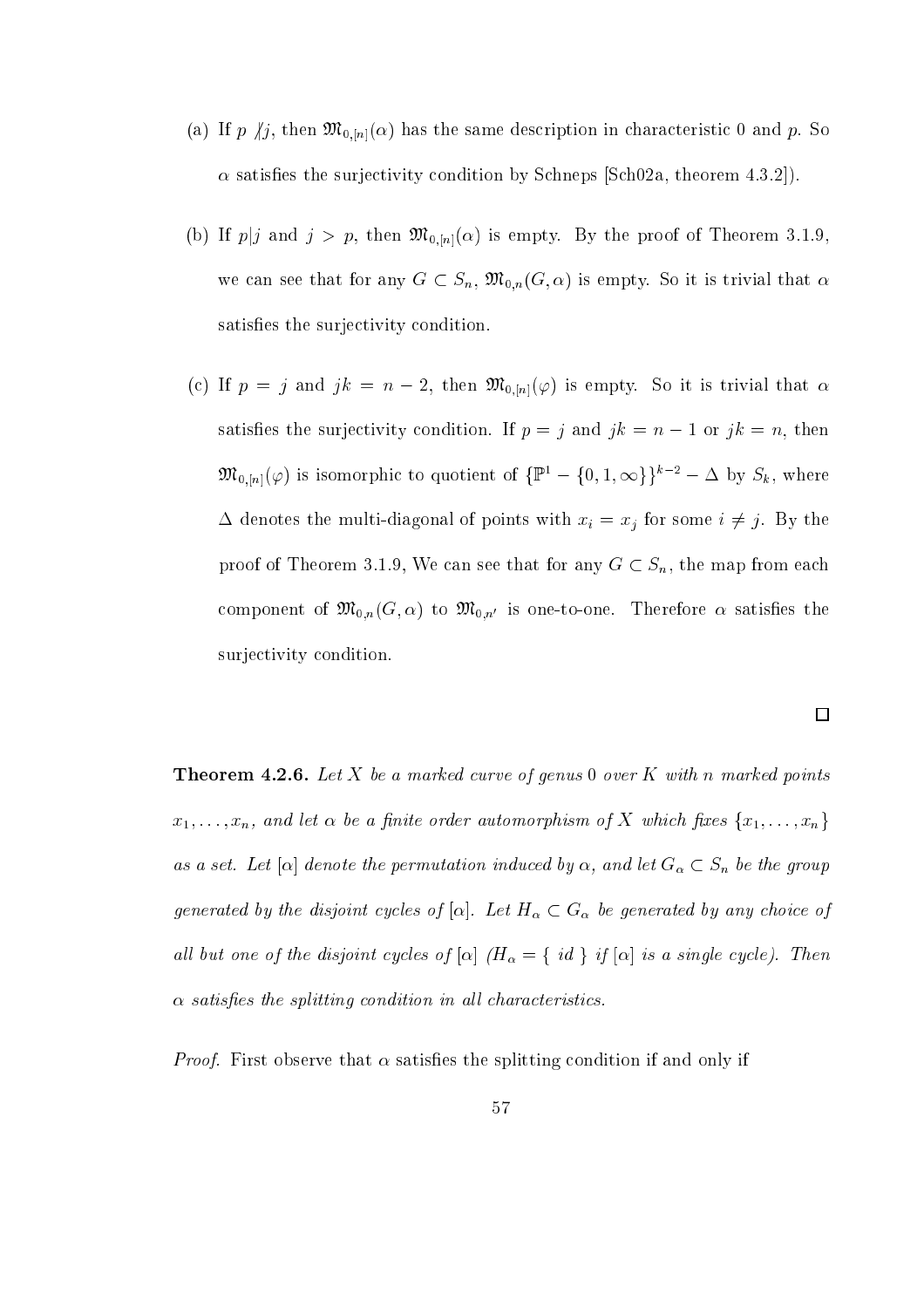(a) If $p \not| j$, then $\mathfrak{M}_{0,[n]}(\alpha)$ has the same description in characteristic 0 and $p$. So $\alpha$ satisfies the surjectivity condition by Schneps [Sch02a, theorem 4.3.2]).

(b) If $p|j$ and $j > p$, then $\mathfrak{M}_{0,[n]}(\alpha)$ is empty. By the proof of Theorem 3.1.9, we can see that for any $G \subset S_n$, $\mathfrak{M}_{0,n}(G, \alpha)$ is empty. So it is trivial that $\alpha$ satisfies the surjectivity condition.

(c) If $p = j$ and $jk = n - 2$, then $\mathfrak{M}_{0,[n]}(\varphi)$ is empty. So it is trivial that $\alpha$ satisfies the surjectivity condition. If $p = j$ and $jk = n - 1$ or $jk = n$, then $\mathfrak{M}_{0,[n]}(\varphi)$ is isomorphic to quotient of $\{\mathbb{P}^1 - \{0, 1, \infty\}\}^{k-2} - \Delta$ by $S_k$, where $\Delta$ denotes the multi-diagonal of points with $x_i = x_j$ for some $i \neq j$. By the proof of Theorem 3.1.9, We can see that for any $G \subset S_n$, the map from each component of $\mathfrak{M}_{0,n}(G, \alpha)$ to $\mathfrak{M}_{0,n'}$ is one-to-one. Therefore $\alpha$ satisfies the surjectivity condition.

$\square$

**Theorem 4.2.6.** *Let $X$ be a marked curve of genus 0 over $K$ with $n$ marked points $x_1, \ldots, x_n$, and let $\alpha$ be a finite order automorphism of $X$ which fixes $\{x_1, \ldots, x_n\}$ as a set. Let $[\alpha]$ denote the permutation induced by $\alpha$, and let $G_\alpha \subset S_n$ be the group generated by the disjoint cycles of $[\alpha]$. Let $H_\alpha \subset G_\alpha$ be generated by any choice of all but one of the disjoint cycles of $[\alpha]$ ($H_\alpha = \{$ id $\}$ if $[\alpha]$ is a single cycle). Then $\alpha$ satisfies the splitting condition in all characteristics.*

*Proof.* First observe that $\alpha$ satisfies the splitting condition if and only if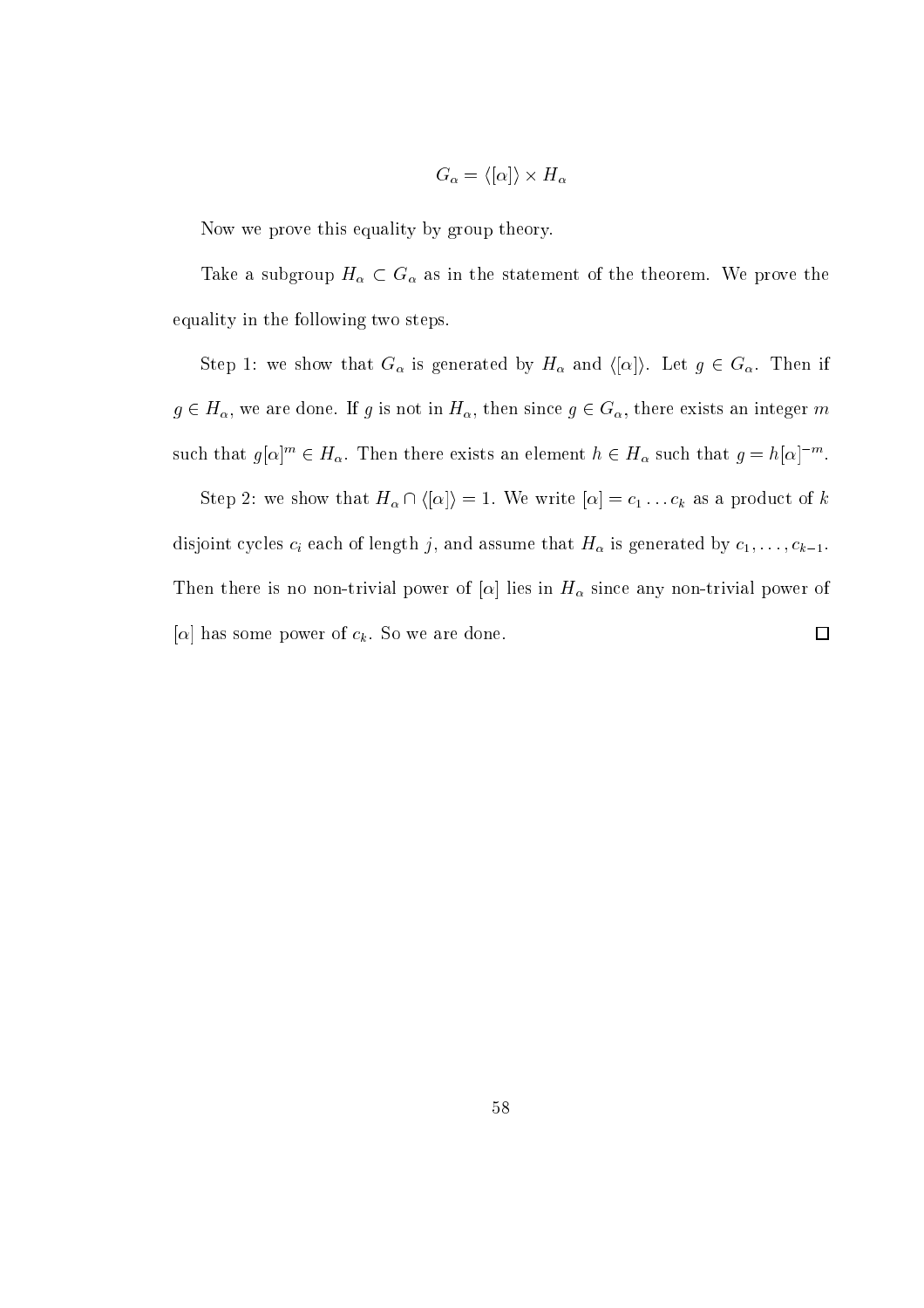$$G_\alpha = \langle[\alpha]\rangle \times H_\alpha$$

Now we prove this equality by group theory.

Take a subgroup $H_\alpha \subset G_\alpha$ as in the statement of the theorem. We prove the equality in the following two steps.

Step 1: we show that $G_\alpha$ is generated by $H_\alpha$ and $\langle[\alpha]\rangle$. Let $g \in G_\alpha$. Then if $g \in H_\alpha$, we are done. If $g$ is not in $H_\alpha$, then since $g \in G_\alpha$, there exists an integer $m$ such that $g[\alpha]^m \in H_\alpha$. Then there exists an element $h \in H_\alpha$ such that $g = h[\alpha]^{-m}$.

Step 2: we show that $H_\alpha \cap \langle[\alpha]\rangle = 1$. We write $[\alpha] = c_1 \ldots c_k$ as a product of $k$ disjoint cycles $c_i$ each of length $j$, and assume that $H_\alpha$ is generated by $c_1, \ldots, c_{k-1}$. Then there is no non-trivial power of $[\alpha]$ lies in $H_\alpha$ since any non-trivial power of $[\alpha]$ has some power of $c_k$. So we are done. □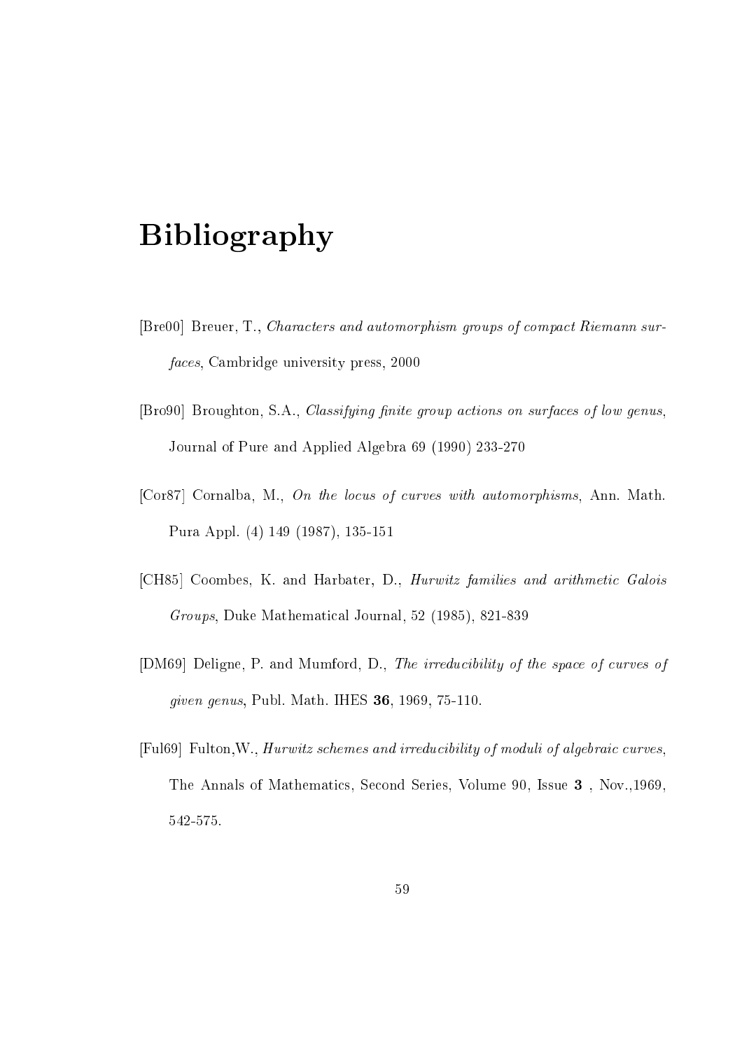# Bibliography

[Bre00] Breuer, T., *Characters and automorphism groups of compact Riemann surfaces*, Cambridge university press, 2000

[Bro90] Broughton, S.A., *Classifying finite group actions on surfaces of low genus*, Journal of Pure and Applied Algebra 69 (1990) 233-270

[Cor87] Cornalba, M., *On the locus of curves with automorphisms*, Ann. Math. Pura Appl. (4) 149 (1987), 135-151

[CH85] Coombes, K. and Harbater, D., *Hurwitz families and arithmetic Galois Groups*, Duke Mathematical Journal, 52 (1985), 821-839

[DM69] Deligne, P. and Mumford, D., *The irreducibility of the space of curves of given genus*, Publ. Math. IHES **36**, 1969, 75-110.

[Ful69] Fulton,W., *Hurwitz schemes and irreducibility of moduli of algebraic curves*, The Annals of Mathematics, Second Series, Volume 90, Issue **3** , Nov.,1969, 542-575.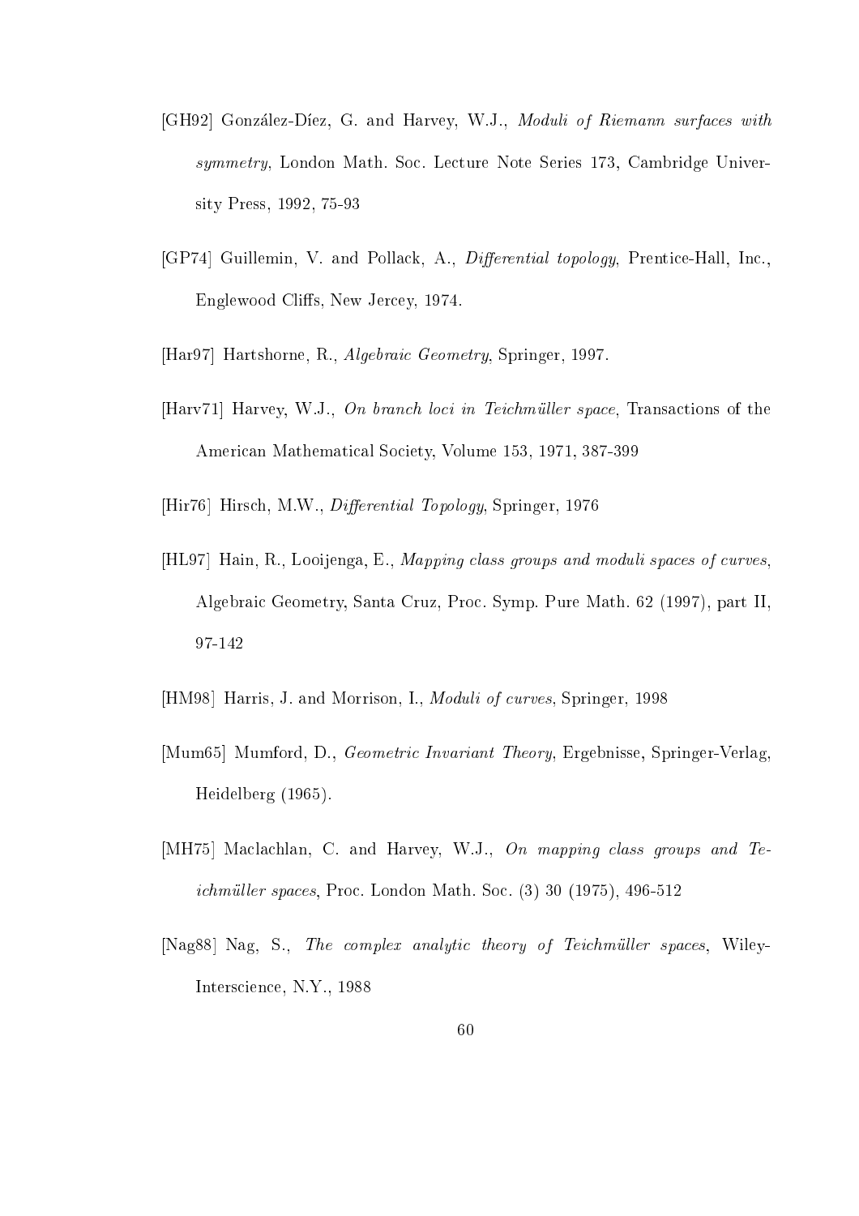[GH92] González-Díez, G. and Harvey, W.J., *Moduli of Riemann surfaces with symmetry*, London Math. Soc. Lecture Note Series 173, Cambridge University Press, 1992, 75-93

[GP74] Guillemin, V. and Pollack, A., *Differential topology*, Prentice-Hall, Inc., Englewood Cliffs, New Jercey, 1974.

[Har97] Hartshorne, R., *Algebraic Geometry*, Springer, 1997.

[Harv71] Harvey, W.J., *On branch loci in Teichmüller space*, Transactions of the American Mathematical Society, Volume 153, 1971, 387-399

[Hir76] Hirsch, M.W., *Differential Topology*, Springer, 1976

[HL97] Hain, R., Looijenga, E., *Mapping class groups and moduli spaces of curves*, Algebraic Geometry, Santa Cruz, Proc. Symp. Pure Math. 62 (1997), part II, 97-142

[HM98] Harris, J. and Morrison, I., *Moduli of curves*, Springer, 1998

[Mum65] Mumford, D., *Geometric Invariant Theory*, Ergebnisse, Springer-Verlag, Heidelberg (1965).

[MH75] Maclachlan, C. and Harvey, W.J., *On mapping class groups and Teichmüller spaces*, Proc. London Math. Soc. (3) 30 (1975), 496-512

[Nag88] Nag, S., *The complex analytic theory of Teichmüller spaces*, Wiley-Interscience, N.Y., 1988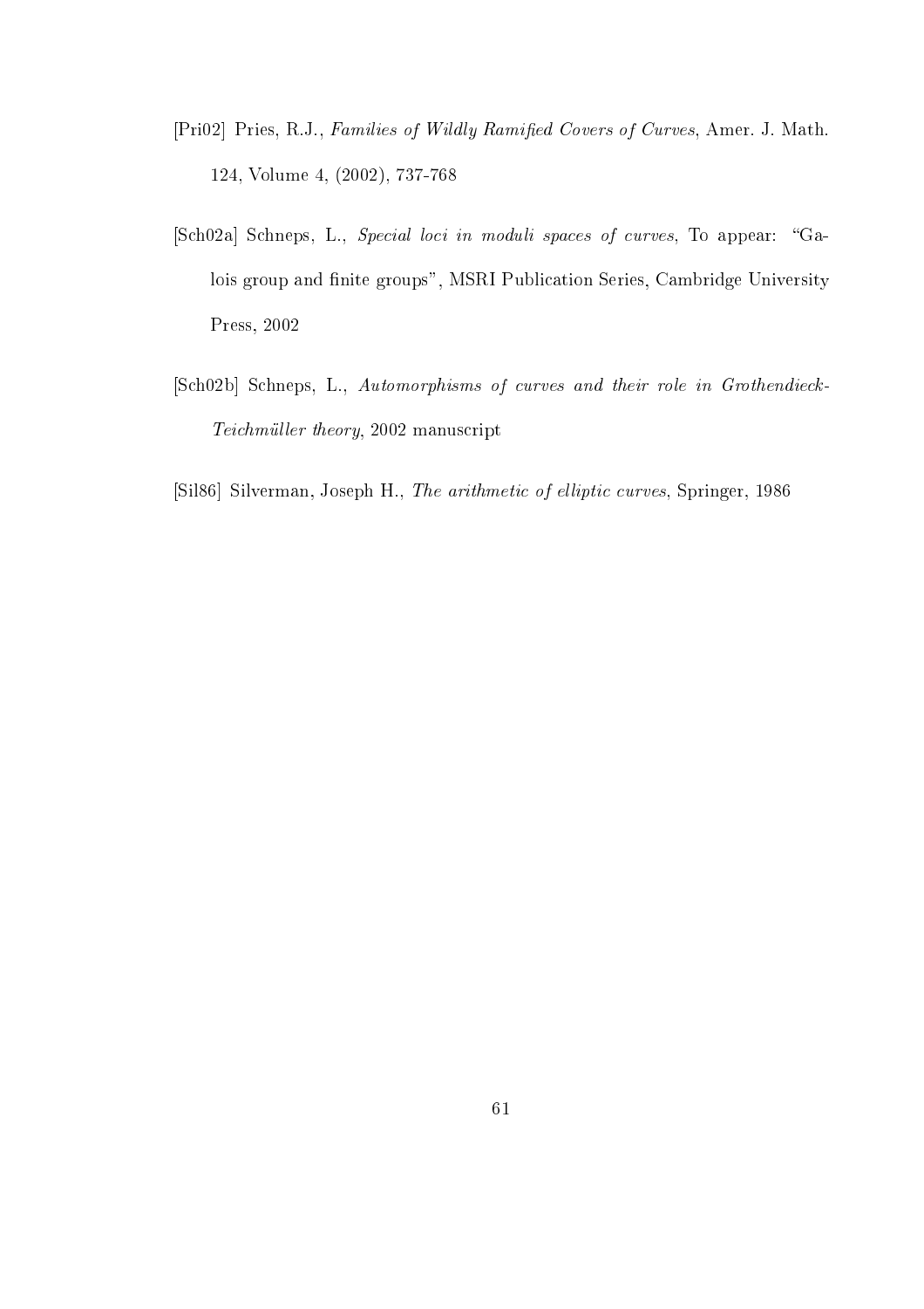[Pri02] Pries, R.J., *Families of Wildly Ramified Covers of Curves*, Amer. J. Math. 124, Volume 4, (2002), 737-768

[Sch02a] Schneps, L., *Special loci in moduli spaces of curves*, To appear: "Galois group and finite groups", MSRI Publication Series, Cambridge University Press, 2002

[Sch02b] Schneps, L., *Automorphisms of curves and their role in Grothendieck-Teichmüller theory*, 2002 manuscript

[Sil86] Silverman, Joseph H., *The arithmetic of elliptic curves*, Springer, 1986